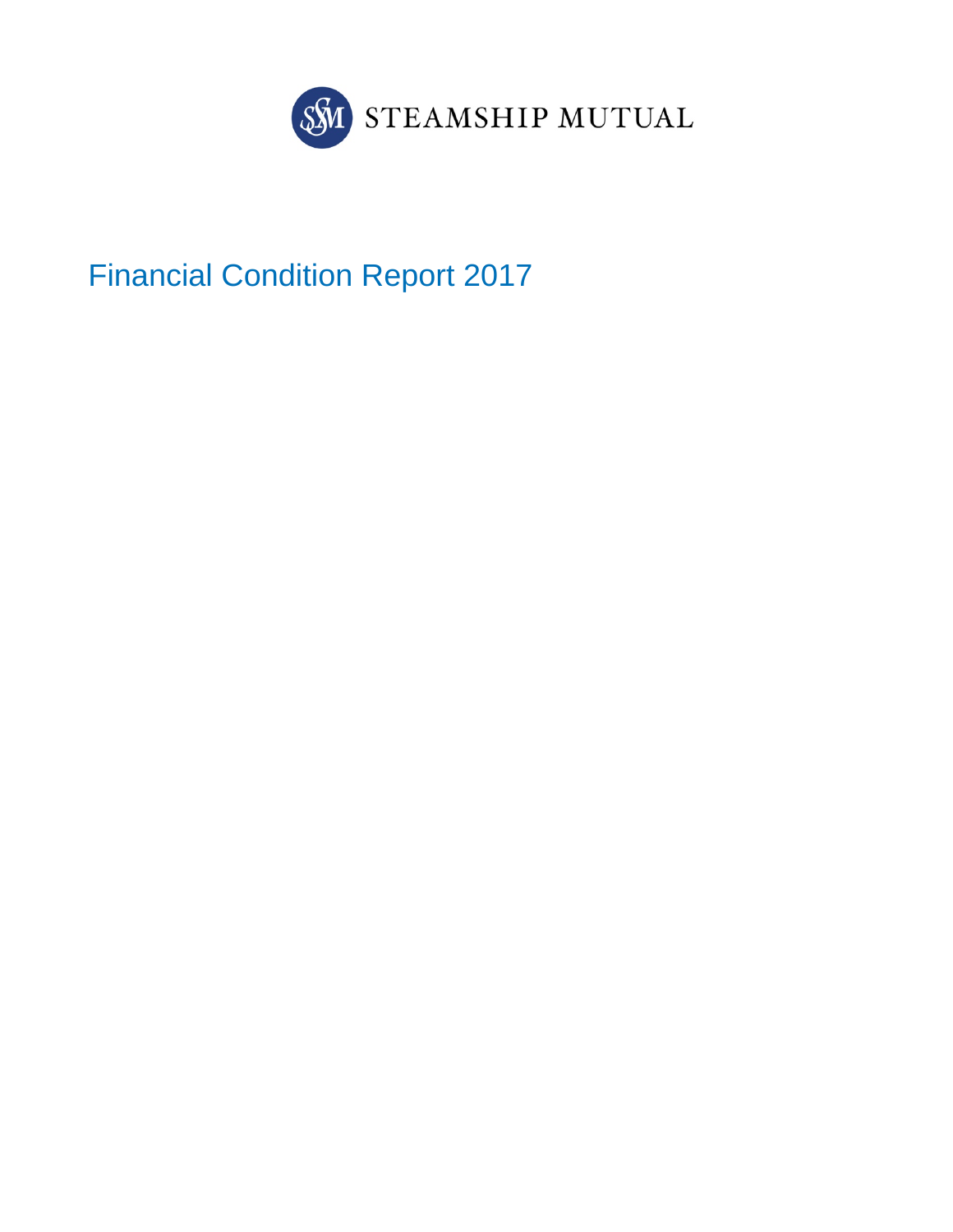STEAMSHIP MUTUAL

# Financial Condition Report 2017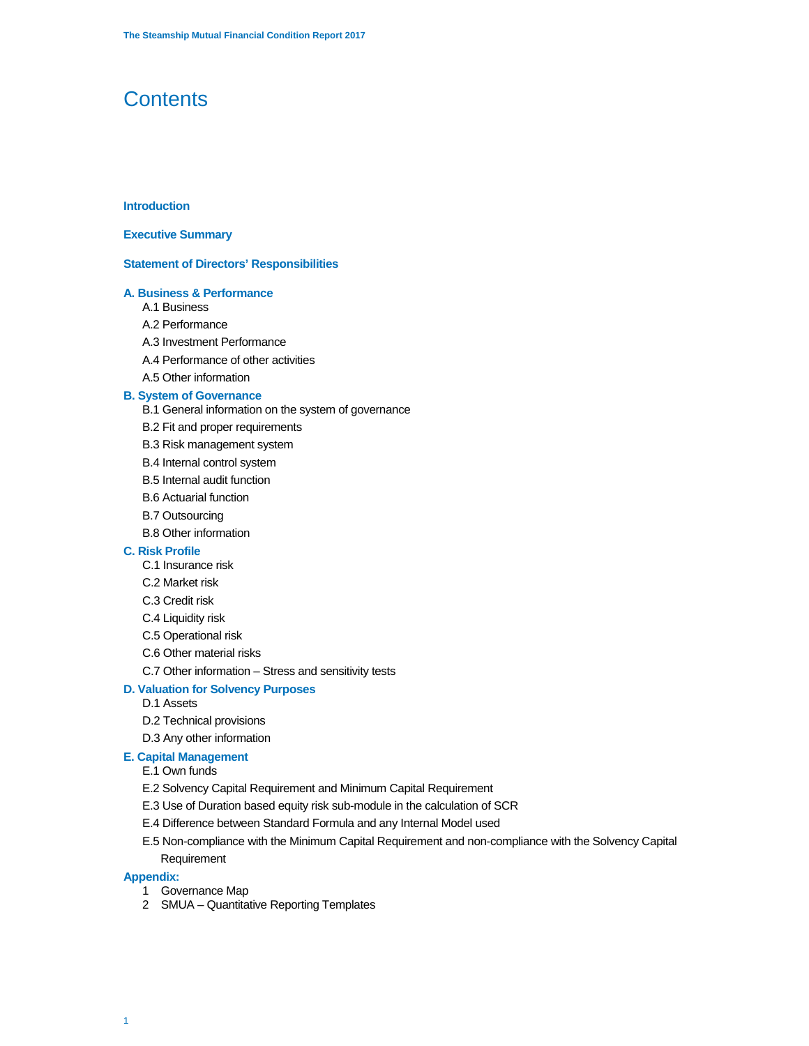# Contents

**Introduction**

**Executive Summary**

**Statement of Directors' Responsibilities**

**A. Business & Performance**

- A.1 Business
- A.2 Performance
- A.3 Investment Performance
- A.4 Performance of other activities
- A.5 Other information

**B. System of Governance**

- B.1 General information on the system of governance
- B.2 Fit and proper requirements
- B.3 Risk management system
- B.4 Internal control system
- B.5 Internal audit function
- B.6 Actuarial function
- B.7 Outsourcing
- B.8 Other information

**C. Risk Profile**

- C.1 Insurance risk
- C.2 Market risk
- C.3 Credit risk
- C.4 Liquidity risk
- C.5 Operational risk
- C.6 Other material risks
- C.7 Other information – Stress and sensitivity tests

**D. Valuation for Solvency Purposes**

- D.1 Assets
- D.2 Technical provisions
- D.3 Any other information

**E. Capital Management**

- E.1 Own funds
- E.2 Solvency Capital Requirement and Minimum Capital Requirement
- E.3 Use of Duration based equity risk sub-module in the calculation of SCR
- E.4 Difference between Standard Formula and any Internal Model used
- E.5 Non-compliance with the Minimum Capital Requirement and non-compliance with the Solvency Capital Requirement

**Appendix:**

1. Governance Map
2. SMUA – Quantitative Reporting Templates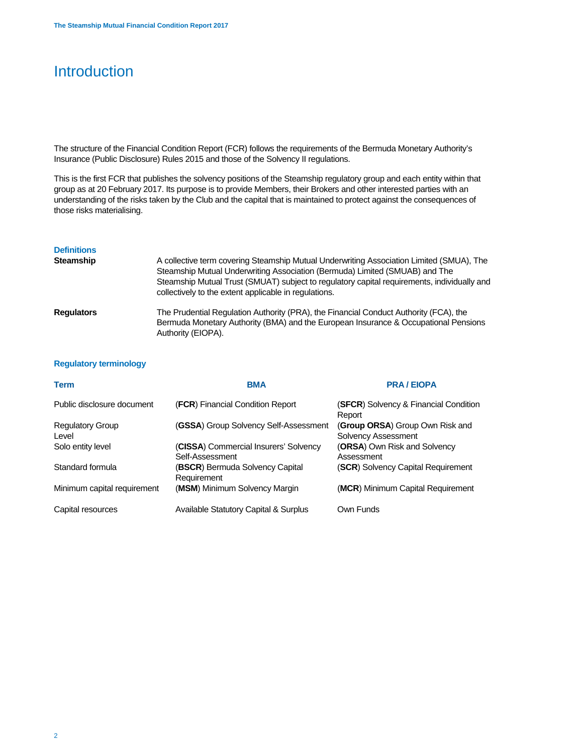# Introduction

The structure of the Financial Condition Report (FCR) follows the requirements of the Bermuda Monetary Authority's Insurance (Public Disclosure) Rules 2015 and those of the Solvency II regulations.

This is the first FCR that publishes the solvency positions of the Steamship regulatory group and each entity within that group as at 20 February 2017. Its purpose is to provide Members, their Brokers and other interested parties with an understanding of the risks taken by the Club and the capital that is maintained to protect against the consequences of those risks materialising.

### Definitions

**Steamship** A collective term covering Steamship Mutual Underwriting Association Limited (SMUA), The Steamship Mutual Underwriting Association (Bermuda) Limited (SMUAB) and The Steamship Mutual Trust (SMUAT) subject to regulatory capital requirements, individually and collectively to the extent applicable in regulations.

**Regulators** The Prudential Regulation Authority (PRA), the Financial Conduct Authority (FCA), the Bermuda Monetary Authority (BMA) and the European Insurance & Occupational Pensions Authority (EIOPA).

### Regulatory terminology

| Term | BMA | PRA / EIOPA |
|---|---|---|
| Public disclosure document | (**FCR**) Financial Condition Report | (**SFCR**) Solvency & Financial Condition Report |
| Regulatory Group Level | (**GSSA**) Group Solvency Self-Assessment | (**Group ORSA**) Group Own Risk and Solvency Assessment |
| Solo entity level | (**CISSA**) Commercial Insurers' Solvency Self-Assessment | (**ORSA**) Own Risk and Solvency Assessment |
| Standard formula | (**BSCR**) Bermuda Solvency Capital Requirement | (**SCR**) Solvency Capital Requirement |
| Minimum capital requirement | (**MSM**) Minimum Solvency Margin | (**MCR**) Minimum Capital Requirement |
| Capital resources | Available Statutory Capital & Surplus | Own Funds |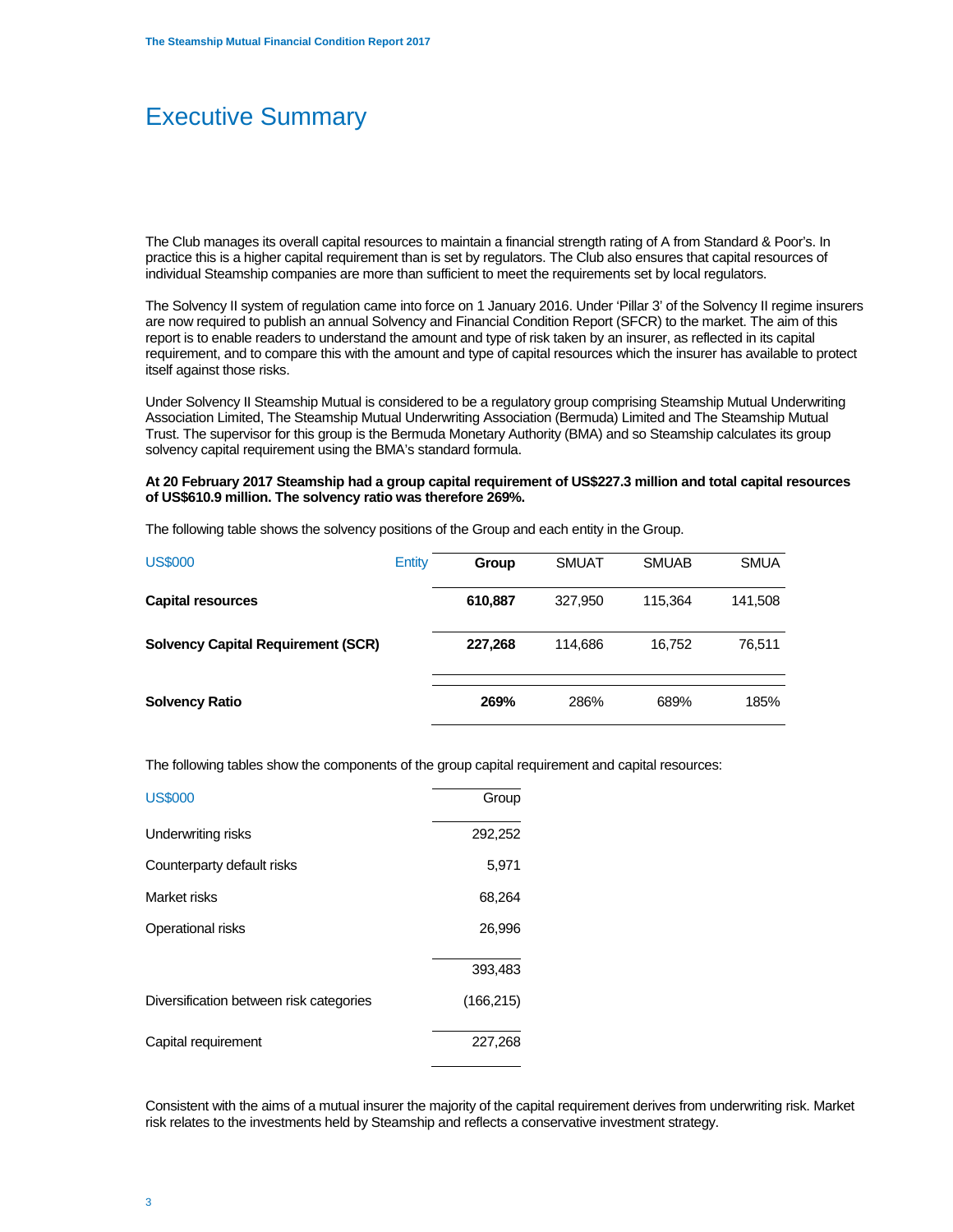# Executive Summary

The Club manages its overall capital resources to maintain a financial strength rating of A from Standard & Poor's. In practice this is a higher capital requirement than is set by regulators. The Club also ensures that capital resources of individual Steamship companies are more than sufficient to meet the requirements set by local regulators.

The Solvency II system of regulation came into force on 1 January 2016. Under 'Pillar 3' of the Solvency II regime insurers are now required to publish an annual Solvency and Financial Condition Report (SFCR) to the market. The aim of this report is to enable readers to understand the amount and type of risk taken by an insurer, as reflected in its capital requirement, and to compare this with the amount and type of capital resources which the insurer has available to protect itself against those risks.

Under Solvency II Steamship Mutual is considered to be a regulatory group comprising Steamship Mutual Underwriting Association Limited, The Steamship Mutual Underwriting Association (Bermuda) Limited and The Steamship Mutual Trust. The supervisor for this group is the Bermuda Monetary Authority (BMA) and so Steamship calculates its group solvency capital requirement using the BMA's standard formula.

**At 20 February 2017 Steamship had a group capital requirement of US$227.3 million and total capital resources of US$610.9 million. The solvency ratio was therefore 269%.**

The following table shows the solvency positions of the Group and each entity in the Group.

| US$000 Entity | **Group** | SMUAT | SMUAB | SMUA |
|---|---|---|---|---|
| **Capital resources** | **610,887** | 327,950 | 115,364 | 141,508 |
| **Solvency Capital Requirement (SCR)** | **227,268** | 114,686 | 16,752 | 76,511 |
| **Solvency Ratio** | **269%** | 286% | 689% | 185% |

The following tables show the components of the group capital requirement and capital resources:

| US$000 | Group |
|---|---|
| Underwriting risks | 292,252 |
| Counterparty default risks | 5,971 |
| Market risks | 68,264 |
| Operational risks | 26,996 |
| | 393,483 |
| Diversification between risk categories | (166,215) |
| Capital requirement | 227,268 |

Consistent with the aims of a mutual insurer the majority of the capital requirement derives from underwriting risk. Market risk relates to the investments held by Steamship and reflects a conservative investment strategy.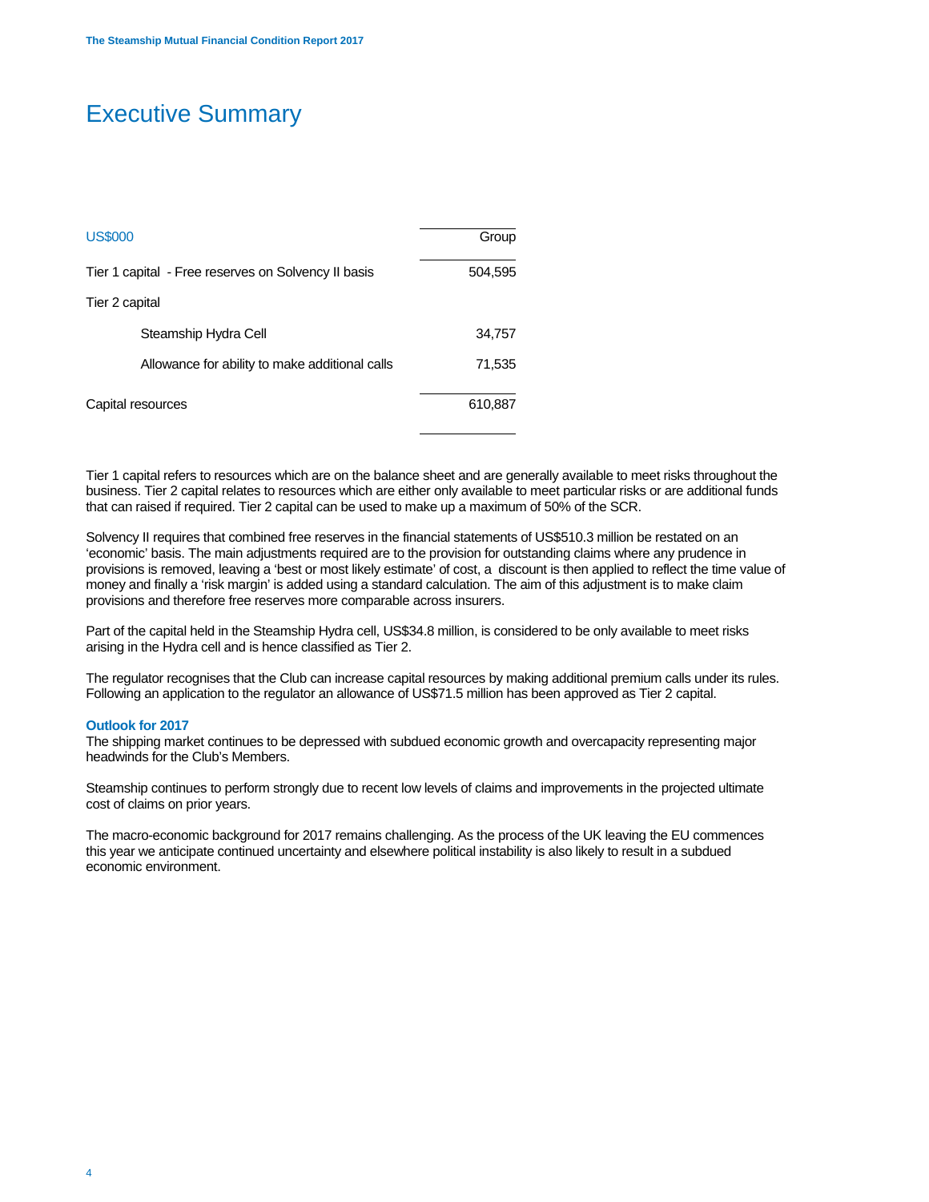# Executive Summary

| US$000 | Group |
|---|---|
| Tier 1 capital - Free reserves on Solvency II basis | 504,595 |
| Tier 2 capital | |
| Steamship Hydra Cell | 34,757 |
| Allowance for ability to make additional calls | 71,535 |
| Capital resources | 610,887 |

Tier 1 capital refers to resources which are on the balance sheet and are generally available to meet risks throughout the business. Tier 2 capital relates to resources which are either only available to meet particular risks or are additional funds that can raised if required. Tier 2 capital can be used to make up a maximum of 50% of the SCR.

Solvency II requires that combined free reserves in the financial statements of US$510.3 million be restated on an 'economic' basis. The main adjustments required are to the provision for outstanding claims where any prudence in provisions is removed, leaving a 'best or most likely estimate' of cost, a discount is then applied to reflect the time value of money and finally a 'risk margin' is added using a standard calculation. The aim of this adjustment is to make claim provisions and therefore free reserves more comparable across insurers.

Part of the capital held in the Steamship Hydra cell, US$34.8 million, is considered to be only available to meet risks arising in the Hydra cell and is hence classified as Tier 2.

The regulator recognises that the Club can increase capital resources by making additional premium calls under its rules. Following an application to the regulator an allowance of US$71.5 million has been approved as Tier 2 capital.

### Outlook for 2017

The shipping market continues to be depressed with subdued economic growth and overcapacity representing major headwinds for the Club's Members.

Steamship continues to perform strongly due to recent low levels of claims and improvements in the projected ultimate cost of claims on prior years.

The macro-economic background for 2017 remains challenging. As the process of the UK leaving the EU commences this year we anticipate continued uncertainty and elsewhere political instability is also likely to result in a subdued economic environment.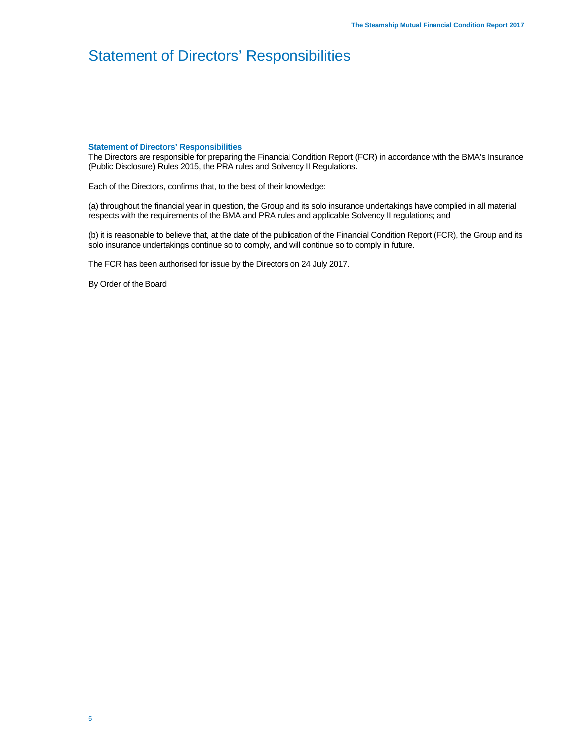# Statement of Directors' Responsibilities

### Statement of Directors' Responsibilities

The Directors are responsible for preparing the Financial Condition Report (FCR) in accordance with the BMA's Insurance (Public Disclosure) Rules 2015, the PRA rules and Solvency II Regulations.

Each of the Directors, confirms that, to the best of their knowledge:

(a) throughout the financial year in question, the Group and its solo insurance undertakings have complied in all material respects with the requirements of the BMA and PRA rules and applicable Solvency II regulations; and

(b) it is reasonable to believe that, at the date of the publication of the Financial Condition Report (FCR), the Group and its solo insurance undertakings continue so to comply, and will continue so to comply in future.

The FCR has been authorised for issue by the Directors on 24 July 2017.

By Order of the Board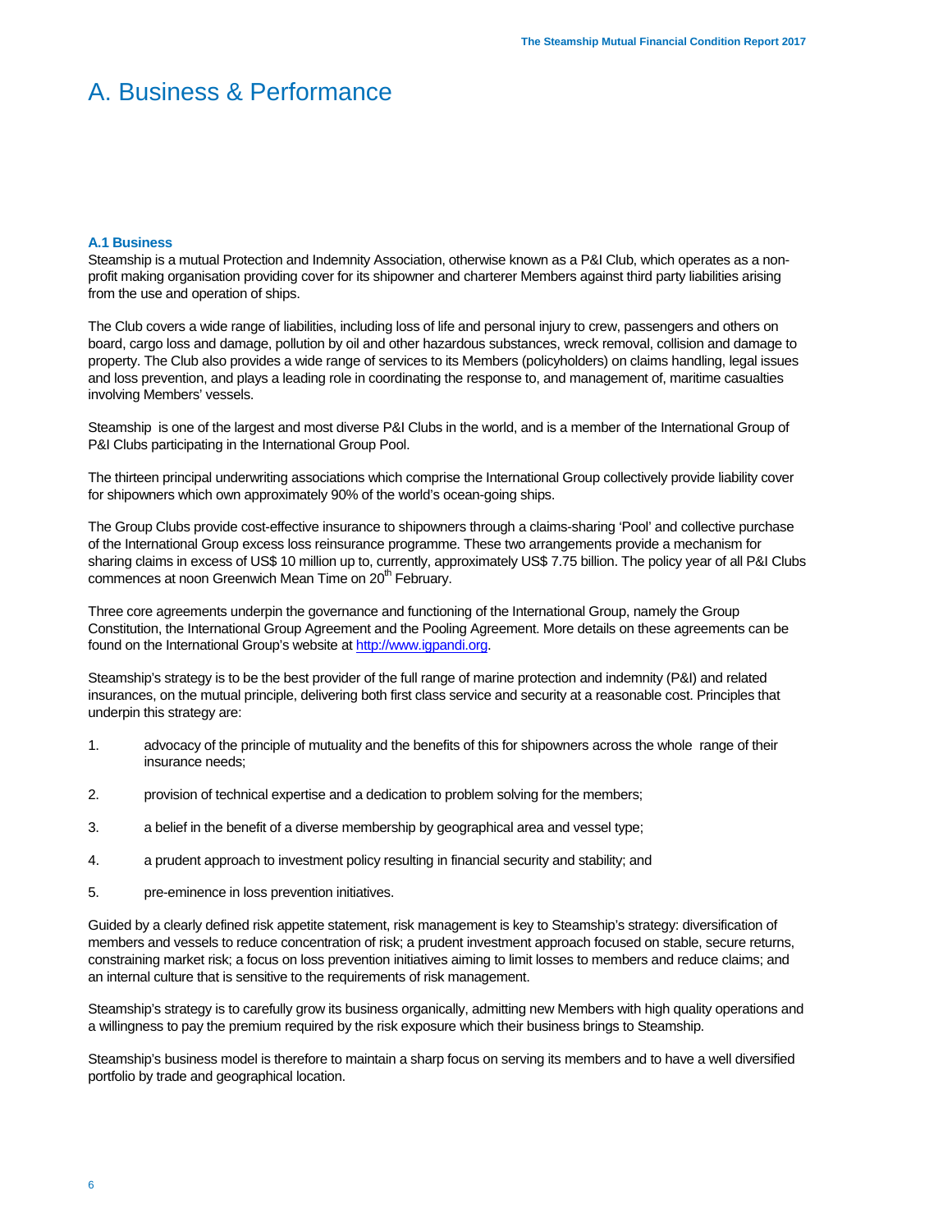# A. Business & Performance

### A.1 Business

Steamship is a mutual Protection and Indemnity Association, otherwise known as a P&I Club, which operates as a non-profit making organisation providing cover for its shipowner and charterer Members against third party liabilities arising from the use and operation of ships.

The Club covers a wide range of liabilities, including loss of life and personal injury to crew, passengers and others on board, cargo loss and damage, pollution by oil and other hazardous substances, wreck removal, collision and damage to property. The Club also provides a wide range of services to its Members (policyholders) on claims handling, legal issues and loss prevention, and plays a leading role in coordinating the response to, and management of, maritime casualties involving Members' vessels.

Steamship is one of the largest and most diverse P&I Clubs in the world, and is a member of the International Group of P&I Clubs participating in the International Group Pool.

The thirteen principal underwriting associations which comprise the International Group collectively provide liability cover for shipowners which own approximately 90% of the world's ocean-going ships.

The Group Clubs provide cost-effective insurance to shipowners through a claims-sharing 'Pool' and collective purchase of the International Group excess loss reinsurance programme. These two arrangements provide a mechanism for sharing claims in excess of US$ 10 million up to, currently, approximately US$ 7.75 billion. The policy year of all P&I Clubs commences at noon Greenwich Mean Time on 20th February.

Three core agreements underpin the governance and functioning of the International Group, namely the Group Constitution, the International Group Agreement and the Pooling Agreement. More details on these agreements can be found on the International Group's website at http://www.igpandi.org.

Steamship's strategy is to be the best provider of the full range of marine protection and indemnity (P&I) and related insurances, on the mutual principle, delivering both first class service and security at a reasonable cost. Principles that underpin this strategy are:

1. advocacy of the principle of mutuality and the benefits of this for shipowners across the whole range of their insurance needs;
2. provision of technical expertise and a dedication to problem solving for the members;
3. a belief in the benefit of a diverse membership by geographical area and vessel type;
4. a prudent approach to investment policy resulting in financial security and stability; and
5. pre-eminence in loss prevention initiatives.

Guided by a clearly defined risk appetite statement, risk management is key to Steamship's strategy: diversification of members and vessels to reduce concentration of risk; a prudent investment approach focused on stable, secure returns, constraining market risk; a focus on loss prevention initiatives aiming to limit losses to members and reduce claims; and an internal culture that is sensitive to the requirements of risk management.

Steamship's strategy is to carefully grow its business organically, admitting new Members with high quality operations and a willingness to pay the premium required by the risk exposure which their business brings to Steamship.

Steamship's business model is therefore to maintain a sharp focus on serving its members and to have a well diversified portfolio by trade and geographical location.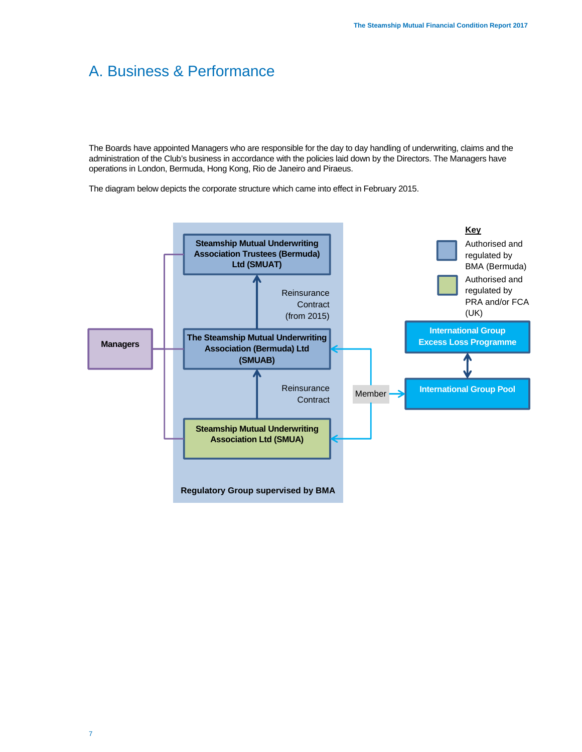# A. Business & Performance

The Boards have appointed Managers who are responsible for the day to day handling of underwriting, claims and the administration of the Club's business in accordance with the policies laid down by the Directors. The Managers have operations in London, Bermuda, Hong Kong, Rio de Janeiro and Piraeus.

The diagram below depicts the corporate structure which came into effect in February 2015.

Steamship Mutual Underwriting Association Trustees (Bermuda) Ltd (SMUAT)

Reinsurance Contract (from 2015)

Managers

The Steamship Mutual Underwriting Association (Bermuda) Ltd (SMUAB)

Reinsurance Contract

Member

Steamship Mutual Underwriting Association Ltd (SMUA)

Regulatory Group supervised by BMA

**Key**

Authorised and regulated by BMA (Bermuda)

Authorised and regulated by PRA and/or FCA (UK)

International Group Excess Loss Programme

International Group Pool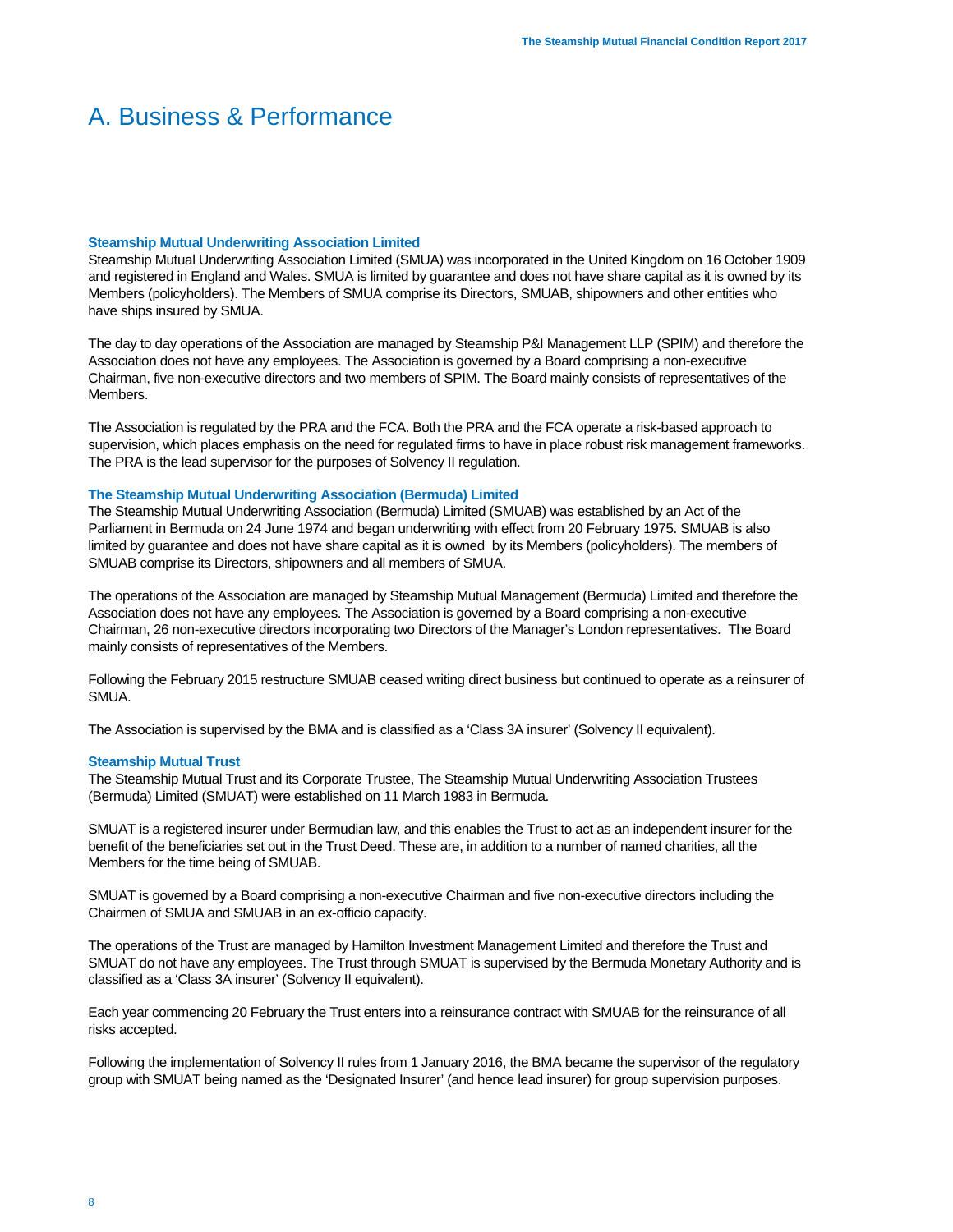# A. Business & Performance

### Steamship Mutual Underwriting Association Limited

Steamship Mutual Underwriting Association Limited (SMUA) was incorporated in the United Kingdom on 16 October 1909 and registered in England and Wales. SMUA is limited by guarantee and does not have share capital as it is owned by its Members (policyholders). The Members of SMUA comprise its Directors, SMUAB, shipowners and other entities who have ships insured by SMUA.

The day to day operations of the Association are managed by Steamship P&I Management LLP (SPIM) and therefore the Association does not have any employees. The Association is governed by a Board comprising a non-executive Chairman, five non-executive directors and two members of SPIM. The Board mainly consists of representatives of the Members.

The Association is regulated by the PRA and the FCA. Both the PRA and the FCA operate a risk-based approach to supervision, which places emphasis on the need for regulated firms to have in place robust risk management frameworks. The PRA is the lead supervisor for the purposes of Solvency II regulation.

### The Steamship Mutual Underwriting Association (Bermuda) Limited

The Steamship Mutual Underwriting Association (Bermuda) Limited (SMUAB) was established by an Act of the Parliament in Bermuda on 24 June 1974 and began underwriting with effect from 20 February 1975. SMUAB is also limited by guarantee and does not have share capital as it is owned by its Members (policyholders). The members of SMUAB comprise its Directors, shipowners and all members of SMUA.

The operations of the Association are managed by Steamship Mutual Management (Bermuda) Limited and therefore the Association does not have any employees. The Association is governed by a Board comprising a non-executive Chairman, 26 non-executive directors incorporating two Directors of the Manager's London representatives. The Board mainly consists of representatives of the Members.

Following the February 2015 restructure SMUAB ceased writing direct business but continued to operate as a reinsurer of SMUA.

The Association is supervised by the BMA and is classified as a 'Class 3A insurer' (Solvency II equivalent).

### Steamship Mutual Trust

The Steamship Mutual Trust and its Corporate Trustee, The Steamship Mutual Underwriting Association Trustees (Bermuda) Limited (SMUAT) were established on 11 March 1983 in Bermuda.

SMUAT is a registered insurer under Bermudian law, and this enables the Trust to act as an independent insurer for the benefit of the beneficiaries set out in the Trust Deed. These are, in addition to a number of named charities, all the Members for the time being of SMUAB.

SMUAT is governed by a Board comprising a non-executive Chairman and five non-executive directors including the Chairmen of SMUA and SMUAB in an ex-officio capacity.

The operations of the Trust are managed by Hamilton Investment Management Limited and therefore the Trust and SMUAT do not have any employees. The Trust through SMUAT is supervised by the Bermuda Monetary Authority and is classified as a 'Class 3A insurer' (Solvency II equivalent).

Each year commencing 20 February the Trust enters into a reinsurance contract with SMUAB for the reinsurance of all risks accepted.

Following the implementation of Solvency II rules from 1 January 2016, the BMA became the supervisor of the regulatory group with SMUAT being named as the 'Designated Insurer' (and hence lead insurer) for group supervision purposes.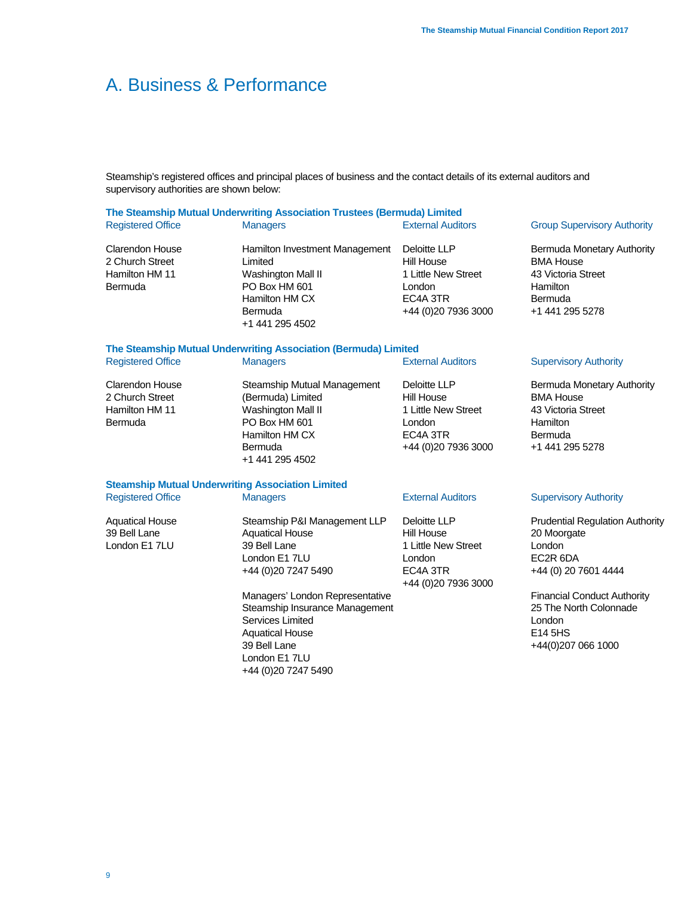# A. Business & Performance

Steamship's registered offices and principal places of business and the contact details of its external auditors and supervisory authorities are shown below:

### The Steamship Mutual Underwriting Association Trustees (Bermuda) Limited

| Registered Office | Managers | External Auditors | Group Supervisory Authority |
|---|---|---|---|
| Clarendon House<br>2 Church Street<br>Hamilton HM 11<br>Bermuda | Hamilton Investment Management Limited<br>Washington Mall II<br>PO Box HM 601<br>Hamilton HM CX<br>Bermuda<br>+1 441 295 4502 | Deloitte LLP<br>Hill House<br>1 Little New Street<br>London<br>EC4A 3TR<br>+44 (0)20 7936 3000 | Bermuda Monetary Authority<br>BMA House<br>43 Victoria Street<br>Hamilton<br>Bermuda<br>+1 441 295 5278 |

### The Steamship Mutual Underwriting Association (Bermuda) Limited

| Registered Office | Managers | External Auditors | Supervisory Authority |
|---|---|---|---|
| Clarendon House<br>2 Church Street<br>Hamilton HM 11<br>Bermuda | Steamship Mutual Management (Bermuda) Limited<br>Washington Mall II<br>PO Box HM 601<br>Hamilton HM CX<br>Bermuda<br>+1 441 295 4502 | Deloitte LLP<br>Hill House<br>1 Little New Street<br>London<br>EC4A 3TR<br>+44 (0)20 7936 3000 | Bermuda Monetary Authority<br>BMA House<br>43 Victoria Street<br>Hamilton<br>Bermuda<br>+1 441 295 5278 |

### Steamship Mutual Underwriting Association Limited

| Registered Office | Managers | External Auditors | Supervisory Authority |
|---|---|---|---|
| Aquatical House<br>39 Bell Lane<br>London E1 7LU | Steamship P&I Management LLP<br>Aquatical House<br>39 Bell Lane<br>London E1 7LU<br>+44 (0)20 7247 5490<br><br>Managers' London Representative<br>Steamship Insurance Management Services Limited<br>Aquatical House<br>39 Bell Lane<br>London E1 7LU<br>+44 (0)20 7247 5490 | Deloitte LLP<br>Hill House<br>1 Little New Street<br>London<br>EC4A 3TR<br>+44 (0)20 7936 3000 | Prudential Regulation Authority<br>20 Moorgate<br>London<br>EC2R 6DA<br>+44 (0) 20 7601 4444<br><br>Financial Conduct Authority<br>25 The North Colonnade<br>London<br>E14 5HS<br>+44(0)207 066 1000 |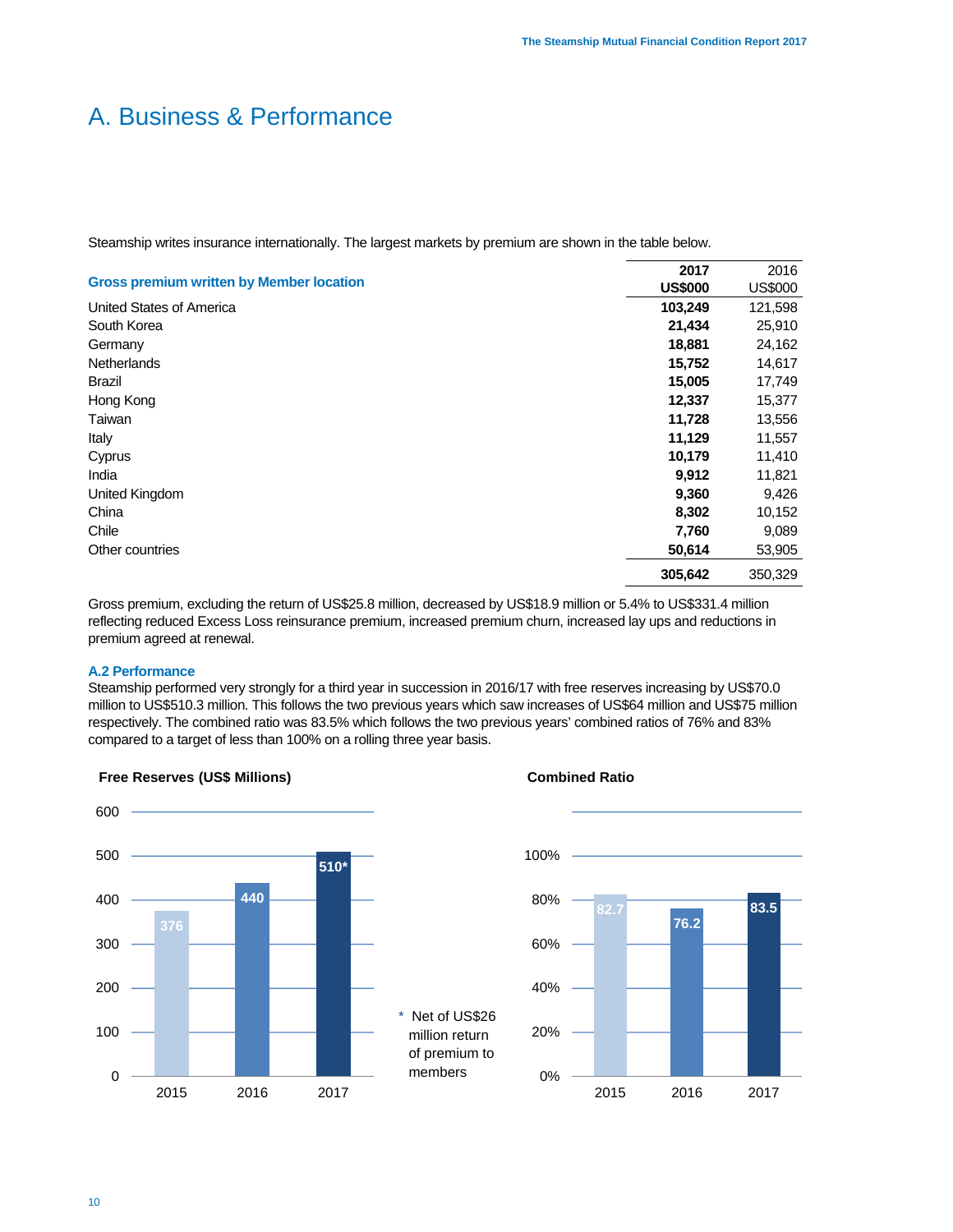# A. Business & Performance

Steamship writes insurance internationally. The largest markets by premium are shown in the table below.

| Gross premium written by Member location | 2017 US$000 | 2016 US$000 |
|---|---|---|
| United States of America | **103,249** | 121,598 |
| South Korea | **21,434** | 25,910 |
| Germany | **18,881** | 24,162 |
| Netherlands | **15,752** | 14,617 |
| Brazil | **15,005** | 17,749 |
| Hong Kong | **12,337** | 15,377 |
| Taiwan | **11,728** | 13,556 |
| Italy | **11,129** | 11,557 |
| Cyprus | **10,179** | 11,410 |
| India | **9,912** | 11,821 |
| United Kingdom | **9,360** | 9,426 |
| China | **8,302** | 10,152 |
| Chile | **7,760** | 9,089 |
| Other countries | **50,614** | 53,905 |
| | **305,642** | 350,329 |

Gross premium, excluding the return of US$25.8 million, decreased by US$18.9 million or 5.4% to US$331.4 million reflecting reduced Excess Loss reinsurance premium, increased premium churn, increased lay ups and reductions in premium agreed at renewal.

### A.2 Performance

Steamship performed very strongly for a third year in succession in 2016/17 with free reserves increasing by US$70.0 million to US$510.3 million. This follows the two previous years which saw increases of US$64 million and US$75 million respectively. The combined ratio was 83.5% which follows the two previous years' combined ratios of 76% and 83% compared to a target of less than 100% on a rolling three year basis.

**Free Reserves (US$ Millions)**

| Year | Free Reserves |
|---|---|
| 2015 | 376 |
| 2016 | 440 |
| 2017 | 510* |

\* Net of US$26 million return of premium to members

**Combined Ratio**

| Year | Combined Ratio |
|---|---|
| 2015 | 82.7 |
| 2016 | 76.2 |
| 2017 | 83.5 |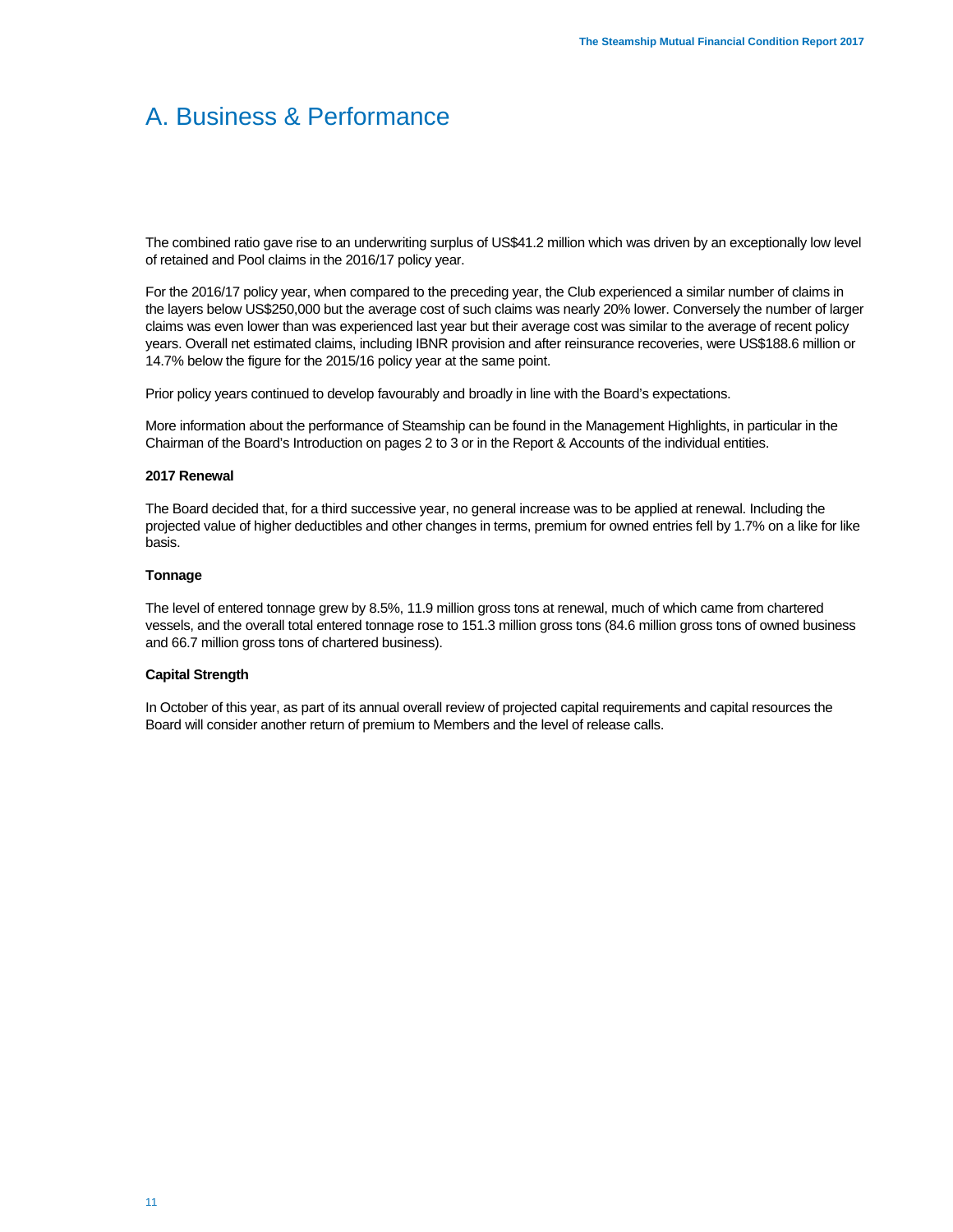# A. Business & Performance

The combined ratio gave rise to an underwriting surplus of US$41.2 million which was driven by an exceptionally low level of retained and Pool claims in the 2016/17 policy year.

For the 2016/17 policy year, when compared to the preceding year, the Club experienced a similar number of claims in the layers below US$250,000 but the average cost of such claims was nearly 20% lower. Conversely the number of larger claims was even lower than was experienced last year but their average cost was similar to the average of recent policy years. Overall net estimated claims, including IBNR provision and after reinsurance recoveries, were US$188.6 million or 14.7% below the figure for the 2015/16 policy year at the same point.

Prior policy years continued to develop favourably and broadly in line with the Board's expectations.

More information about the performance of Steamship can be found in the Management Highlights, in particular in the Chairman of the Board's Introduction on pages 2 to 3 or in the Report & Accounts of the individual entities.

**2017 Renewal**

The Board decided that, for a third successive year, no general increase was to be applied at renewal. Including the projected value of higher deductibles and other changes in terms, premium for owned entries fell by 1.7% on a like for like basis.

**Tonnage**

The level of entered tonnage grew by 8.5%, 11.9 million gross tons at renewal, much of which came from chartered vessels, and the overall total entered tonnage rose to 151.3 million gross tons (84.6 million gross tons of owned business and 66.7 million gross tons of chartered business).

**Capital Strength**

In October of this year, as part of its annual overall review of projected capital requirements and capital resources the Board will consider another return of premium to Members and the level of release calls.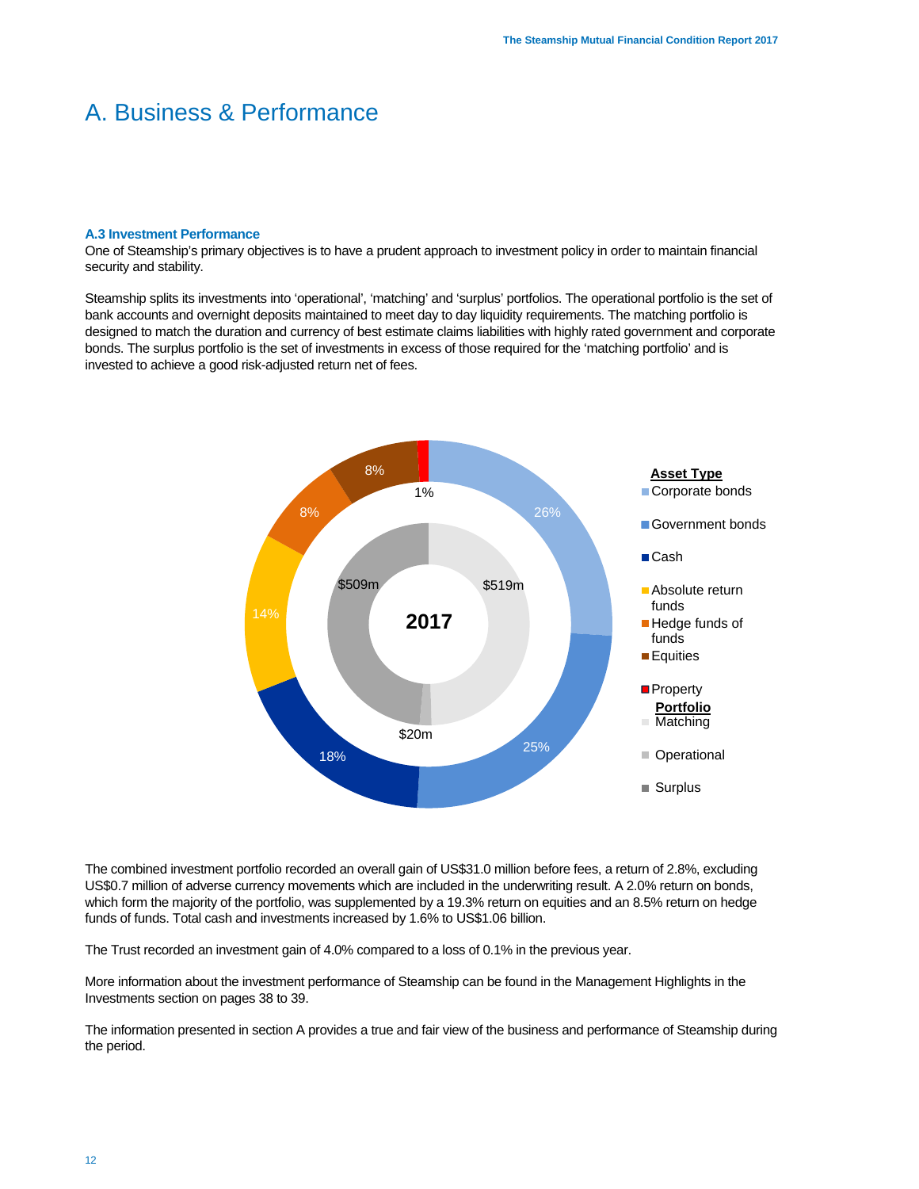# A. Business & Performance

### A.3 Investment Performance

One of Steamship's primary objectives is to have a prudent approach to investment policy in order to maintain financial security and stability.

Steamship splits its investments into 'operational', 'matching' and 'surplus' portfolios. The operational portfolio is the set of bank accounts and overnight deposits maintained to meet day to day liquidity requirements. The matching portfolio is designed to match the duration and currency of best estimate claims liabilities with highly rated government and corporate bonds. The surplus portfolio is the set of investments in excess of those required for the 'matching portfolio' and is invested to achieve a good risk-adjusted return net of fees.

**2017**

| Asset Type | % |
|---|---|
| Corporate bonds | 26% |
| Government bonds | 25% |
| Cash | 18% |
| Absolute return funds | 14% |
| Hedge funds of funds | 8% |
| Equities | 8% |
| Property | 1% |

| Portfolio | Value |
|---|---|
| Matching | $519m |
| Operational | $20m |
| Surplus | $509m |

The combined investment portfolio recorded an overall gain of US$31.0 million before fees, a return of 2.8%, excluding US$0.7 million of adverse currency movements which are included in the underwriting result. A 2.0% return on bonds, which form the majority of the portfolio, was supplemented by a 19.3% return on equities and an 8.5% return on hedge funds of funds. Total cash and investments increased by 1.6% to US$1.06 billion.

The Trust recorded an investment gain of 4.0% compared to a loss of 0.1% in the previous year.

More information about the investment performance of Steamship can be found in the Management Highlights in the Investments section on pages 38 to 39.

The information presented in section A provides a true and fair view of the business and performance of Steamship during the period.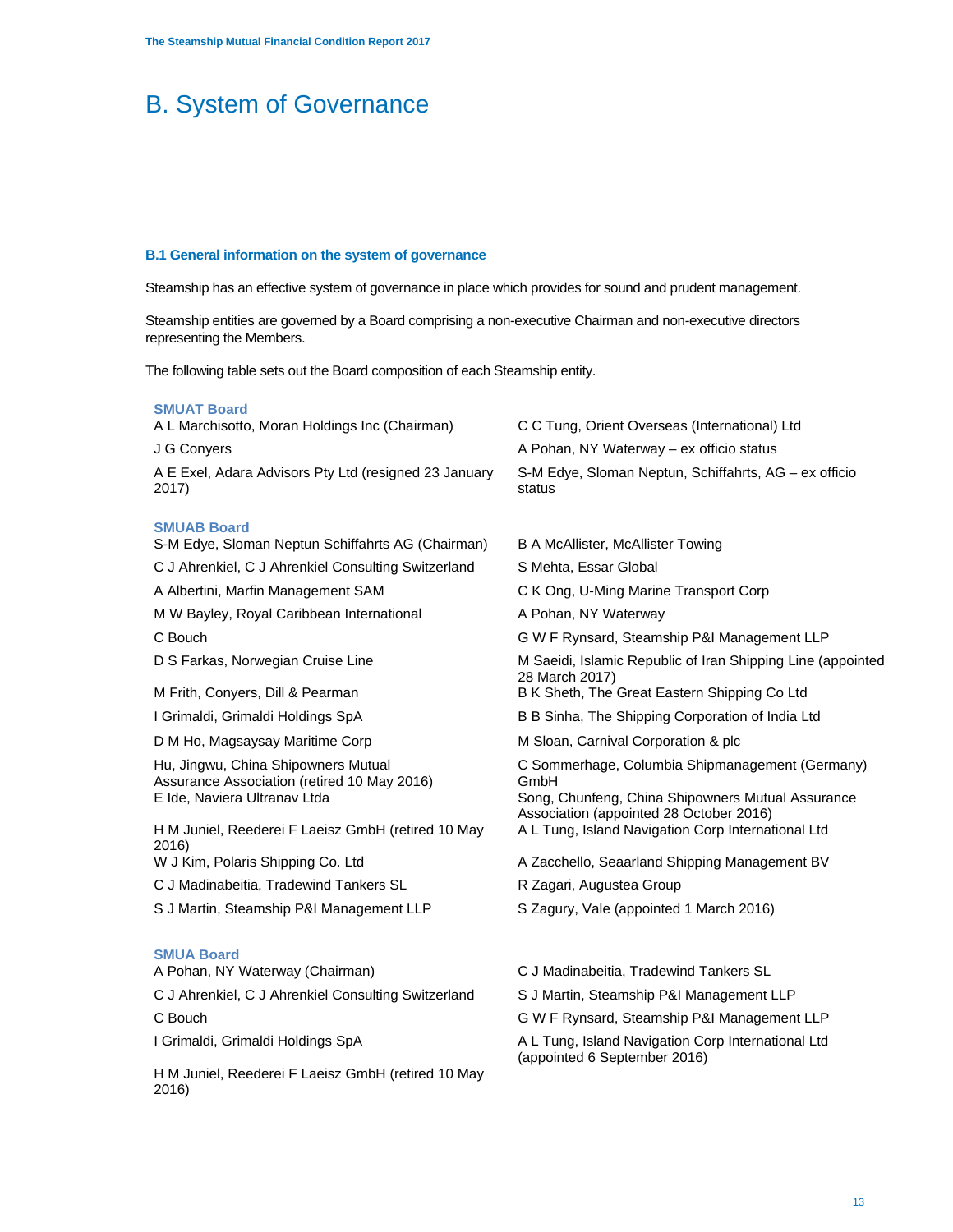# B. System of Governance

### B.1 General information on the system of governance

Steamship has an effective system of governance in place which provides for sound and prudent management.

Steamship entities are governed by a Board comprising a non-executive Chairman and non-executive directors representing the Members.

The following table sets out the Board composition of each Steamship entity.

**SMUAT Board**

- A L Marchisotto, Moran Holdings Inc (Chairman)
- J G Conyers
- A E Exel, Adara Advisors Pty Ltd (resigned 23 January 2017)
- C C Tung, Orient Overseas (International) Ltd
- A Pohan, NY Waterway – ex officio status
- S-M Edye, Sloman Neptun, Schiffahrts, AG – ex officio status

**SMUAB Board**

- S-M Edye, Sloman Neptun Schiffahrts AG (Chairman)
- C J Ahrenkiel, C J Ahrenkiel Consulting Switzerland
- A Albertini, Marfin Management SAM
- M W Bayley, Royal Caribbean International
- C Bouch
- D S Farkas, Norwegian Cruise Line
- M Frith, Conyers, Dill & Pearman
- I Grimaldi, Grimaldi Holdings SpA
- D M Ho, Magsaysay Maritime Corp
- Hu, Jingwu, China Shipowners Mutual Assurance Association (retired 10 May 2016)
- E Ide, Naviera Ultranav Ltda
- H M Juniel, Reederei F Laeisz GmbH (retired 10 May 2016)
- W J Kim, Polaris Shipping Co. Ltd
- C J Madinabeitia, Tradewind Tankers SL
- S J Martin, Steamship P&I Management LLP
- B A McAllister, McAllister Towing
- S Mehta, Essar Global
- C K Ong, U-Ming Marine Transport Corp
- A Pohan, NY Waterway
- G W F Rynsard, Steamship P&I Management LLP
- M Saeidi, Islamic Republic of Iran Shipping Line (appointed 28 March 2017)
- B K Sheth, The Great Eastern Shipping Co Ltd
- B B Sinha, The Shipping Corporation of India Ltd
- M Sloan, Carnival Corporation & plc
- C Sommerhage, Columbia Shipmanagement (Germany) GmbH
- Song, Chunfeng, China Shipowners Mutual Assurance Association (appointed 28 October 2016)
- A L Tung, Island Navigation Corp International Ltd
- A Zacchello, Seaarland Shipping Management BV
- R Zagari, Augustea Group
- S Zagury, Vale (appointed 1 March 2016)

**SMUA Board**

- A Pohan, NY Waterway (Chairman)
- C J Ahrenkiel, C J Ahrenkiel Consulting Switzerland
- C Bouch
- I Grimaldi, Grimaldi Holdings SpA
- H M Juniel, Reederei F Laeisz GmbH (retired 10 May 2016)
- C J Madinabeitia, Tradewind Tankers SL
- S J Martin, Steamship P&I Management LLP
- G W F Rynsard, Steamship P&I Management LLP
- A L Tung, Island Navigation Corp International Ltd (appointed 6 September 2016)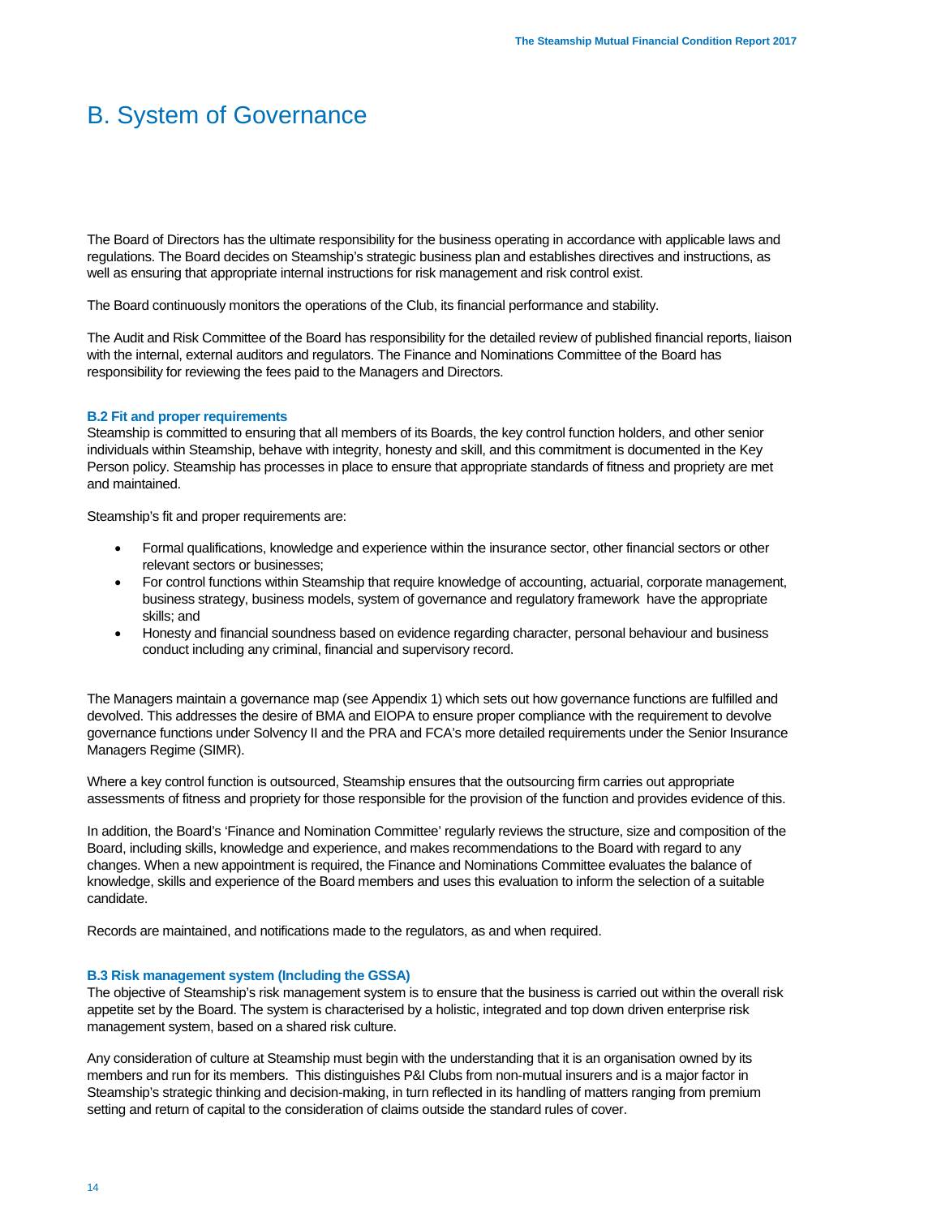# B. System of Governance

The Board of Directors has the ultimate responsibility for the business operating in accordance with applicable laws and regulations. The Board decides on Steamship's strategic business plan and establishes directives and instructions, as well as ensuring that appropriate internal instructions for risk management and risk control exist.

The Board continuously monitors the operations of the Club, its financial performance and stability.

The Audit and Risk Committee of the Board has responsibility for the detailed review of published financial reports, liaison with the internal, external auditors and regulators. The Finance and Nominations Committee of the Board has responsibility for reviewing the fees paid to the Managers and Directors.

### B.2 Fit and proper requirements

Steamship is committed to ensuring that all members of its Boards, the key control function holders, and other senior individuals within Steamship, behave with integrity, honesty and skill, and this commitment is documented in the Key Person policy. Steamship has processes in place to ensure that appropriate standards of fitness and propriety are met and maintained.

Steamship's fit and proper requirements are:

- Formal qualifications, knowledge and experience within the insurance sector, other financial sectors or other relevant sectors or businesses;
- For control functions within Steamship that require knowledge of accounting, actuarial, corporate management, business strategy, business models, system of governance and regulatory framework have the appropriate skills; and
- Honesty and financial soundness based on evidence regarding character, personal behaviour and business conduct including any criminal, financial and supervisory record.

The Managers maintain a governance map (see Appendix 1) which sets out how governance functions are fulfilled and devolved. This addresses the desire of BMA and EIOPA to ensure proper compliance with the requirement to devolve governance functions under Solvency II and the PRA and FCA's more detailed requirements under the Senior Insurance Managers Regime (SIMR).

Where a key control function is outsourced, Steamship ensures that the outsourcing firm carries out appropriate assessments of fitness and propriety for those responsible for the provision of the function and provides evidence of this.

In addition, the Board's 'Finance and Nomination Committee' regularly reviews the structure, size and composition of the Board, including skills, knowledge and experience, and makes recommendations to the Board with regard to any changes. When a new appointment is required, the Finance and Nominations Committee evaluates the balance of knowledge, skills and experience of the Board members and uses this evaluation to inform the selection of a suitable candidate.

Records are maintained, and notifications made to the regulators, as and when required.

### B.3 Risk management system (Including the GSSA)

The objective of Steamship's risk management system is to ensure that the business is carried out within the overall risk appetite set by the Board. The system is characterised by a holistic, integrated and top down driven enterprise risk management system, based on a shared risk culture.

Any consideration of culture at Steamship must begin with the understanding that it is an organisation owned by its members and run for its members. This distinguishes P&I Clubs from non-mutual insurers and is a major factor in Steamship's strategic thinking and decision-making, in turn reflected in its handling of matters ranging from premium setting and return of capital to the consideration of claims outside the standard rules of cover.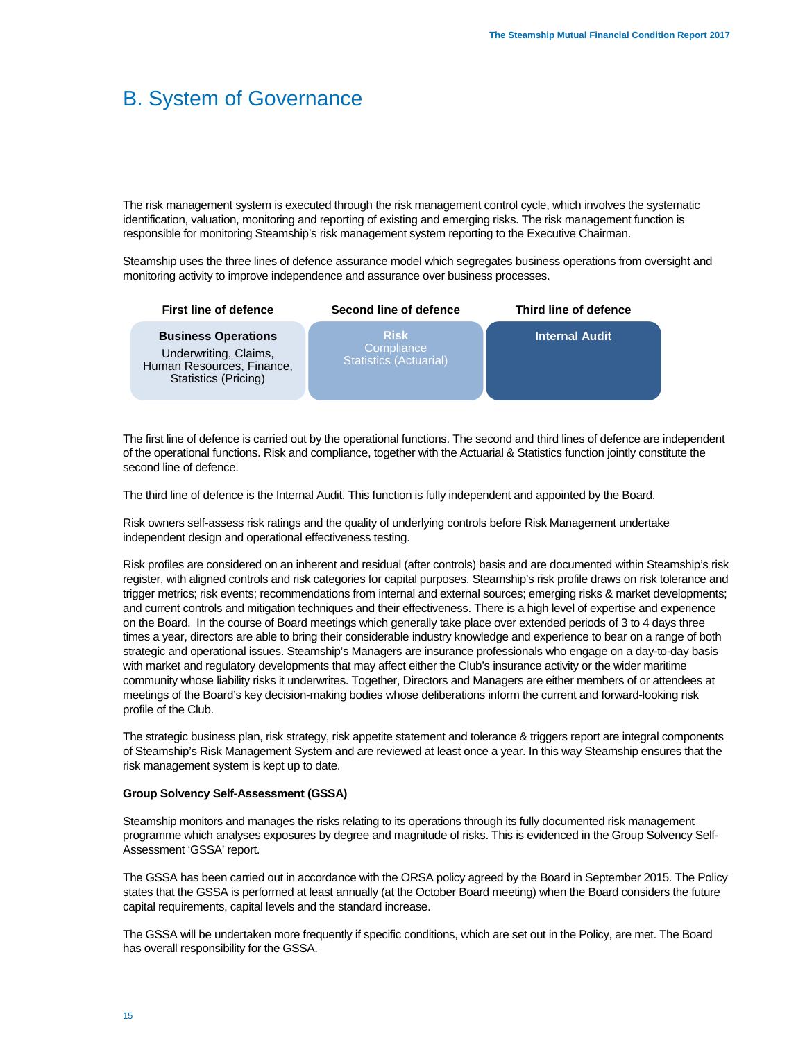# B. System of Governance

The risk management system is executed through the risk management control cycle, which involves the systematic identification, valuation, monitoring and reporting of existing and emerging risks. The risk management function is responsible for monitoring Steamship's risk management system reporting to the Executive Chairman.

Steamship uses the three lines of defence assurance model which segregates business operations from oversight and monitoring activity to improve independence and assurance over business processes.

| First line of defence | Second line of defence | Third line of defence |
|---|---|---|
| **Business Operations**<br>Underwriting, Claims, Human Resources, Finance, Statistics (Pricing) | **Risk**<br>Compliance<br>Statistics (Actuarial) | **Internal Audit** |

The first line of defence is carried out by the operational functions. The second and third lines of defence are independent of the operational functions. Risk and compliance, together with the Actuarial & Statistics function jointly constitute the second line of defence.

The third line of defence is the Internal Audit. This function is fully independent and appointed by the Board.

Risk owners self-assess risk ratings and the quality of underlying controls before Risk Management undertake independent design and operational effectiveness testing.

Risk profiles are considered on an inherent and residual (after controls) basis and are documented within Steamship's risk register, with aligned controls and risk categories for capital purposes. Steamship's risk profile draws on risk tolerance and trigger metrics; risk events; recommendations from internal and external sources; emerging risks & market developments; and current controls and mitigation techniques and their effectiveness. There is a high level of expertise and experience on the Board. In the course of Board meetings which generally take place over extended periods of 3 to 4 days three times a year, directors are able to bring their considerable industry knowledge and experience to bear on a range of both strategic and operational issues. Steamship's Managers are insurance professionals who engage on a day-to-day basis with market and regulatory developments that may affect either the Club's insurance activity or the wider maritime community whose liability risks it underwrites. Together, Directors and Managers are either members of or attendees at meetings of the Board's key decision-making bodies whose deliberations inform the current and forward-looking risk profile of the Club.

The strategic business plan, risk strategy, risk appetite statement and tolerance & triggers report are integral components of Steamship's Risk Management System and are reviewed at least once a year. In this way Steamship ensures that the risk management system is kept up to date.

**Group Solvency Self-Assessment (GSSA)**

Steamship monitors and manages the risks relating to its operations through its fully documented risk management programme which analyses exposures by degree and magnitude of risks. This is evidenced in the Group Solvency Self-Assessment 'GSSA' report.

The GSSA has been carried out in accordance with the ORSA policy agreed by the Board in September 2015. The Policy states that the GSSA is performed at least annually (at the October Board meeting) when the Board considers the future capital requirements, capital levels and the standard increase.

The GSSA will be undertaken more frequently if specific conditions, which are set out in the Policy, are met. The Board has overall responsibility for the GSSA.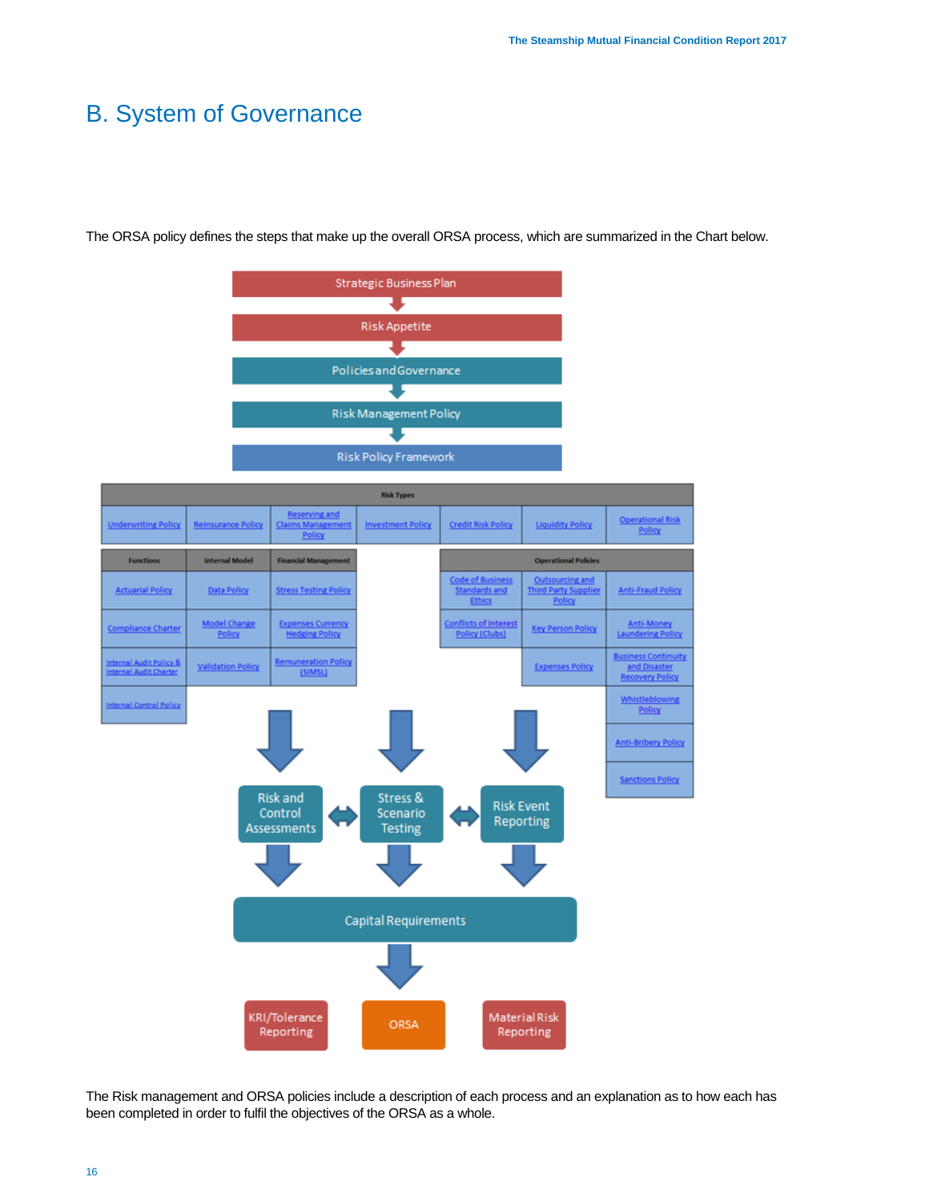# B. System of Governance

The ORSA policy defines the steps that make up the overall ORSA process, which are summarized in the Chart below.

Strategic Business Plan

Risk Appetite

Policies and Governance

Risk Management Policy

Risk Policy Framework

| Risk Types | | | | | | |
|---|---|---|---|---|---|---|
| Underwriting Policy | Reinsurance Policy | Reserving and Claims Management Policy | Investment Policy | Credit Risk Policy | Liquidity Policy | Operational Risk Policy |

| Functions | Internal Model | Financial Management |
|---|---|---|
| Actuarial Policy | Data Policy | Stress Testing Policy |
| Compliance Charter | Model Change Policy | Expenses Currency Hedging Policy |
| Internal Audit Policy & Internal Audit Charter | Validation Policy | Remuneration Policy (SIMSL) |
| Internal Control Policy | | |

| Operational Policies | | |
|---|---|---|
| Code of Business Standards and Ethics | Outsourcing and Third Party Supplier Policy | Anti-Fraud Policy |
| Conflicts of Interest Policy (Clubs) | Key Person Policy | Anti-Money Laundering Policy |
| | Expenses Policy | Business Continuity and Disaster Recovery Policy |
| | | Whistleblowing Policy |
| | | Anti-Bribery Policy |
| | | Sanctions Policy |

Risk and Control Assessments ⇔ Stress & Scenario Testing ⇔ Risk Event Reporting

Capital Requirements

KRI/Tolerance Reporting | ORSA | Material Risk Reporting

The Risk management and ORSA policies include a description of each process and an explanation as to how each has been completed in order to fulfil the objectives of the ORSA as a whole.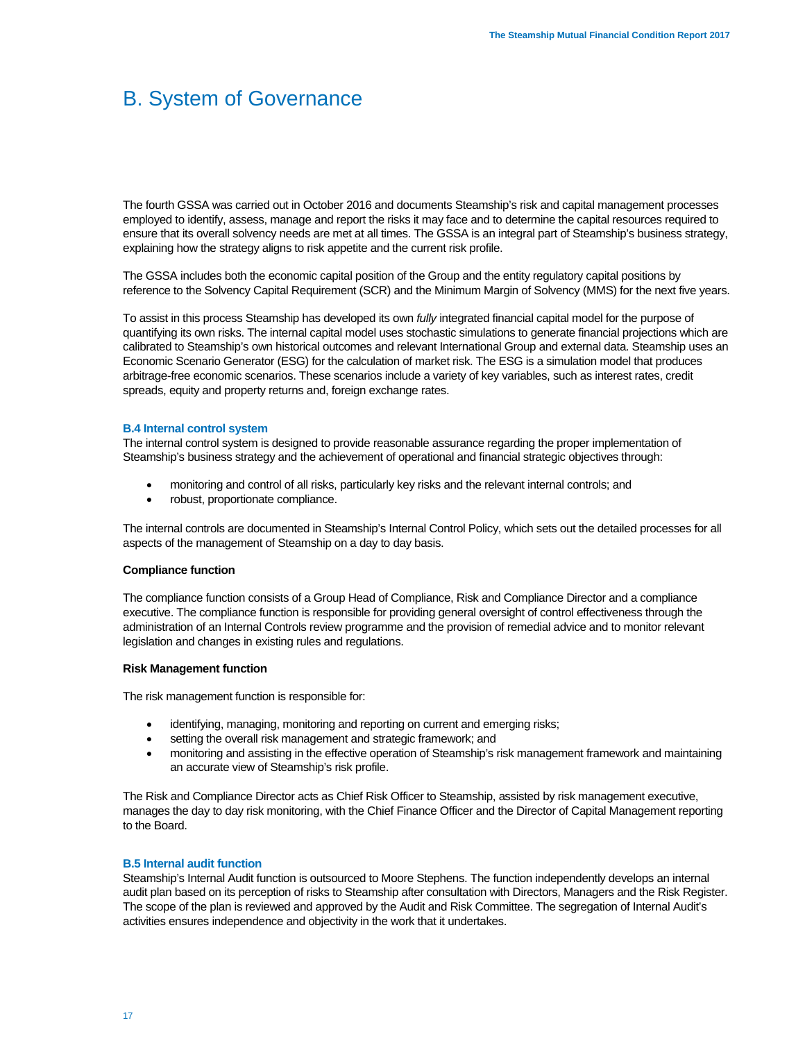# B. System of Governance

The fourth GSSA was carried out in October 2016 and documents Steamship's risk and capital management processes employed to identify, assess, manage and report the risks it may face and to determine the capital resources required to ensure that its overall solvency needs are met at all times. The GSSA is an integral part of Steamship's business strategy, explaining how the strategy aligns to risk appetite and the current risk profile.

The GSSA includes both the economic capital position of the Group and the entity regulatory capital positions by reference to the Solvency Capital Requirement (SCR) and the Minimum Margin of Solvency (MMS) for the next five years.

To assist in this process Steamship has developed its own *fully* integrated financial capital model for the purpose of quantifying its own risks. The internal capital model uses stochastic simulations to generate financial projections which are calibrated to Steamship's own historical outcomes and relevant International Group and external data. Steamship uses an Economic Scenario Generator (ESG) for the calculation of market risk. The ESG is a simulation model that produces arbitrage-free economic scenarios. These scenarios include a variety of key variables, such as interest rates, credit spreads, equity and property returns and, foreign exchange rates.

### B.4 Internal control system

The internal control system is designed to provide reasonable assurance regarding the proper implementation of Steamship's business strategy and the achievement of operational and financial strategic objectives through:

- monitoring and control of all risks, particularly key risks and the relevant internal controls; and
- robust, proportionate compliance.

The internal controls are documented in Steamship's Internal Control Policy, which sets out the detailed processes for all aspects of the management of Steamship on a day to day basis.

**Compliance function**

The compliance function consists of a Group Head of Compliance, Risk and Compliance Director and a compliance executive. The compliance function is responsible for providing general oversight of control effectiveness through the administration of an Internal Controls review programme and the provision of remedial advice and to monitor relevant legislation and changes in existing rules and regulations.

**Risk Management function**

The risk management function is responsible for:

- identifying, managing, monitoring and reporting on current and emerging risks;
- setting the overall risk management and strategic framework; and
- monitoring and assisting in the effective operation of Steamship's risk management framework and maintaining an accurate view of Steamship's risk profile.

The Risk and Compliance Director acts as Chief Risk Officer to Steamship, assisted by risk management executive, manages the day to day risk monitoring, with the Chief Finance Officer and the Director of Capital Management reporting to the Board.

### B.5 Internal audit function

Steamship's Internal Audit function is outsourced to Moore Stephens. The function independently develops an internal audit plan based on its perception of risks to Steamship after consultation with Directors, Managers and the Risk Register. The scope of the plan is reviewed and approved by the Audit and Risk Committee. The segregation of Internal Audit's activities ensures independence and objectivity in the work that it undertakes.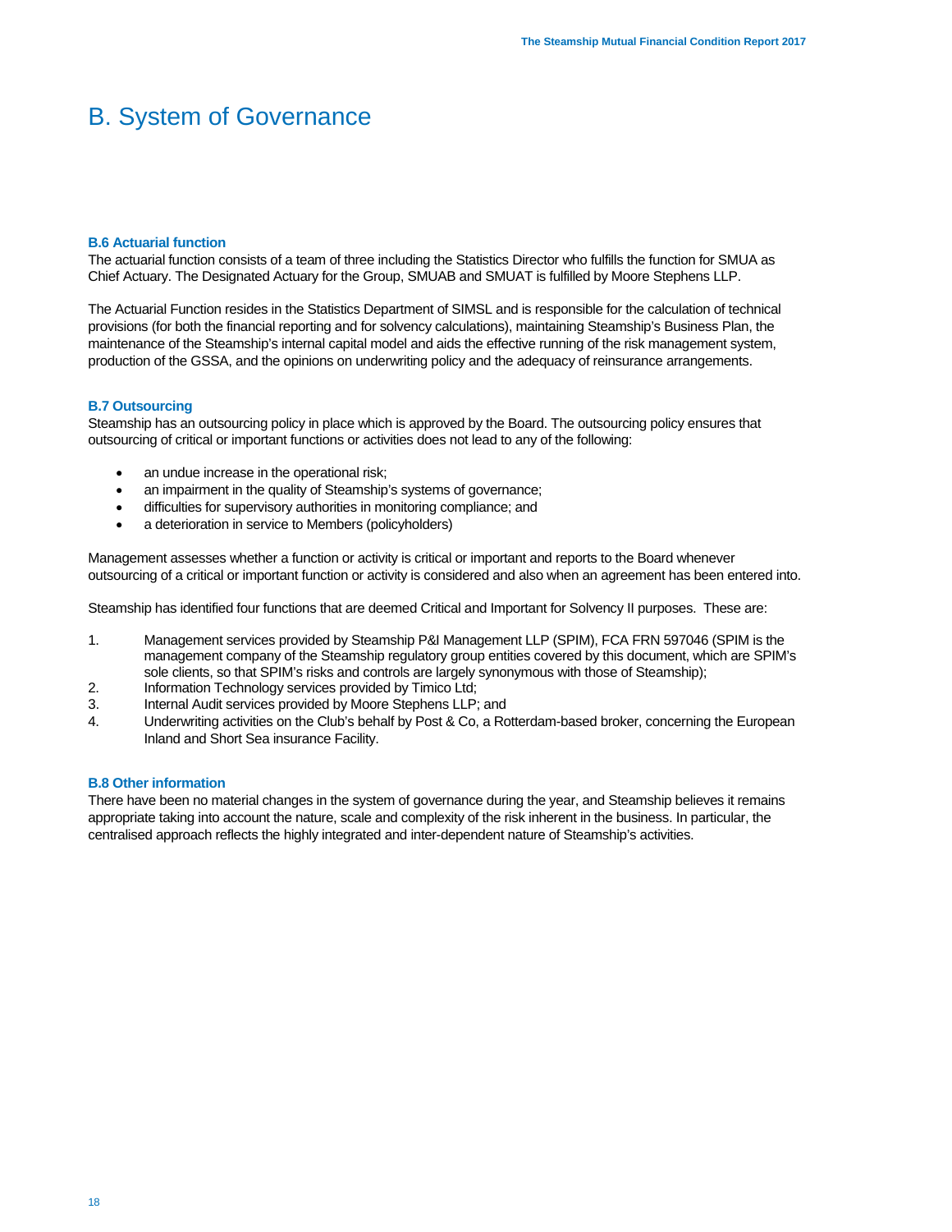# B. System of Governance

### B.6 Actuarial function

The actuarial function consists of a team of three including the Statistics Director who fulfills the function for SMUA as Chief Actuary. The Designated Actuary for the Group, SMUAB and SMUAT is fulfilled by Moore Stephens LLP.

The Actuarial Function resides in the Statistics Department of SIMSL and is responsible for the calculation of technical provisions (for both the financial reporting and for solvency calculations), maintaining Steamship's Business Plan, the maintenance of the Steamship's internal capital model and aids the effective running of the risk management system, production of the GSSA, and the opinions on underwriting policy and the adequacy of reinsurance arrangements.

### B.7 Outsourcing

Steamship has an outsourcing policy in place which is approved by the Board. The outsourcing policy ensures that outsourcing of critical or important functions or activities does not lead to any of the following:

- an undue increase in the operational risk;
- an impairment in the quality of Steamship's systems of governance;
- difficulties for supervisory authorities in monitoring compliance; and
- a deterioration in service to Members (policyholders)

Management assesses whether a function or activity is critical or important and reports to the Board whenever outsourcing of a critical or important function or activity is considered and also when an agreement has been entered into.

Steamship has identified four functions that are deemed Critical and Important for Solvency II purposes. These are:

1. Management services provided by Steamship P&I Management LLP (SPIM), FCA FRN 597046 (SPIM is the management company of the Steamship regulatory group entities covered by this document, which are SPIM's sole clients, so that SPIM's risks and controls are largely synonymous with those of Steamship);
2. Information Technology services provided by Timico Ltd;
3. Internal Audit services provided by Moore Stephens LLP; and
4. Underwriting activities on the Club's behalf by Post & Co, a Rotterdam-based broker, concerning the European Inland and Short Sea insurance Facility.

### B.8 Other information

There have been no material changes in the system of governance during the year, and Steamship believes it remains appropriate taking into account the nature, scale and complexity of the risk inherent in the business. In particular, the centralised approach reflects the highly integrated and inter-dependent nature of Steamship's activities.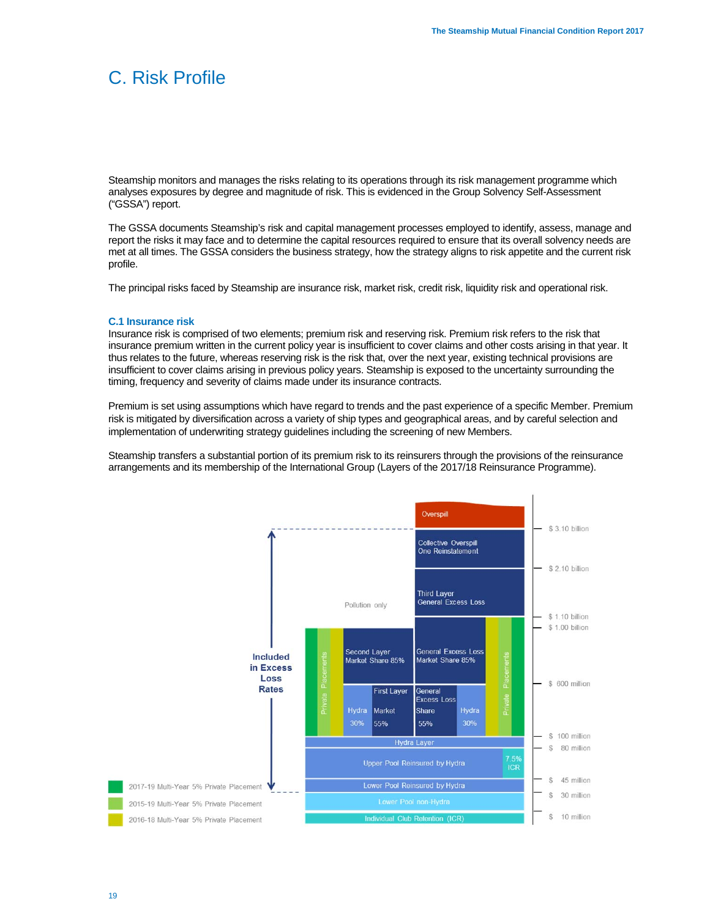# C. Risk Profile

Steamship monitors and manages the risks relating to its operations through its risk management programme which analyses exposures by degree and magnitude of risk. This is evidenced in the Group Solvency Self-Assessment ("GSSA") report.

The GSSA documents Steamship's risk and capital management processes employed to identify, assess, manage and report the risks it may face and to determine the capital resources required to ensure that its overall solvency needs are met at all times. The GSSA considers the business strategy, how the strategy aligns to risk appetite and the current risk profile.

The principal risks faced by Steamship are insurance risk, market risk, credit risk, liquidity risk and operational risk.

## C.1 Insurance risk

Insurance risk is comprised of two elements; premium risk and reserving risk. Premium risk refers to the risk that insurance premium written in the current policy year is insufficient to cover claims and other costs arising in that year. It thus relates to the future, whereas reserving risk is the risk that, over the next year, existing technical provisions are insufficient to cover claims arising in previous policy years. Steamship is exposed to the uncertainty surrounding the timing, frequency and severity of claims made under its insurance contracts.

Premium is set using assumptions which have regard to trends and the past experience of a specific Member. Premium risk is mitigated by diversification across a variety of ship types and geographical areas, and by careful selection and implementation of underwriting strategy guidelines including the screening of new Members.

Steamship transfers a substantial portion of its premium risk to its reinsurers through the provisions of the reinsurance arrangements and its membership of the International Group (Layers of the 2017/18 Reinsurance Programme).

Overspill

Collective Overspill One Reinstatement

Third Layer General Excess Loss

Pollution only

Included in Excess Loss Rates

Private Placements

Second Layer Market Share 85%

General Excess Loss Market Share 85%

First Layer Hydra 30% Market 55%

General Excess Loss Share 55% Hydra 30%

Hydra Layer

Upper Pool Reinsured by Hydra — 7.5% ICR

Lower Pool Reinsured by Hydra

Lower Pool non-Hydra

Individual Club Retention (ICR)

$ 3.10 billion | $ 2.10 billion | $ 1.10 billion | $ 1.00 billion | $ 600 million | $ 100 million | $ 80 million | $ 45 million | $ 30 million | $ 10 million

2017-19 Multi-Year 5% Private Placement

2015-19 Multi-Year 5% Private Placement

2016-18 Multi-Year 5% Private Placement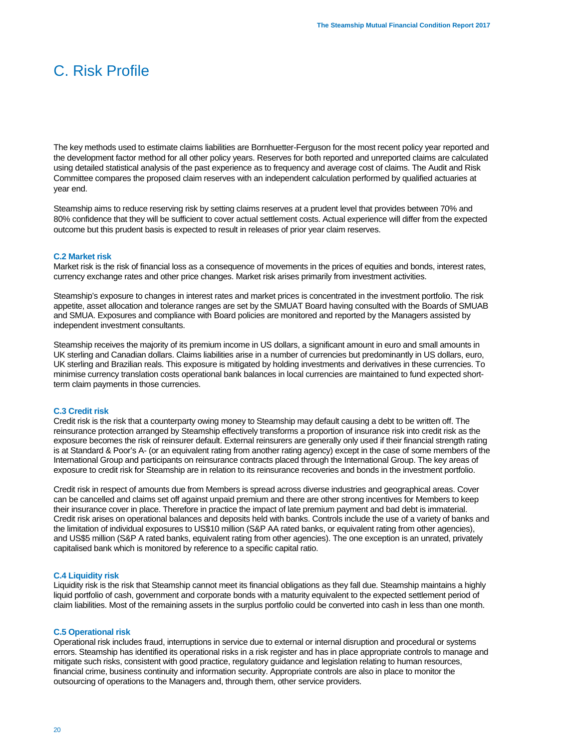# C. Risk Profile

The key methods used to estimate claims liabilities are Bornhuetter-Ferguson for the most recent policy year reported and the development factor method for all other policy years. Reserves for both reported and unreported claims are calculated using detailed statistical analysis of the past experience as to frequency and average cost of claims. The Audit and Risk Committee compares the proposed claim reserves with an independent calculation performed by qualified actuaries at year end.

Steamship aims to reduce reserving risk by setting claims reserves at a prudent level that provides between 70% and 80% confidence that they will be sufficient to cover actual settlement costs. Actual experience will differ from the expected outcome but this prudent basis is expected to result in releases of prior year claim reserves.

### C.2 Market risk

Market risk is the risk of financial loss as a consequence of movements in the prices of equities and bonds, interest rates, currency exchange rates and other price changes. Market risk arises primarily from investment activities.

Steamship's exposure to changes in interest rates and market prices is concentrated in the investment portfolio. The risk appetite, asset allocation and tolerance ranges are set by the SMUAT Board having consulted with the Boards of SMUAB and SMUA. Exposures and compliance with Board policies are monitored and reported by the Managers assisted by independent investment consultants.

Steamship receives the majority of its premium income in US dollars, a significant amount in euro and small amounts in UK sterling and Canadian dollars. Claims liabilities arise in a number of currencies but predominantly in US dollars, euro, UK sterling and Brazilian reals. This exposure is mitigated by holding investments and derivatives in these currencies. To minimise currency translation costs operational bank balances in local currencies are maintained to fund expected short-term claim payments in those currencies.

### C.3 Credit risk

Credit risk is the risk that a counterparty owing money to Steamship may default causing a debt to be written off. The reinsurance protection arranged by Steamship effectively transforms a proportion of insurance risk into credit risk as the exposure becomes the risk of reinsurer default. External reinsurers are generally only used if their financial strength rating is at Standard & Poor's A- (or an equivalent rating from another rating agency) except in the case of some members of the International Group and participants on reinsurance contracts placed through the International Group. The key areas of exposure to credit risk for Steamship are in relation to its reinsurance recoveries and bonds in the investment portfolio.

Credit risk in respect of amounts due from Members is spread across diverse industries and geographical areas. Cover can be cancelled and claims set off against unpaid premium and there are other strong incentives for Members to keep their insurance cover in place. Therefore in practice the impact of late premium payment and bad debt is immaterial. Credit risk arises on operational balances and deposits held with banks. Controls include the use of a variety of banks and the limitation of individual exposures to US$10 million (S&P AA rated banks, or equivalent rating from other agencies), and US$5 million (S&P A rated banks, equivalent rating from other agencies). The one exception is an unrated, privately capitalised bank which is monitored by reference to a specific capital ratio.

### C.4 Liquidity risk

Liquidity risk is the risk that Steamship cannot meet its financial obligations as they fall due. Steamship maintains a highly liquid portfolio of cash, government and corporate bonds with a maturity equivalent to the expected settlement period of claim liabilities. Most of the remaining assets in the surplus portfolio could be converted into cash in less than one month.

### C.5 Operational risk

Operational risk includes fraud, interruptions in service due to external or internal disruption and procedural or systems errors. Steamship has identified its operational risks in a risk register and has in place appropriate controls to manage and mitigate such risks, consistent with good practice, regulatory guidance and legislation relating to human resources, financial crime, business continuity and information security. Appropriate controls are also in place to monitor the outsourcing of operations to the Managers and, through them, other service providers.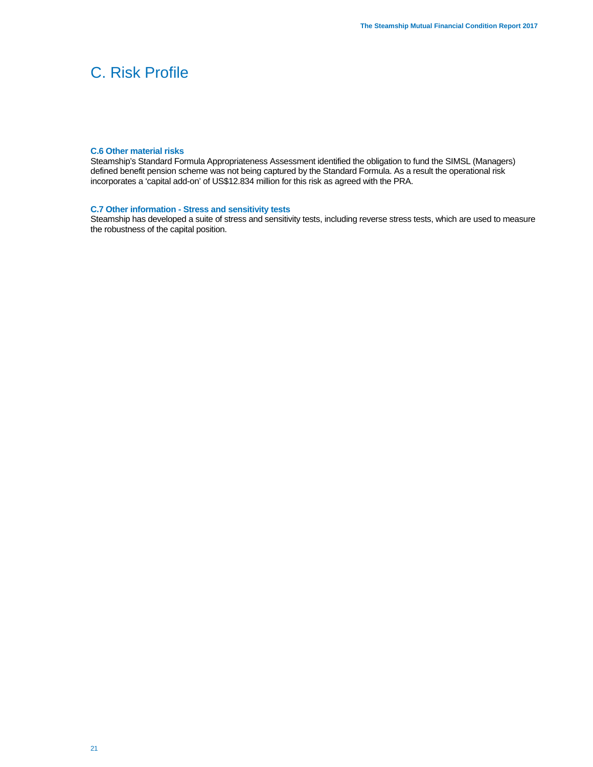# C. Risk Profile

### C.6 Other material risks

Steamship's Standard Formula Appropriateness Assessment identified the obligation to fund the SIMSL (Managers) defined benefit pension scheme was not being captured by the Standard Formula. As a result the operational risk incorporates a 'capital add-on' of US$12.834 million for this risk as agreed with the PRA.

### C.7 Other information - Stress and sensitivity tests

Steamship has developed a suite of stress and sensitivity tests, including reverse stress tests, which are used to measure the robustness of the capital position.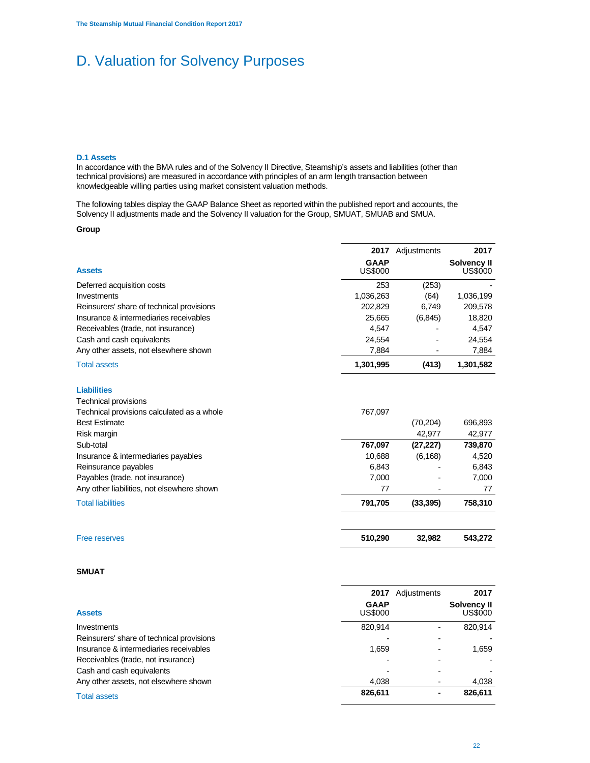# D. Valuation for Solvency Purposes

### D.1 Assets

In accordance with the BMA rules and of the Solvency II Directive, Steamship's assets and liabilities (other than technical provisions) are measured in accordance with principles of an arm length transaction between knowledgeable willing parties using market consistent valuation methods.

The following tables display the GAAP Balance Sheet as reported within the published report and accounts, the Solvency II adjustments made and the Solvency II valuation for the Group, SMUAT, SMUAB and SMUA.

**Group**

| | 2017 | Adjustments | 2017 |
|---|---|---|---|
| **Assets** | **GAAP** US$000 | | **Solvency II** US$000 |
| Deferred acquisition costs | 253 | (253) | - |
| Investments | 1,036,263 | (64) | 1,036,199 |
| Reinsurers' share of technical provisions | 202,829 | 6,749 | 209,578 |
| Insurance & intermediaries receivables | 25,665 | (6,845) | 18,820 |
| Receivables (trade, not insurance) | 4,547 | - | 4,547 |
| Cash and cash equivalents | 24,554 | - | 24,554 |
| Any other assets, not elsewhere shown | 7,884 | - | 7,884 |
| Total assets | **1,301,995** | **(413)** | **1,301,582** |
| | | | |
| **Liabilities** | | | |
| Technical provisions | | | |
| Technical provisions calculated as a whole | 767,097 | | |
| Best Estimate | | (70,204) | 696,893 |
| Risk margin | | 42,977 | 42,977 |
| Sub-total | **767,097** | **(27,227)** | **739,870** |
| Insurance & intermediaries payables | 10,688 | (6,168) | 4,520 |
| Reinsurance payables | 6,843 | - | 6,843 |
| Payables (trade, not insurance) | 7,000 | - | 7,000 |
| Any other liabilities, not elsewhere shown | 77 | - | 77 |
| Total liabilities | **791,705** | **(33,395)** | **758,310** |
| | | | |
| Free reserves | **510,290** | **32,982** | **543,272** |

**SMUAT**

| | 2017 | Adjustments | 2017 |
|---|---|---|---|
| **Assets** | **GAAP** US$000 | | **Solvency II** US$000 |
| Investments | 820,914 | - | 820,914 |
| Reinsurers' share of technical provisions | - | - | - |
| Insurance & intermediaries receivables | 1,659 | - | 1,659 |
| Receivables (trade, not insurance) | - | - | - |
| Cash and cash equivalents | - | - | - |
| Any other assets, not elsewhere shown | 4,038 | - | 4,038 |
| Total assets | **826,611** | **-** | **826,611** |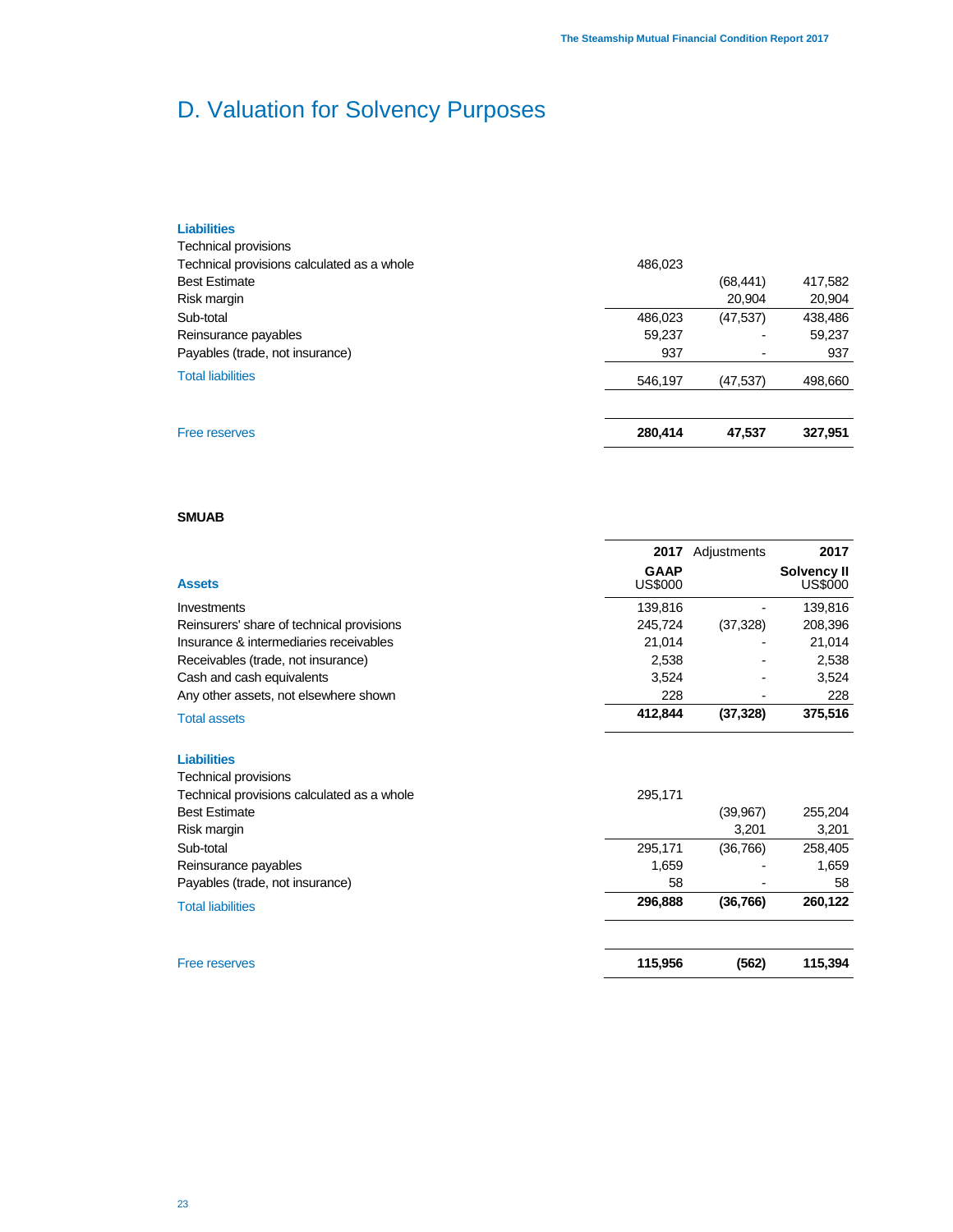# D. Valuation for Solvency Purposes

| **Liabilities** | | | |
|---|---|---|---|
| Technical provisions | | | |
| Technical provisions calculated as a whole | 486,023 | | |
| Best Estimate | | (68,441) | 417,582 |
| Risk margin | | 20,904 | 20,904 |
| Sub-total | 486,023 | (47,537) | 438,486 |
| Reinsurance payables | 59,237 | - | 59,237 |
| Payables (trade, not insurance) | 937 | - | 937 |
| Total liabilities | 546,197 | (47,537) | 498,660 |
| | | | |
| Free reserves | **280,414** | **47,537** | **327,951** |

**SMUAB**

| **Assets** | **2017 GAAP** US$000 | Adjustments | **2017 Solvency II** US$000 |
|---|---|---|---|
| Investments | 139,816 | - | 139,816 |
| Reinsurers' share of technical provisions | 245,724 | (37,328) | 208,396 |
| Insurance & intermediaries receivables | 21,014 | - | 21,014 |
| Receivables (trade, not insurance) | 2,538 | - | 2,538 |
| Cash and cash equivalents | 3,524 | - | 3,524 |
| Any other assets, not elsewhere shown | 228 | - | 228 |
| Total assets | **412,844** | **(37,328)** | **375,516** |
| | | | |
| **Liabilities** | | | |
| Technical provisions | | | |
| Technical provisions calculated as a whole | 295,171 | | |
| Best Estimate | | (39,967) | 255,204 |
| Risk margin | | 3,201 | 3,201 |
| Sub-total | 295,171 | (36,766) | 258,405 |
| Reinsurance payables | 1,659 | - | 1,659 |
| Payables (trade, not insurance) | 58 | - | 58 |
| Total liabilities | **296,888** | **(36,766)** | **260,122** |
| | | | |
| Free reserves | **115,956** | **(562)** | **115,394** |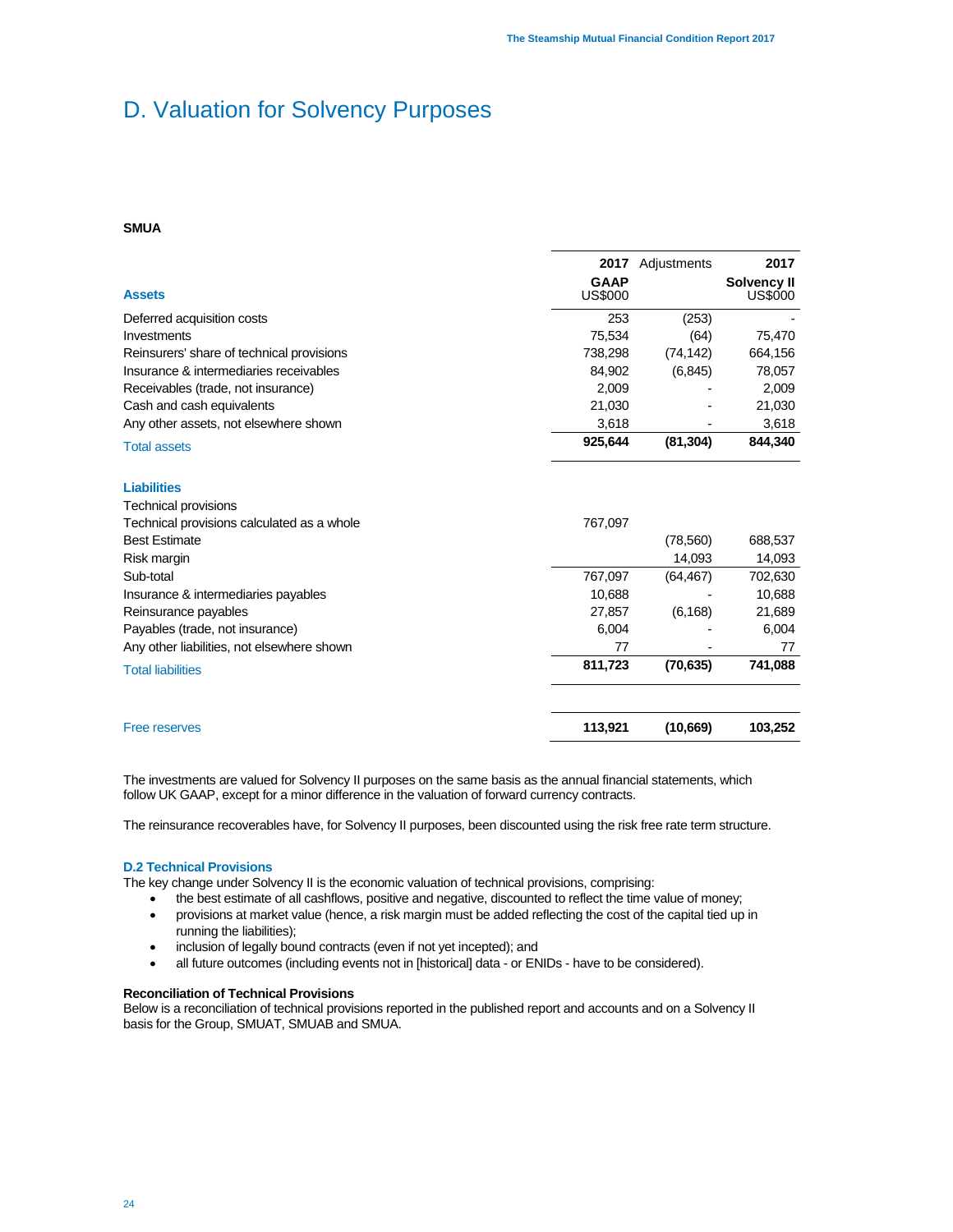# D. Valuation for Solvency Purposes

**SMUA**

| Assets | 2017 GAAP US$000 | Adjustments | 2017 Solvency II US$000 |
|---|---|---|---|
| Deferred acquisition costs | 253 | (253) | - |
| Investments | 75,534 | (64) | 75,470 |
| Reinsurers' share of technical provisions | 738,298 | (74,142) | 664,156 |
| Insurance & intermediaries receivables | 84,902 | (6,845) | 78,057 |
| Receivables (trade, not insurance) | 2,009 | - | 2,009 |
| Cash and cash equivalents | 21,030 | - | 21,030 |
| Any other assets, not elsewhere shown | 3,618 | - | 3,618 |
| Total assets | **925,644** | **(81,304)** | **844,340** |
| **Liabilities** | | | |
| Technical provisions | | | |
| Technical provisions calculated as a whole | 767,097 | | |
| Best Estimate | | (78,560) | 688,537 |
| Risk margin | | 14,093 | 14,093 |
| Sub-total | 767,097 | (64,467) | 702,630 |
| Insurance & intermediaries payables | 10,688 | - | 10,688 |
| Reinsurance payables | 27,857 | (6,168) | 21,689 |
| Payables (trade, not insurance) | 6,004 | - | 6,004 |
| Any other liabilities, not elsewhere shown | 77 | - | 77 |
| Total liabilities | **811,723** | **(70,635)** | **741,088** |
| Free reserves | **113,921** | **(10,669)** | **103,252** |

The investments are valued for Solvency II purposes on the same basis as the annual financial statements, which follow UK GAAP, except for a minor difference in the valuation of forward currency contracts.

The reinsurance recoverables have, for Solvency II purposes, been discounted using the risk free rate term structure.

### D.2 Technical Provisions

The key change under Solvency II is the economic valuation of technical provisions, comprising:

- the best estimate of all cashflows, positive and negative, discounted to reflect the time value of money;
- provisions at market value (hence, a risk margin must be added reflecting the cost of the capital tied up in running the liabilities);
- inclusion of legally bound contracts (even if not yet incepted); and
- all future outcomes (including events not in [historical] data - or ENIDs - have to be considered).

**Reconciliation of Technical Provisions**

Below is a reconciliation of technical provisions reported in the published report and accounts and on a Solvency II basis for the Group, SMUAT, SMUAB and SMUA.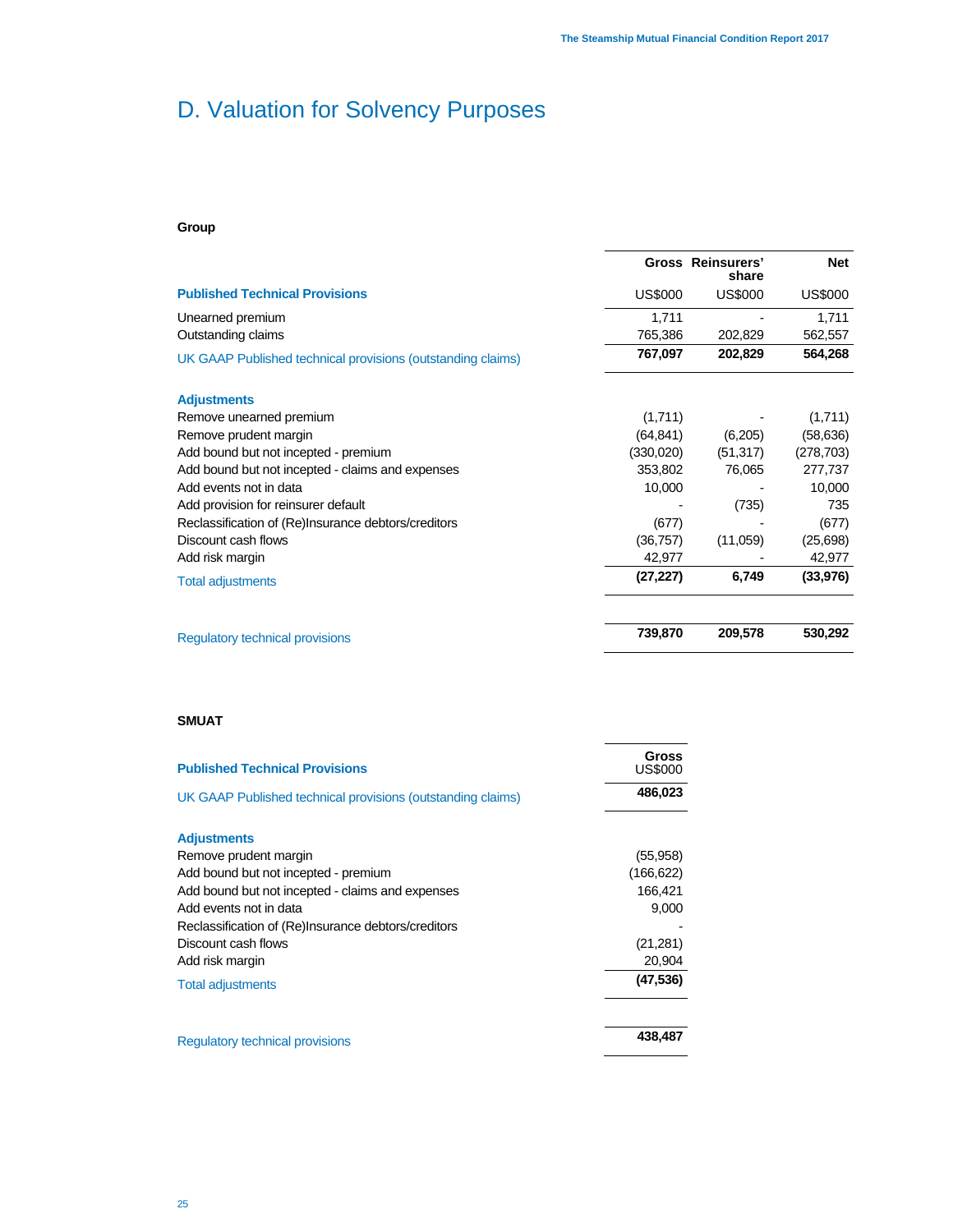# D. Valuation for Solvency Purposes

**Group**

| Published Technical Provisions | Gross US$000 | Reinsurers' share US$000 | Net US$000 |
|---|---|---|---|
| Unearned premium | 1,711 | - | 1,711 |
| Outstanding claims | 765,386 | 202,829 | 562,557 |
| UK GAAP Published technical provisions (outstanding claims) | **767,097** | **202,829** | **564,268** |
| **Adjustments** | | | |
| Remove unearned premium | (1,711) | - | (1,711) |
| Remove prudent margin | (64,841) | (6,205) | (58,636) |
| Add bound but not incepted - premium | (330,020) | (51,317) | (278,703) |
| Add bound but not incepted - claims and expenses | 353,802 | 76,065 | 277,737 |
| Add events not in data | 10,000 | - | 10,000 |
| Add provision for reinsurer default | - | (735) | 735 |
| Reclassification of (Re)Insurance debtors/creditors | (677) | - | (677) |
| Discount cash flows | (36,757) | (11,059) | (25,698) |
| Add risk margin | 42,977 | - | 42,977 |
| Total adjustments | **(27,227)** | **6,749** | **(33,976)** |
| Regulatory technical provisions | **739,870** | **209,578** | **530,292** |

**SMUAT**

| Published Technical Provisions | Gross US$000 |
|---|---|
| UK GAAP Published technical provisions (outstanding claims) | **486,023** |
| **Adjustments** | |
| Remove prudent margin | (55,958) |
| Add bound but not incepted - premium | (166,622) |
| Add bound but not incepted - claims and expenses | 166,421 |
| Add events not in data | 9,000 |
| Reclassification of (Re)Insurance debtors/creditors | - |
| Discount cash flows | (21,281) |
| Add risk margin | 20,904 |
| Total adjustments | **(47,536)** |
| Regulatory technical provisions | **438,487** |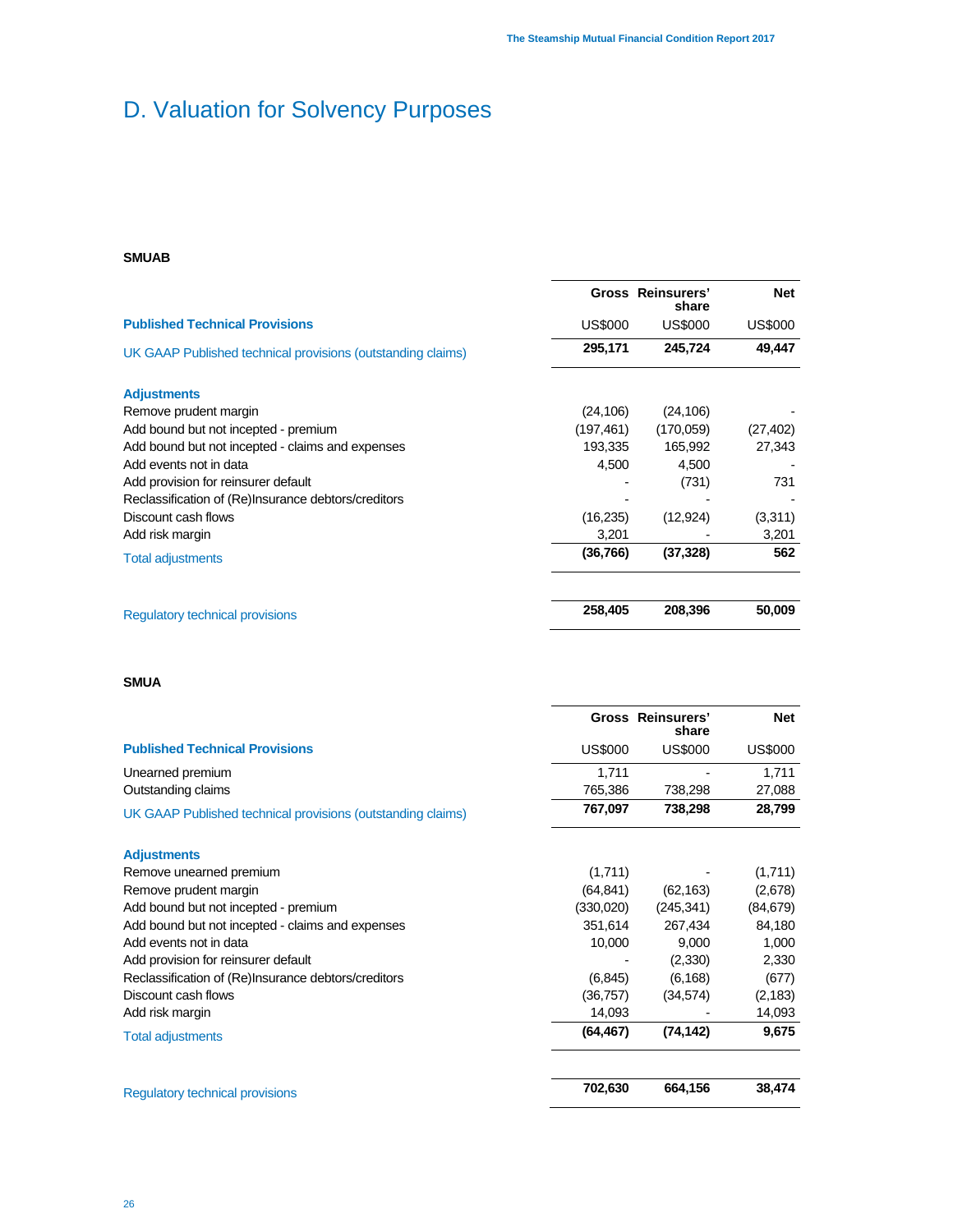# D. Valuation for Solvency Purposes

**SMUAB**

| | Gross | Reinsurers' share | Net |
|---|---|---|---|
| **Published Technical Provisions** | US$000 | US$000 | US$000 |
| UK GAAP Published technical provisions (outstanding claims) | **295,171** | **245,724** | **49,447** |
| **Adjustments** | | | |
| Remove prudent margin | (24,106) | (24,106) | - |
| Add bound but not incepted - premium | (197,461) | (170,059) | (27,402) |
| Add bound but not incepted - claims and expenses | 193,335 | 165,992 | 27,343 |
| Add events not in data | 4,500 | 4,500 | - |
| Add provision for reinsurer default | - | (731) | 731 |
| Reclassification of (Re)Insurance debtors/creditors | - | - | - |
| Discount cash flows | (16,235) | (12,924) | (3,311) |
| Add risk margin | 3,201 | - | 3,201 |
| Total adjustments | **(36,766)** | **(37,328)** | **562** |
| Regulatory technical provisions | **258,405** | **208,396** | **50,009** |

**SMUA**

| | Gross | Reinsurers' share | Net |
|---|---|---|---|
| **Published Technical Provisions** | US$000 | US$000 | US$000 |
| Unearned premium | 1,711 | - | 1,711 |
| Outstanding claims | 765,386 | 738,298 | 27,088 |
| UK GAAP Published technical provisions (outstanding claims) | **767,097** | **738,298** | **28,799** |
| **Adjustments** | | | |
| Remove unearned premium | (1,711) | - | (1,711) |
| Remove prudent margin | (64,841) | (62,163) | (2,678) |
| Add bound but not incepted - premium | (330,020) | (245,341) | (84,679) |
| Add bound but not incepted - claims and expenses | 351,614 | 267,434 | 84,180 |
| Add events not in data | 10,000 | 9,000 | 1,000 |
| Add provision for reinsurer default | - | (2,330) | 2,330 |
| Reclassification of (Re)Insurance debtors/creditors | (6,845) | (6,168) | (677) |
| Discount cash flows | (36,757) | (34,574) | (2,183) |
| Add risk margin | 14,093 | - | 14,093 |
| Total adjustments | **(64,467)** | **(74,142)** | **9,675** |
| Regulatory technical provisions | **702,630** | **664,156** | **38,474** |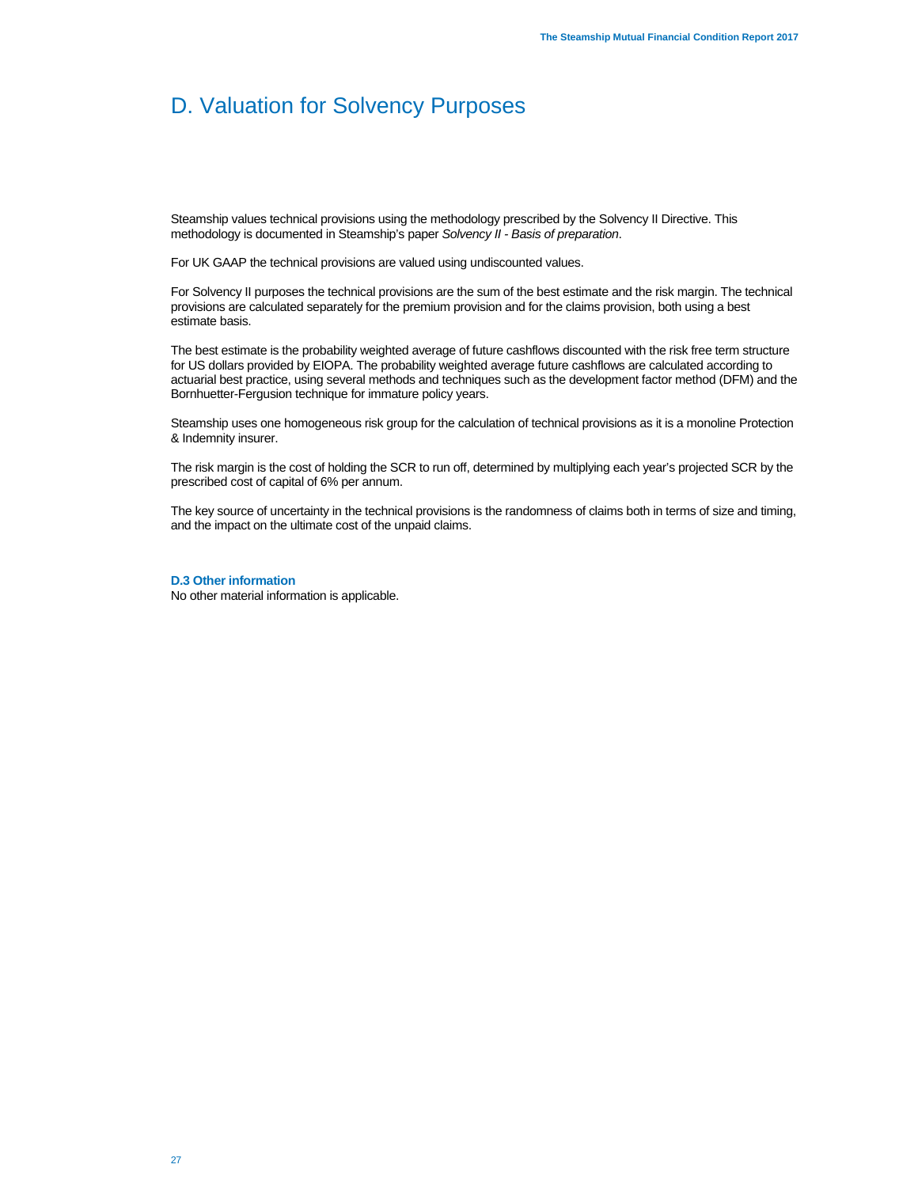# D. Valuation for Solvency Purposes

Steamship values technical provisions using the methodology prescribed by the Solvency II Directive. This methodology is documented in Steamship's paper *Solvency II - Basis of preparation*.

For UK GAAP the technical provisions are valued using undiscounted values.

For Solvency II purposes the technical provisions are the sum of the best estimate and the risk margin. The technical provisions are calculated separately for the premium provision and for the claims provision, both using a best estimate basis.

The best estimate is the probability weighted average of future cashflows discounted with the risk free term structure for US dollars provided by EIOPA. The probability weighted average future cashflows are calculated according to actuarial best practice, using several methods and techniques such as the development factor method (DFM) and the Bornhuetter-Fergusion technique for immature policy years.

Steamship uses one homogeneous risk group for the calculation of technical provisions as it is a monoline Protection & Indemnity insurer.

The risk margin is the cost of holding the SCR to run off, determined by multiplying each year's projected SCR by the prescribed cost of capital of 6% per annum.

The key source of uncertainty in the technical provisions is the randomness of claims both in terms of size and timing, and the impact on the ultimate cost of the unpaid claims.

### D.3 Other information

No other material information is applicable.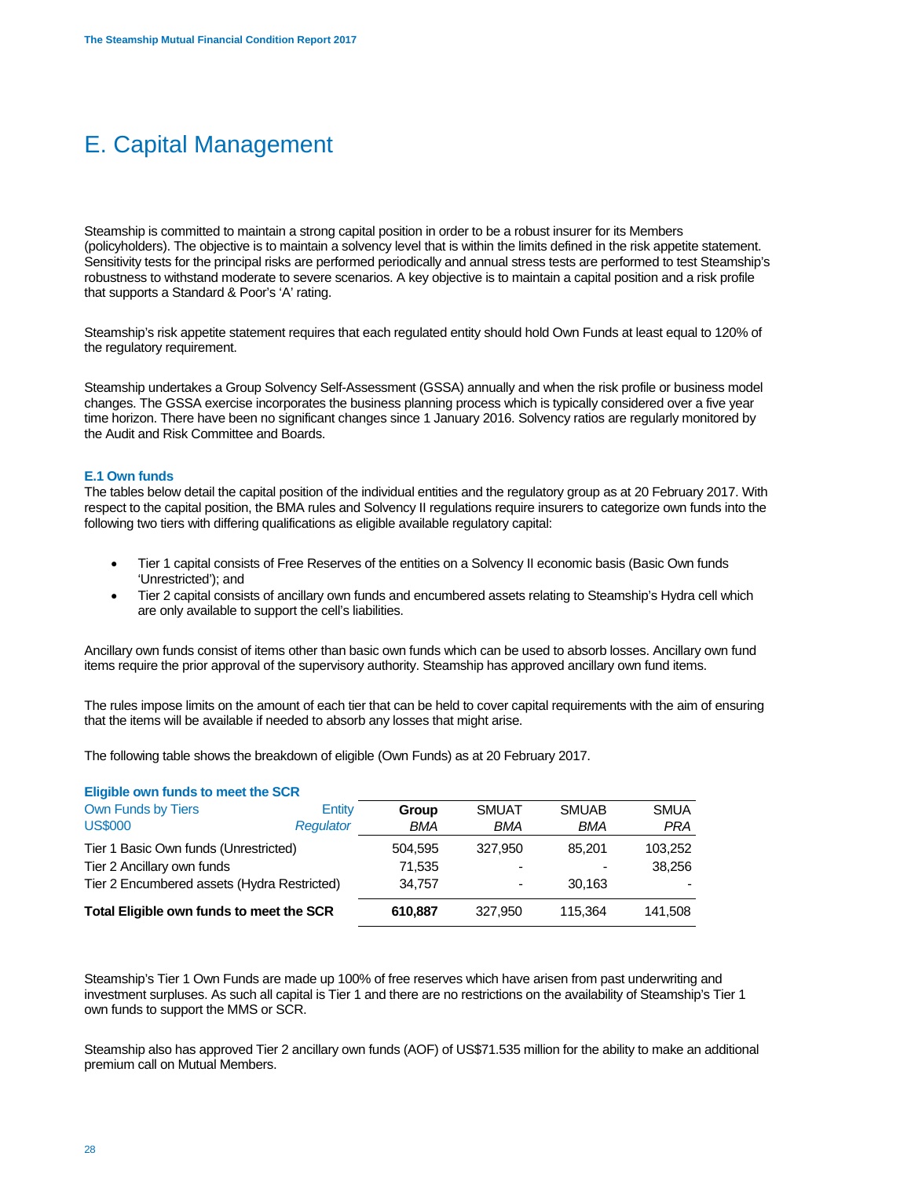# E. Capital Management

Steamship is committed to maintain a strong capital position in order to be a robust insurer for its Members (policyholders). The objective is to maintain a solvency level that is within the limits defined in the risk appetite statement. Sensitivity tests for the principal risks are performed periodically and annual stress tests are performed to test Steamship's robustness to withstand moderate to severe scenarios. A key objective is to maintain a capital position and a risk profile that supports a Standard & Poor's 'A' rating.

Steamship's risk appetite statement requires that each regulated entity should hold Own Funds at least equal to 120% of the regulatory requirement.

Steamship undertakes a Group Solvency Self-Assessment (GSSA) annually and when the risk profile or business model changes. The GSSA exercise incorporates the business planning process which is typically considered over a five year time horizon. There have been no significant changes since 1 January 2016. Solvency ratios are regularly monitored by the Audit and Risk Committee and Boards.

### E.1 Own funds

The tables below detail the capital position of the individual entities and the regulatory group as at 20 February 2017. With respect to the capital position, the BMA rules and Solvency II regulations require insurers to categorize own funds into the following two tiers with differing qualifications as eligible available regulatory capital:

- Tier 1 capital consists of Free Reserves of the entities on a Solvency II economic basis (Basic Own funds 'Unrestricted'); and
- Tier 2 capital consists of ancillary own funds and encumbered assets relating to Steamship's Hydra cell which are only available to support the cell's liabilities.

Ancillary own funds consist of items other than basic own funds which can be used to absorb losses. Ancillary own fund items require the prior approval of the supervisory authority. Steamship has approved ancillary own fund items.

The rules impose limits on the amount of each tier that can be held to cover capital requirements with the aim of ensuring that the items will be available if needed to absorb any losses that might arise.

The following table shows the breakdown of eligible (Own Funds) as at 20 February 2017.

**Eligible own funds to meet the SCR**

| Own Funds by Tiers | Entity | **Group** | SMUAT | SMUAB | SMUA |
|---|---|---|---|---|---|
| US$000 | *Regulator* | *BMA* | *BMA* | *BMA* | *PRA* |
| Tier 1 Basic Own funds (Unrestricted) | | 504,595 | 327,950 | 85,201 | 103,252 |
| Tier 2 Ancillary own funds | | 71,535 | - | - | 38,256 |
| Tier 2 Encumbered assets (Hydra Restricted) | | 34,757 | - | 30,163 | - |
| **Total Eligible own funds to meet the SCR** | | **610,887** | 327,950 | 115,364 | 141,508 |

Steamship's Tier 1 Own Funds are made up 100% of free reserves which have arisen from past underwriting and investment surpluses. As such all capital is Tier 1 and there are no restrictions on the availability of Steamship's Tier 1 own funds to support the MMS or SCR.

Steamship also has approved Tier 2 ancillary own funds (AOF) of US$71.535 million for the ability to make an additional premium call on Mutual Members.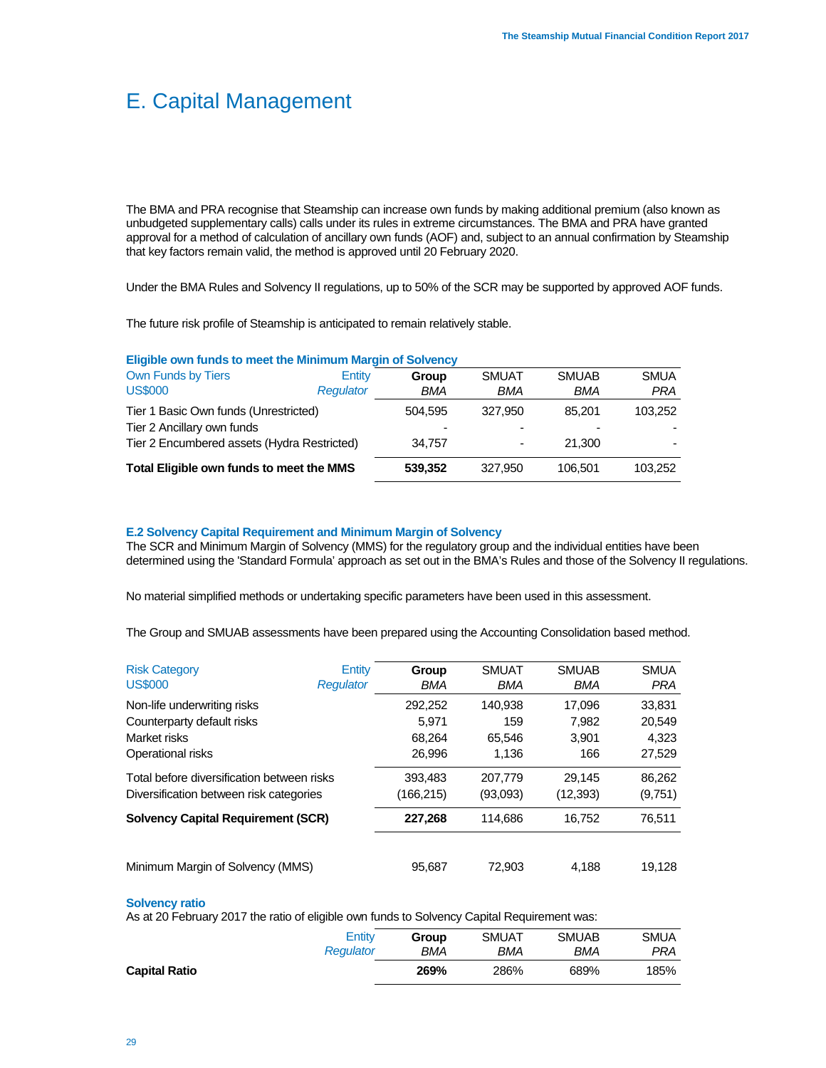# E. Capital Management

The BMA and PRA recognise that Steamship can increase own funds by making additional premium (also known as unbudgeted supplementary calls) calls under its rules in extreme circumstances. The BMA and PRA have granted approval for a method of calculation of ancillary own funds (AOF) and, subject to an annual confirmation by Steamship that key factors remain valid, the method is approved until 20 February 2020.

Under the BMA Rules and Solvency II regulations, up to 50% of the SCR may be supported by approved AOF funds.

The future risk profile of Steamship is anticipated to remain relatively stable.

### Eligible own funds to meet the Minimum Margin of Solvency

| Own Funds by Tiers | Entity | Group | SMUAT | SMUAB | SMUA |
|---|---|---|---|---|---|
| US$000 | *Regulator* | *BMA* | *BMA* | *BMA* | *PRA* |
| Tier 1 Basic Own funds (Unrestricted) | | 504,595 | 327,950 | 85,201 | 103,252 |
| Tier 2 Ancillary own funds | | - | - | - | - |
| Tier 2 Encumbered assets (Hydra Restricted) | | 34,757 | - | 21,300 | - |
| **Total Eligible own funds to meet the MMS** | | **539,352** | 327,950 | 106,501 | 103,252 |

### E.2 Solvency Capital Requirement and Minimum Margin of Solvency

The SCR and Minimum Margin of Solvency (MMS) for the regulatory group and the individual entities have been determined using the 'Standard Formula' approach as set out in the BMA's Rules and those of the Solvency II regulations.

No material simplified methods or undertaking specific parameters have been used in this assessment.

The Group and SMUAB assessments have been prepared using the Accounting Consolidation based method.

| Risk Category | Entity | Group | SMUAT | SMUAB | SMUA |
|---|---|---|---|---|---|
| US$000 | *Regulator* | *BMA* | *BMA* | *BMA* | *PRA* |
| Non-life underwriting risks | | 292,252 | 140,938 | 17,096 | 33,831 |
| Counterparty default risks | | 5,971 | 159 | 7,982 | 20,549 |
| Market risks | | 68,264 | 65,546 | 3,901 | 4,323 |
| Operational risks | | 26,996 | 1,136 | 166 | 27,529 |
| Total before diversification between risks | | 393,483 | 207,779 | 29,145 | 86,262 |
| Diversification between risk categories | | (166,215) | (93,093) | (12,393) | (9,751) |
| **Solvency Capital Requirement (SCR)** | | **227,268** | 114,686 | 16,752 | 76,511 |
| Minimum Margin of Solvency (MMS) | | 95,687 | 72,903 | 4,188 | 19,128 |

### Solvency ratio

As at 20 February 2017 the ratio of eligible own funds to Solvency Capital Requirement was:

| | Entity | Group | SMUAT | SMUAB | SMUA |
|---|---|---|---|---|---|
| | *Regulator* | *BMA* | *BMA* | *BMA* | *PRA* |
| **Capital Ratio** | | **269%** | 286% | 689% | 185% |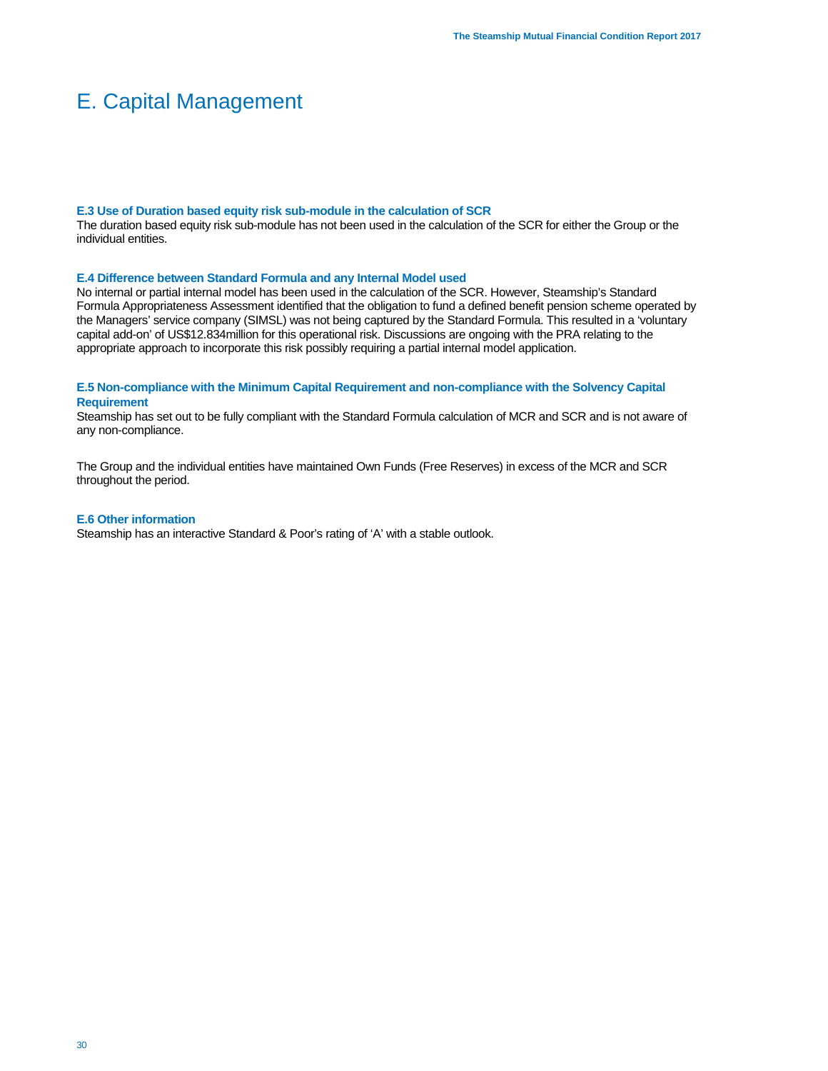# E. Capital Management

### E.3 Use of Duration based equity risk sub-module in the calculation of SCR

The duration based equity risk sub-module has not been used in the calculation of the SCR for either the Group or the individual entities.

### E.4 Difference between Standard Formula and any Internal Model used

No internal or partial internal model has been used in the calculation of the SCR. However, Steamship's Standard Formula Appropriateness Assessment identified that the obligation to fund a defined benefit pension scheme operated by the Managers' service company (SIMSL) was not being captured by the Standard Formula. This resulted in a 'voluntary capital add-on' of US$12.834million for this operational risk. Discussions are ongoing with the PRA relating to the appropriate approach to incorporate this risk possibly requiring a partial internal model application.

### E.5 Non-compliance with the Minimum Capital Requirement and non-compliance with the Solvency Capital Requirement

Steamship has set out to be fully compliant with the Standard Formula calculation of MCR and SCR and is not aware of any non-compliance.

The Group and the individual entities have maintained Own Funds (Free Reserves) in excess of the MCR and SCR throughout the period.

### E.6 Other information

Steamship has an interactive Standard & Poor's rating of 'A' with a stable outlook.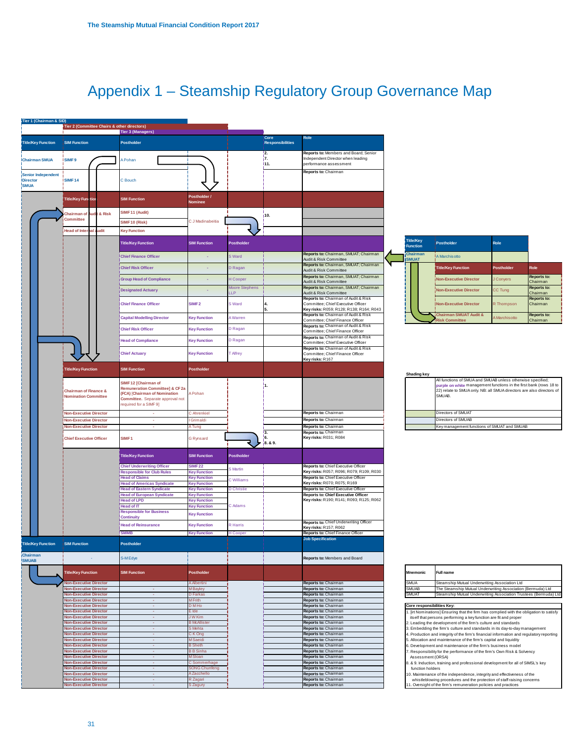# Appendix 1 – Steamship Regulatory Group Governance Map

Tier 1 (Chairman & SID)

Tier 2 (Committee Chairs & other directors)

Tier 3 (Managers)

| Title/Key Function | SIM Function | Postholder | Core Responsibilities | Role |
|---|---|---|---|---|
| Chairman SMUA | SIMF 9 | A Pohan | 2. 7. 11. | **Reports to:** Members and Board; Senior Independent Director when leading performance assessment |
| Senior Independent Director SMUA | SIMF 14 | C Bouch | | **Reports to:** Chairman |

| Title/Key Function | SIM Function | Postholder / Nominee | Core Responsibilities | Role |
|---|---|---|---|---|
| Chairman of Audit & Risk Committee | SIMF 11 (Audit) | C J Madinabeitia | 10. | |
| | SIMF 10 (Risk) | | | |
| Head of Internal Audit | Key Function | | | |

| Title/Key Function | SIM Function | Postholder | Role |
|---|---|---|---|
| Chief Finance Officer | - | S Ward | **Reports to:** Chairman, SMUAT; Chairman Audit & Risk Committee |
| Chief Risk Officer | - | D Ragan | **Reports to:** Chairman, SMUAT; Chairman Audit & Risk Committee |
| Group Head of Compliance | - | H Cooper | **Reports to:** Chairman, SMUAT; Chairman Audit & Risk Committee |
| Designated Actuary | - | Moore Stephens LLP | **Reports to:** Chairman, SMUAT; Chairman Audit & Risk Committee |
| Chief Finance Officer | SIMF 2 | S Ward | Core Responsibilities: 4. 5. **Reports to:** Chairman of Audit & Risk Committee; Chief Executive Officer **Key risks:** R059; R128; R138; R164; R043 |
| Capital Modelling Director | Key Function | A Warren | **Reports to:** Chairman of Audit & Risk Committee; Chief Finance Officer |
| Chief Risk Officer | Key Function | D Ragan | **Reports to:** Chairman of Audit & Risk Committee; Chief Finance Officer |
| Head of Compliance | Key Function | D Ragan | **Reports to:** Chairman of Audit & Risk Committee; Chief Executive Officer |
| Chief Actuary | Key Function | T Alfrey | **Reports to:** Chairman of Audit & Risk Committee; Chief Finance Officer **Key risks:** R167 |

| Title/Key Function | SIM Function | Postholder | Core Responsibilities | Role |
|---|---|---|---|---|
| Chairman of Finance & Nomination Committee | SIMF 12 [Chairman of Remuneration Committee] & CF 2a (FCA) [Chairman of Nomination Committee. Separate approval not required for a SIMF 9] | A Pohan | 1. | |
| Non-Executive Director | - | C Ahrenkiel | | **Reports to:** Chairman |
| Non-Executive Director | - | I Grimaldi | | **Reports to:** Chairman |
| Non-Executive Director | - | A Tung | | **Reports to:** Chairman |
| Chief Executive Officer | SIMF 1 | G Rynsard | 3. 6. 8. & 9. | **Reports to:** Chairman **Key risks:** R031; R084 |

| Title/Key Function | SIM Function | Postholder | Role |
|---|---|---|---|
| Chief Underwriting Officer | SIMF 22 | S Martin | **Reports to:** Chief Executive Officer **Key risks:** R057; R096; R079; R109; R030 |
| Responsible for Club Rules | Key Function | | |
| Head of Claims | Key Function | C Williams | **Reports to:** Chief Executive Officer **Key risks:** R070; R075; R169 |
| Head of Americas Syndicate | Key Function | | |
| Head of Eastern Syndicate | Key Function | D Christie | **Reports to:** Chief Executive Officer |
| Head of European Syndicate | Key Function | C Adams | **Reports to:** Chief Executive Officer **Key risks:** R190; R141; R093; R125; R062 |
| Head of LPD | Key Function | | |
| Head of IT | Key Function | | |
| Responsible for Business Continuity | Key Function | | |
| Head of Reinsurance | Key Function | R Harris | **Reports to:** Chief Underwriting Officer **Key risks:** R157; R062 |
| SMMB | Key Function | H Cooper | **Reports to:** Chief Finance Officer |

| Title/Key Function | SIM Function | Postholder | Job Specification |
|---|---|---|---|
| Chairman SMUAB | - | S-M Edye | **Reports to:** Members and Board |

| Title/Key Function | SIM Function | Postholder | Role |
|---|---|---|---|
| Non-Executive Director | - | A Albertini | **Reports to:** Chairman |
| Non-Executive Director | - | M Bayley | **Reports to:** Chairman |
| Non-Executive Director | - | D Farkas | **Reports to:** Chairman |
| Non-Executive Director | - | M Frith | **Reports to:** Chairman |
| Non-Executive Director | - | D M Ho | **Reports to:** Chairman |
| Non-Executive Director | - | E Ide | **Reports to:** Chairman |
| Non-Executive Director | - | J W Kim | **Reports to:** Chairman |
| Non-Executive Director | - | B McAllister | **Reports to:** Chairman |
| Non-Executive Director | - | S Mehta | **Reports to:** Chairman |
| Non-Executive Director | - | C K Ong | **Reports to:** Chairman |
| Non-Executive Director | - | M Saeidi | **Reports to:** Chairman |
| Non-Executive Director | - | B Sheth | **Reports to:** Chairman |
| Non-Executive Director | - | B B Sinha | **Reports to:** Chairman |
| Non-Executive Director | - | M Sloan | **Reports to:** Chairman |
| Non-Executive Director | - | C Sommerhage | **Reports to:** Chairman |
| Non-Executive Director | - | SONG Chunfeng | **Reports to:** Chairman |
| Non-Executive Director | - | A Zacchello | **Reports to:** Chairman |
| Non-Executive Director | - | R Zagari | **Reports to:** Chairman |
| Non-Executive Director | - | S Zagury | **Reports to:** Chairman |

| Title/Key Function | Postholder | Role |
|---|---|---|
| Chairman SMUAT | A Marchisotto | |
| Non-Executive Director | J Conyers | **Reports to:** Chairman |
| Non-Executive Director | CC Tung | **Reports to:** Chairman |
| Non-Executive Director | R Thompson | **Reports to:** Chairman |
| Chairman SMUAT Audit & Risk Committee | A Marchisotto | **Reports to:** Chairman |

**Shading key**

| Shading | Meaning |
|---|---|
| (grey) | All functions of SMUA and SMUAB unless otherwise specified; purple on white management functions in the first bank (rows 18 to 22) relate to SMUA only. NB: all SMUA directors are also directors of SMUAB. |
| (green) | Directors of SMUAT |
| (light blue) | Directors of SMUAB |
| | Key management functions of SMUAT and SMUAB |

| Mnemonic | Full name |
|---|---|
| SMUA | Steamship Mutual Underwriting Association Ltd |
| SMUAB | The Steamship Mutual Underwriting Association (Bermuda) Ltd |
| SMUAT | Steamship Mutual Underwriting Association Trustees (Bermuda) Ltd |

**Core responsibilities Key:**

1. [in Nominations] Ensuring that the firm has complied with the obligation to satisfy itself that persons performing a key function are fit and proper
2. Leading the development of the firm's culture and standards
3. Embedding the firm's culture and standards in its day-to-day management
4. Production and integrity of the firm's financial information and regulatory reporting
5. Allocation and maintenance of the firm's capital and liquidity
6. Development and maintenance of the firm's business model
7. Responsibility for the performance of the firm's Own Risk & Solvency Assessment (ORSA)
8. & 9. Induction, training and professional development for all of SIMSL's key function holders
10. Maintenance of the independence, integrity and effectiveness of the whistleblowing procedures and the protection of staff raising concerns
11. Oversight of the firm's remuneration policies and practices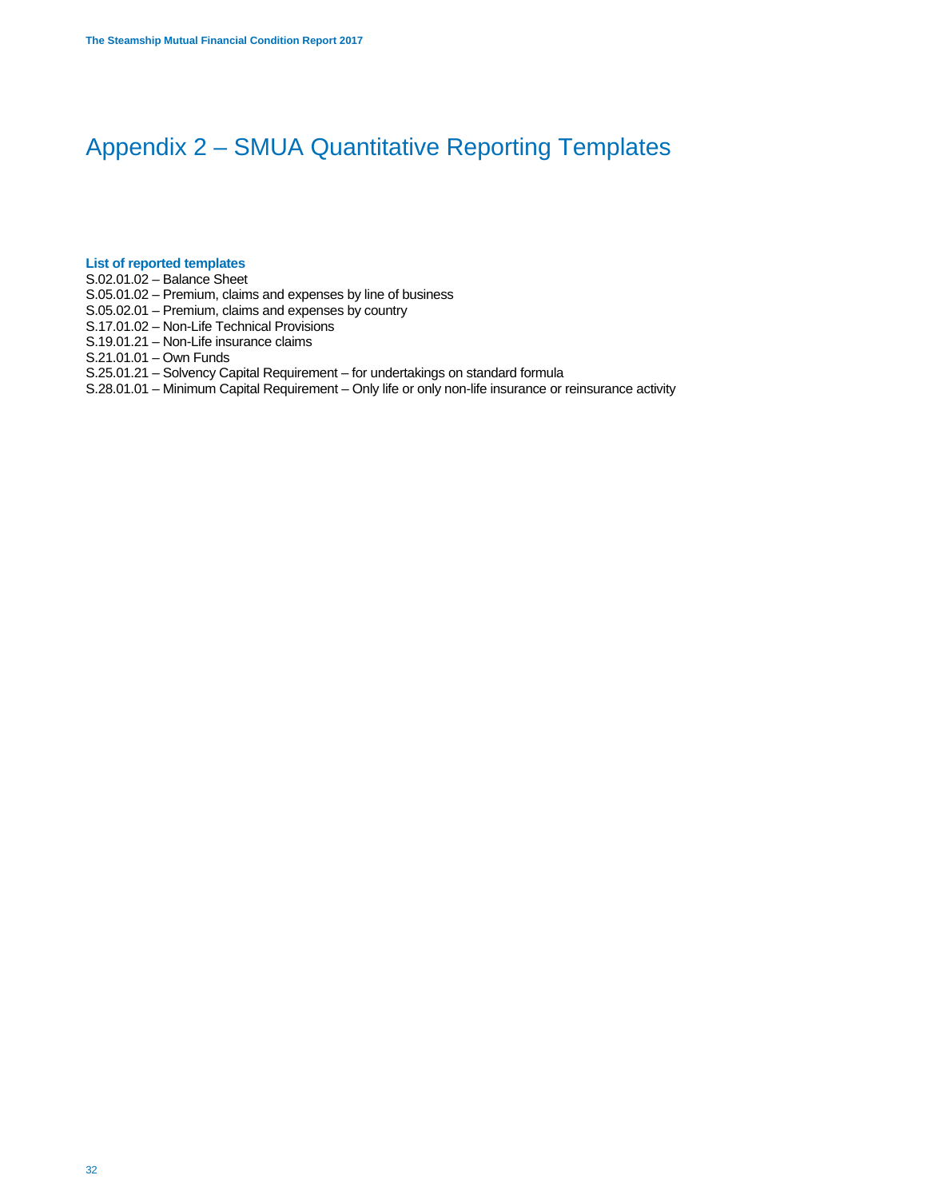# Appendix 2 – SMUA Quantitative Reporting Templates

**List of reported templates**

S.02.01.02 – Balance Sheet
S.05.01.02 – Premium, claims and expenses by line of business
S.05.02.01 – Premium, claims and expenses by country
S.17.01.02 – Non-Life Technical Provisions
S.19.01.21 – Non-Life insurance claims
S.21.01.01 – Own Funds
S.25.01.21 – Solvency Capital Requirement – for undertakings on standard formula
S.28.01.01 – Minimum Capital Requirement – Only life or only non-life insurance or reinsurance activity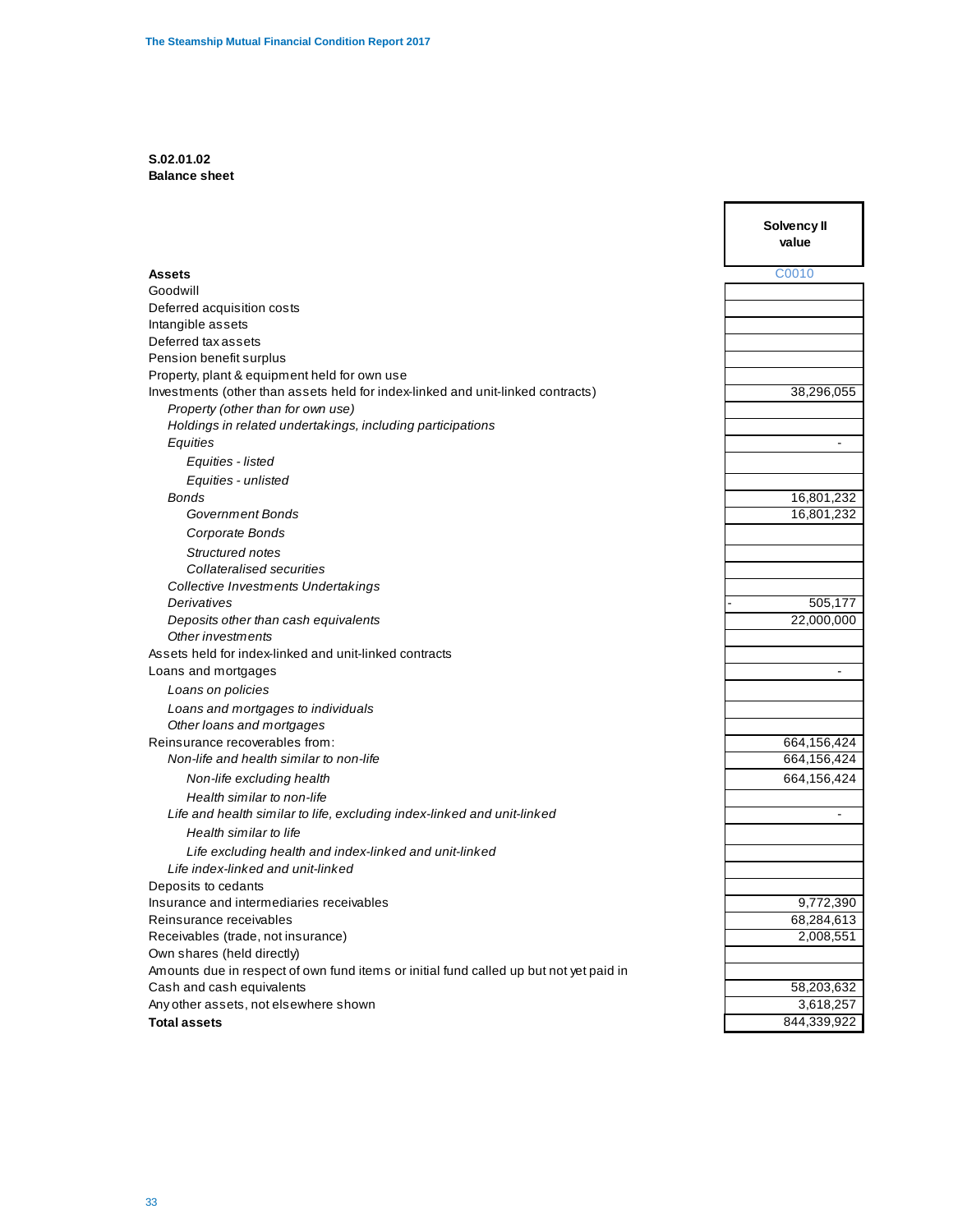**S.02.01.02**
**Balance sheet**

| | Solvency II value |
|---|---|
| **Assets** | C0010 |
| Goodwill | |
| Deferred acquisition costs | |
| Intangible assets | |
| Deferred tax assets | |
| Pension benefit surplus | |
| Property, plant & equipment held for own use | |
| Investments (other than assets held for index-linked and unit-linked contracts) | 38,296,055 |
| *Property (other than for own use)* | |
| *Holdings in related undertakings, including participations* | |
| *Equities* | - |
| *Equities - listed* | |
| *Equities - unlisted* | |
| *Bonds* | 16,801,232 |
| *Government Bonds* | 16,801,232 |
| *Corporate Bonds* | |
| *Structured notes* | |
| *Collateralised securities* | |
| *Collective Investments Undertakings* | |
| *Derivatives* | - 505,177 |
| *Deposits other than cash equivalents* | 22,000,000 |
| *Other investments* | |
| Assets held for index-linked and unit-linked contracts | |
| Loans and mortgages | - |
| *Loans on policies* | |
| *Loans and mortgages to individuals* | |
| *Other loans and mortgages* | |
| Reinsurance recoverables from: | 664,156,424 |
| *Non-life and health similar to non-life* | 664,156,424 |
| *Non-life excluding health* | 664,156,424 |
| *Health similar to non-life* | |
| *Life and health similar to life, excluding index-linked and unit-linked* | - |
| *Health similar to life* | |
| *Life excluding health and index-linked and unit-linked* | |
| *Life index-linked and unit-linked* | |
| Deposits to cedants | |
| Insurance and intermediaries receivables | 9,772,390 |
| Reinsurance receivables | 68,284,613 |
| Receivables (trade, not insurance) | 2,008,551 |
| Own shares (held directly) | |
| Amounts due in respect of own fund items or initial fund called up but not yet paid in | |
| Cash and cash equivalents | 58,203,632 |
| Any other assets, not elsewhere shown | 3,618,257 |
| **Total assets** | 844,339,922 |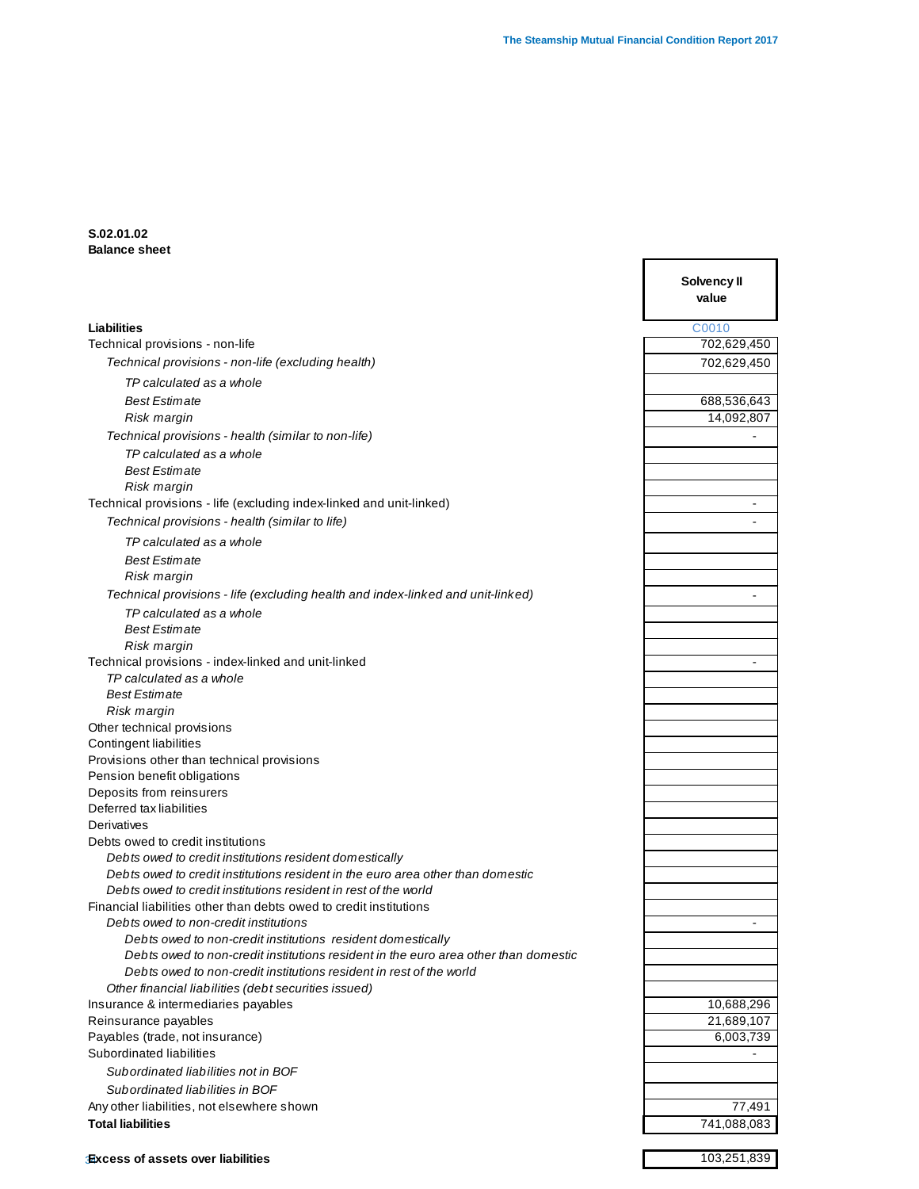**S.02.01.02**
**Balance sheet**

| | Solvency II value |
|---|---|
| **Liabilities** | C0010 |
| Technical provisions - non-life | 702,629,450 |
| *Technical provisions - non-life (excluding health)* | 702,629,450 |
| *TP calculated as a whole* | |
| *Best Estimate* | 688,536,643 |
| *Risk margin* | 14,092,807 |
| *Technical provisions - health (similar to non-life)* | - |
| *TP calculated as a whole* | |
| *Best Estimate* | |
| *Risk margin* | |
| Technical provisions - life (excluding index-linked and unit-linked) | - |
| *Technical provisions - health (similar to life)* | - |
| *TP calculated as a whole* | |
| *Best Estimate* | |
| *Risk margin* | |
| *Technical provisions - life (excluding health and index-linked and unit-linked)* | - |
| *TP calculated as a whole* | |
| *Best Estimate* | |
| *Risk margin* | |
| Technical provisions - index-linked and unit-linked | - |
| *TP calculated as a whole* | |
| *Best Estimate* | |
| *Risk margin* | |
| Other technical provisions | |
| Contingent liabilities | |
| Provisions other than technical provisions | |
| Pension benefit obligations | |
| Deposits from reinsurers | |
| Deferred tax liabilities | |
| Derivatives | |
| Debts owed to credit institutions | |
| *Debts owed to credit institutions resident domestically* | |
| *Debts owed to credit institutions resident in the euro area other than domestic* | |
| *Debts owed to credit institutions resident in rest of the world* | |
| Financial liabilities other than debts owed to credit institutions | |
| *Debts owed to non-credit institutions* | - |
| *Debts owed to non-credit institutions resident domestically* | |
| *Debts owed to non-credit institutions resident in the euro area other than domestic* | |
| *Debts owed to non-credit institutions resident in rest of the world* | |
| *Other financial liabilities (debt securities issued)* | |
| Insurance & intermediaries payables | 10,688,296 |
| Reinsurance payables | 21,689,107 |
| Payables (trade, not insurance) | 6,003,739 |
| Subordinated liabilities | - |
| *Subordinated liabilities not in BOF* | |
| *Subordinated liabilities in BOF* | |
| Any other liabilities, not elsewhere shown | 77,491 |
| **Total liabilities** | 741,088,083 |
| **Excess of assets over liabilities** | 103,251,839 |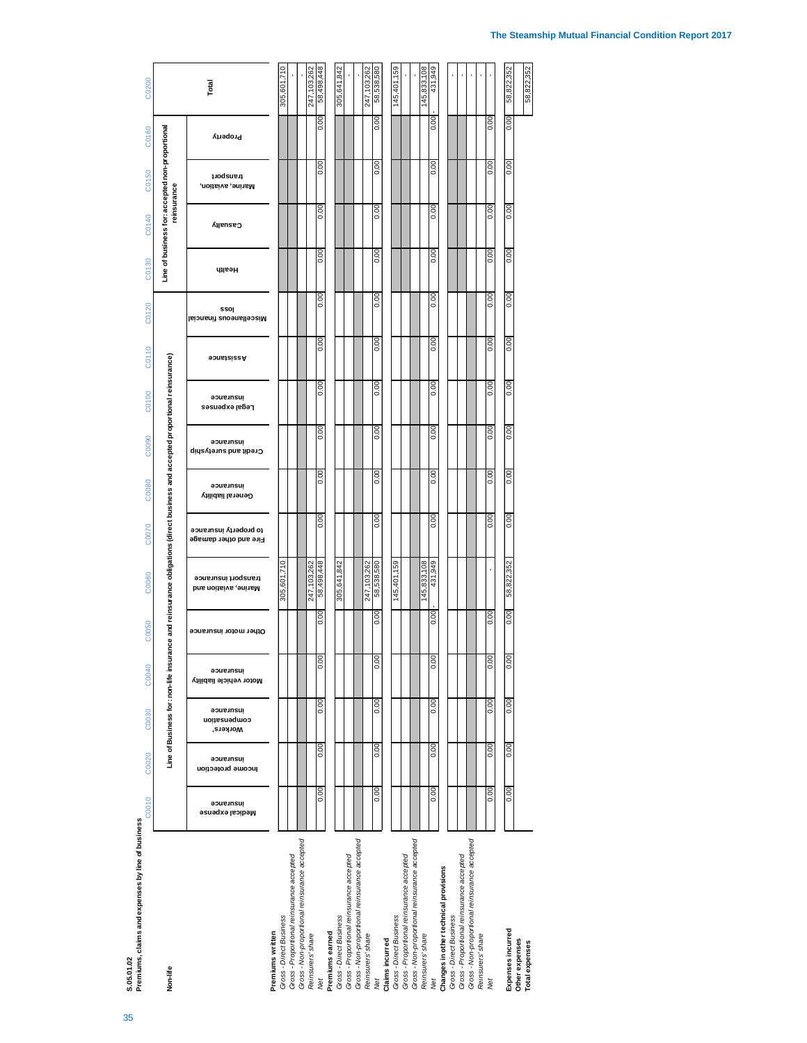**S.05.01.02**
**Premiums, claims and expenses by line of business**

**Non-life**

| | Line of Business for: non-life insurance and reinsurance obligations (direct business and accepted proportional reinsurance) | | | | | | | | | | | | Line of business for: accepted non-proportional reinsurance | | | | Total |
|---|---|---|---|---|---|---|---|---|---|---|---|---|---|---|---|---|---|
| | Medical expense insurance | Income protection insurance | Workers' compensation insurance | Motor vehicle liability insurance | Other motor insurance | Marine, aviation and transport insurance | Fire and other damage to property insurance | General liability insurance | Credit and suretyship insurance | Legal expenses insurance | Assistance | Miscellaneous financial loss | Health | Casualty | Marine, aviation, transport | Property | |
| | C0010 | C0020 | C0030 | C0040 | C0050 | C0060 | C0070 | C0080 | C0090 | C0100 | C0110 | C0120 | C0130 | C0140 | C0150 | C0160 | C0200 |
| **Premiums written** | | | | | | | | | | | | | | | | | |
| *Gross - Direct Business* | | | | | | 305,601,710 | | | | | | | | | | | 305,601,710 |
| *Gross - Proportional reinsurance accepted* | | | | | | | | | | | | | | | | | - |
| *Gross - Non-proportional reinsurance accepted* | | | | | | | | | | | | | | | | | - |
| *Reinsurers' share* | | | | | | 247,103,262 | | | | | | | | | | | 247,103,262 |
| *Net* | 0.00 | 0.00 | 0.00 | 0.00 | 0.00 | 58,498,448 | 0.00 | 0.00 | 0.00 | 0.00 | 0.00 | 0.00 | 0.00 | 0.00 | 0.00 | 0.00 | 58,498,448 |
| **Premiums earned** | | | | | | | | | | | | | | | | | |
| *Gross - Direct Business* | | | | | | 305,641,842 | | | | | | | | | | | 305,641,842 |
| *Gross - Proportional reinsurance accepted* | | | | | | | | | | | | | | | | | - |
| *Gross - Non-proportional reinsurance accepted* | | | | | | | | | | | | | | | | | - |
| *Reinsurers' share* | | | | | | 247,103,262 | | | | | | | | | | | 247,103,262 |
| *Net* | 0.00 | 0.00 | 0.00 | 0.00 | 0.00 | 58,538,580 | 0.00 | 0.00 | 0.00 | 0.00 | 0.00 | 0.00 | 0.00 | 0.00 | 0.00 | 0.00 | 58,538,580 |
| **Claims incurred** | | | | | | | | | | | | | | | | | |
| *Gross - Direct Business* | | | | | | 145,401,159 | | | | | | | | | | | 145,401,159 |
| *Gross - Proportional reinsurance accepted* | | | | | | | | | | | | | | | | | - |
| *Gross - Non-proportional reinsurance accepted* | | | | | | | | | | | | | | | | | - |
| *Reinsurers' share* | | | | | | 145,833,108 | | | | | | | | | | | 145,833,108 |
| *Net* | 0.00 | 0.00 | 0.00 | 0.00 | 0.00 | -431,949 | 0.00 | 0.00 | 0.00 | 0.00 | 0.00 | 0.00 | 0.00 | 0.00 | 0.00 | 0.00 | -431,949 |
| **Changes in other technical provisions** | | | | | | | | | | | | | | | | | |
| *Gross - Direct Business* | | | | | | | | | | | | | | | | | - |
| *Gross - Proportional reinsurance accepted* | | | | | | | | | | | | | | | | | - |
| *Gross - Non-proportional reinsurance accepted* | | | | | | | | | | | | | | | | | - |
| *Reinsurers' share* | | | | | | | | | | | | | | | | | - |
| *Net* | 0.00 | 0.00 | 0.00 | 0.00 | 0.00 | - | 0.00 | 0.00 | 0.00 | 0.00 | 0.00 | 0.00 | 0.00 | 0.00 | 0.00 | 0.00 | - |
| **Expenses incurred** | 0.00 | 0.00 | 0.00 | 0.00 | 0.00 | 58,822,352 | 0.00 | 0.00 | 0.00 | 0.00 | 0.00 | 0.00 | 0.00 | 0.00 | 0.00 | 0.00 | 58,822,352 |
| **Other expenses** | | | | | | | | | | | | | | | | | |
| **Total expenses** | | | | | | | | | | | | | | | | | 58,822,352 |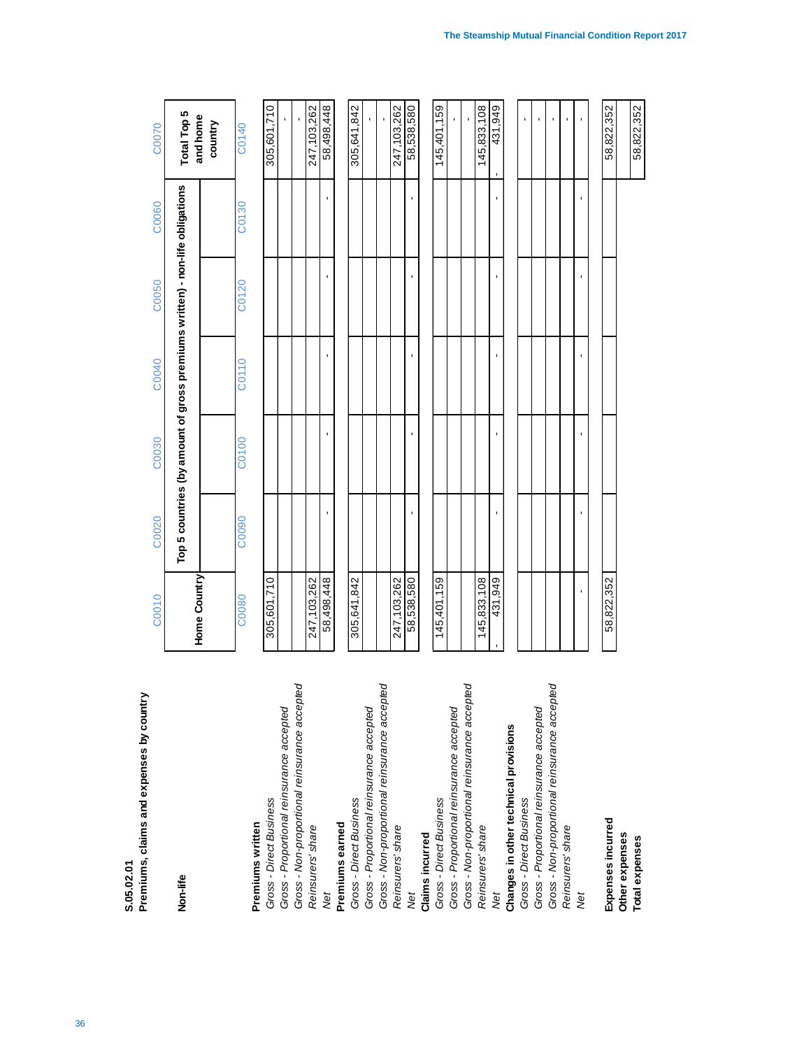**S.05.02.01**
**Premiums, claims and expenses by country**

| **Non-life** | C0010 | C0020 | C0030 | C0040 | C0050 | C0060 | C0070 |
|---|---|---|---|---|---|---|---|
| | **Home Country** | **Top 5 countries (by amount of gross premiums written) - non-life obligations** | | | | | **Total Top 5 and home country** |
| | C0080 | C0090 | C0100 | C0110 | C0120 | C0130 | C0140 |
| **Premiums written** | | | | | | | |
| *Gross - Direct Business* | 305,601,710 | | | | | | 305,601,710 |
| *Gross - Proportional reinsurance accepted* | | | | | | | - |
| *Gross - Non-proportional reinsurance accepted* | | | | | | | - |
| *Reinsurers' share* | 247,103,262 | | | | | | 247,103,262 |
| *Net* | 58,498,448 | - | - | - | - | - | 58,498,448 |
| **Premiums earned** | | | | | | | |
| *Gross - Direct Business* | 305,641,842 | | | | | | 305,641,842 |
| *Gross - Proportional reinsurance accepted* | | | | | | | - |
| *Gross - Non-proportional reinsurance accepted* | | | | | | | - |
| *Reinsurers' share* | 247,103,262 | | | | | | 247,103,262 |
| *Net* | 58,538,580 | - | - | - | - | - | 58,538,580 |
| **Claims incurred** | | | | | | | |
| *Gross - Direct Business* | 145,401,159 | | | | | | 145,401,159 |
| *Gross - Proportional reinsurance accepted* | | | | | | | - |
| *Gross - Non-proportional reinsurance accepted* | | | | | | | - |
| *Reinsurers' share* | 145,833,108 | | | | | | 145,833,108 |
| *Net* | - 431,949 | - | - | - | - | - | - 431,949 |
| **Changes in other technical provisions** | | | | | | | |
| *Gross - Direct Business* | | | | | | | - |
| *Gross - Proportional reinsurance accepted* | | | | | | | - |
| *Gross - Non-proportional reinsurance accepted* | | | | | | | - |
| *Reinsurers' share* | | | | | | | - |
| *Net* | - | - | - | - | - | - | - |
| | | | | | | | |
| **Expenses incurred** | 58,822,352 | | | | | | 58,822,352 |
| **Other expenses** | | | | | | | |
| **Total expenses** | | | | | | | 58,822,352 |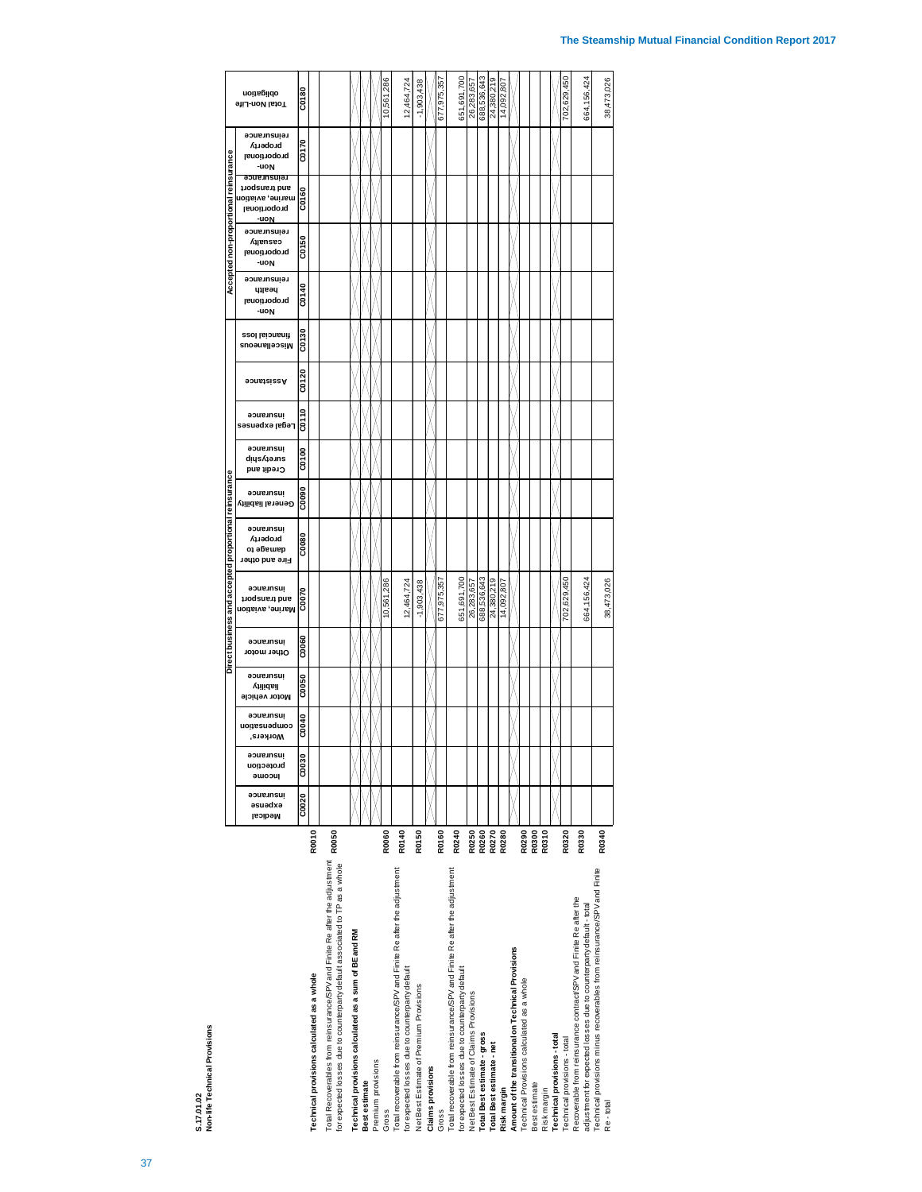**S.17.01.02**
**Non-life Technical Provisions**

| | | Direct business and accepted proportional reinsurance | | | | | | | | | | | | Accepted non-proportional reinsurance | | | | |
|---|---|---|---|---|---|---|---|---|---|---|---|---|---|---|---|---|---|---|
| | | Medical expense insurance | Income protection insurance | Workers' compensation insurance | Motor vehicle liability insurance | Other motor insurance | Marine, aviation and transport insurance | Fire and other damage to property insurance | General liability insurance | Credit and suretyship insurance | Legal expenses insurance | Assistance | Miscellaneous financial loss | Non-proportional health reinsurance | Non-proportional casualty reinsurance | Non-proportional marine, aviation and transport reinsurance | Non-proportional property reinsurance | Total Non-Life obligation |
| | | C0020 | C0030 | C0040 | C0050 | C0060 | C0070 | C0080 | C0090 | C0100 | C0110 | C0120 | C0130 | C0140 | C0150 | C0160 | C0170 | C0180 |
| **Technical provisions calculated as a whole** | R0010 | | | | | | | | | | | | | | | | | |
| Total Recoverables from reinsurance/SPV and Finite Re after the adjustment for expected losses due to counterparty default associated to TP as a whole | R0050 | | | | | | | | | | | | | | | | | |
| **Technical provisions calculated as a sum of BE and RM** | | | | | | | | | | | | | | | | | | |
| **Best estimate** | | | | | | | | | | | | | | | | | | |
| Premium provisions | | | | | | | | | | | | | | | | | | |
| Gross | R0060 | | | | | | 10,561,286 | | | | | | | | | | | 10,561,286 |
| Total recoverable from reinsurance/SPV and Finite Re after the adjustment for expected losses due to counterparty default | R0140 | | | | | | 12,464,724 | | | | | | | | | | | 12,464,724 |
| Net Best Estimate of Premium Provisions | R0150 | | | | | | -1,903,438 | | | | | | | | | | | -1,903,438 |
| **Claims provisions** | | | | | | | | | | | | | | | | | | |
| Gross | R0160 | | | | | | 677,975,357 | | | | | | | | | | | 677,975,357 |
| Total recoverable from reinsurance/SPV and Finite Re after the adjustment for expected losses due to counterparty default | R0240 | | | | | | 651,691,700 | | | | | | | | | | | 651,691,700 |
| Net Best Estimate of Claims Provisions | R0250 | | | | | | 26,283,657 | | | | | | | | | | | 26,283,657 |
| **Total Best estimate - gross** | R0260 | | | | | | 688,536,643 | | | | | | | | | | | 688,536,643 |
| **Total Best estimate - net** | R0270 | | | | | | 24,380,219 | | | | | | | | | | | 24,380,219 |
| **Risk margin** | R0280 | | | | | | 14,092,807 | | | | | | | | | | | 14,092,807 |
| **Amount of the transitional on Technical Provisions** | | | | | | | | | | | | | | | | | | |
| Technical Provisions calculated as a whole | R0290 | | | | | | | | | | | | | | | | | |
| Best estimate | R0300 | | | | | | | | | | | | | | | | | |
| Risk margin | R0310 | | | | | | | | | | | | | | | | | |
| **Technical provisions - total** | | | | | | | | | | | | | | | | | | |
| Technical provisions - total | R0320 | | | | | | 702,629,450 | | | | | | | | | | | 702,629,450 |
| Recoverable from reinsurance contract/SPV and Finite Re after the adjustment for expected losses due to counterparty default - total | R0330 | | | | | | 664,156,424 | | | | | | | | | | | 664,156,424 |
| Technical provisions minus recoverables from reinsurance/SPV and Finite Re - total | R0340 | | | | | | 38,473,026 | | | | | | | | | | | 38,473,026 |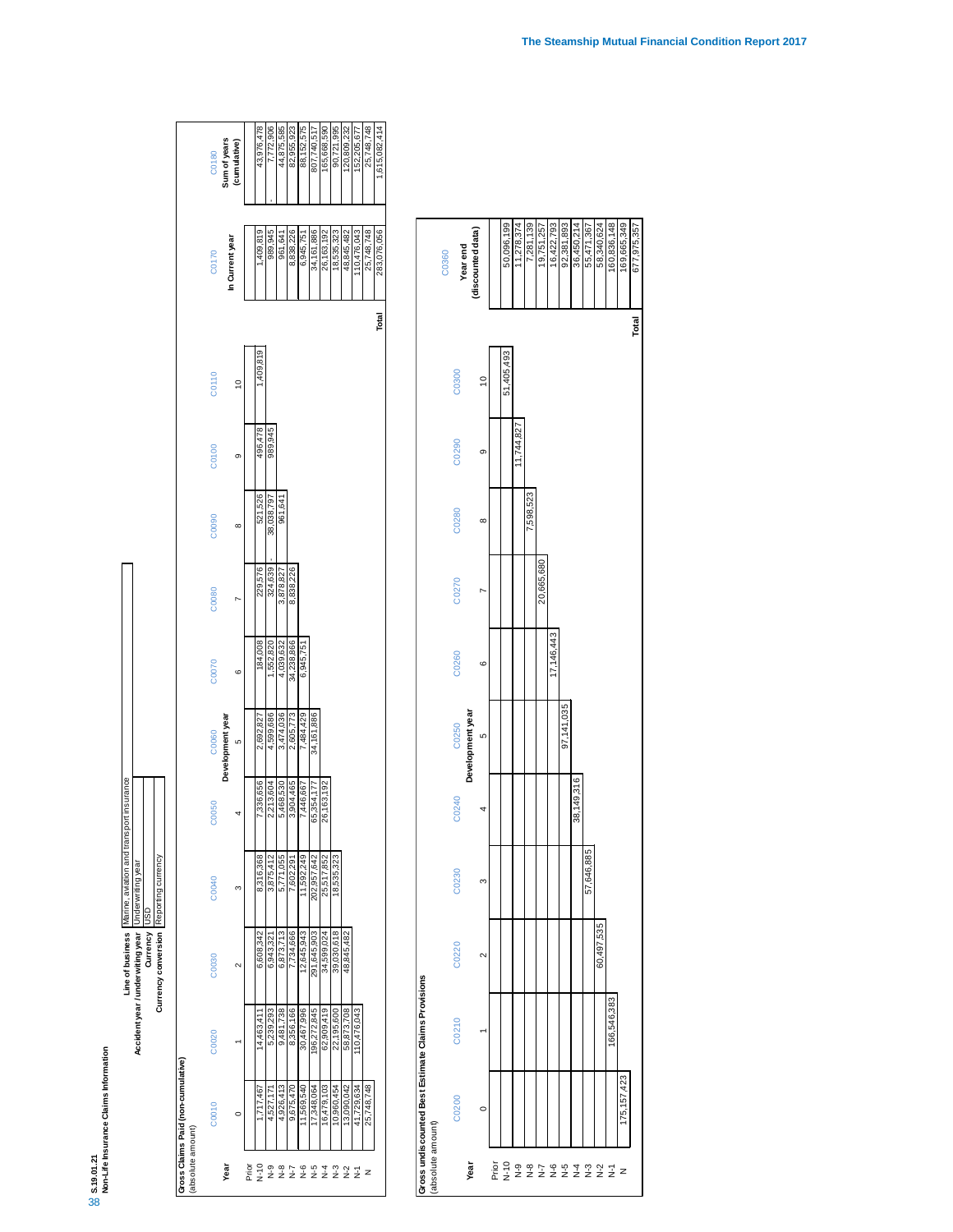**S.19.01.21**
**Non-Life Insurance Claims Information**

| Line of business | Marine, aviation and transport insurance |
|---|---|
| Accident year / underwriting year | Underwriting year |
| Currency | USD |
| Currency conversion | Reporting currency |

**Gross Claims Paid (non-cumulative)**
(absolute amount)

| Year | C0010 | C0020 | C0030 | C0040 | C0050 | C0060 | C0070 | C0080 | C0090 | C0100 | C0110 | | C0170 | C0180 |
|---|---|---|---|---|---|---|---|---|---|---|---|---|---|---|
| | Development year | | | | | | | | | | | | In Current year | Sum of years (cumulative) |
| | 0 | 1 | 2 | 3 | 4 | 5 | 6 | 7 | 8 | 9 | 10 | | | |
| Prior | | | | | | | | | | | | | | |
| N-10 | 1,717,467 | 14,463,411 | 6,608,342 | 8,316,368 | 7,336,656 | 2,692,827 | 184,008 | 229,576 | 521,526 | 496,478 | 1,409,819 | | 1,409,819 | 43,976,478 |
| N-9 | 4,527,171 | 5,239,293 | 6,943,321 | 3,875,412 | 2,213,604 | 4,599,686 | 1,552,820 | 324,639 | - 38,038,797 | 989,945 | | | 989,945 | - 7,772,906 |
| N-8 | 4,926,413 | 9,481,738 | 6,873,713 | 5,771,055 | 5,468,530 | 3,474,036 | 4,039,632 | 3,878,827 | 961,641 | | | | 961,641 | 44,875,585 |
| N-7 | 9,675,470 | 8,356,166 | 7,734,666 | 7,602,291 | 3,904,465 | 2,605,773 | 34,238,866 | 8,838,226 | | | | | 8,838,226 | 82,955,923 |
| N-6 | 11,569,540 | 30,467,996 | 12,645,943 | 11,592,249 | 7,446,667 | 7,484,429 | 6,945,751 | | | | | | 6,945,751 | 88,152,575 |
| N-5 | 17,348,064 | 196,272,845 | 291,645,903 | 202,957,642 | 65,354,177 | 34,161,886 | | | | | | | 34,161,886 | 807,740,517 |
| N-4 | 16,479,103 | 62,909,419 | 34,599,024 | 25,517,852 | 26,163,192 | | | | | | | | 26,163,192 | 165,668,590 |
| N-3 | 10,960,454 | 22,195,600 | 39,030,618 | 18,535,323 | | | | | | | | | 18,535,323 | 90,721,995 |
| N-2 | 13,090,042 | 58,873,708 | 48,845,482 | | | | | | | | | | 48,845,482 | 120,809,232 |
| N-1 | 41,729,634 | 110,476,043 | | | | | | | | | | | 110,476,043 | 152,205,677 |
| N | 25,748,748 | | | | | | | | | | | | 25,748,748 | 25,748,748 |
| | | | | | | | | | | | | Total | 283,076,056 | 1,615,082,414 |

**Gross undiscounted Best Estimate Claims Provisions**
(absolute amount)

| Year | C0200 | C0210 | C0220 | C0230 | C0240 | C0250 | C0260 | C0270 | C0280 | C0290 | C0300 | | C0360 |
|---|---|---|---|---|---|---|---|---|---|---|---|---|---|
| | Development year | | | | | | | | | | | | Year end (discounted data) |
| | 0 | 1 | 2 | 3 | 4 | 5 | 6 | 7 | 8 | 9 | 10 | | |
| Prior | | | | | | | | | | | | | |
| N-10 | | | | | | | | | | | 51,405,493 | | 50,096,199 |
| N-9 | | | | | | | | | | 11,744,827 | | | 11,278,374 |
| N-8 | | | | | | | | | 7,598,523 | | | | 7,281,139 |
| N-7 | | | | | | | | 20,665,680 | | | | | 19,751,257 |
| N-6 | | | | | | | 17,146,443 | | | | | | 16,422,793 |
| N-5 | | | | | | 97,141,035 | | | | | | | 92,381,893 |
| N-4 | | | | | 38,149,316 | | | | | | | | 36,450,214 |
| N-3 | | | | 57,646,885 | | | | | | | | | 55,471,367 |
| N-2 | | | 60,497,535 | | | | | | | | | | 58,340,624 |
| N-1 | | 166,546,383 | | | | | | | | | | | 160,836,148 |
| N | 175,157,423 | | | | | | | | | | | | 169,665,349 |
| | | | | | | | | | | | | Total | 677,975,357 |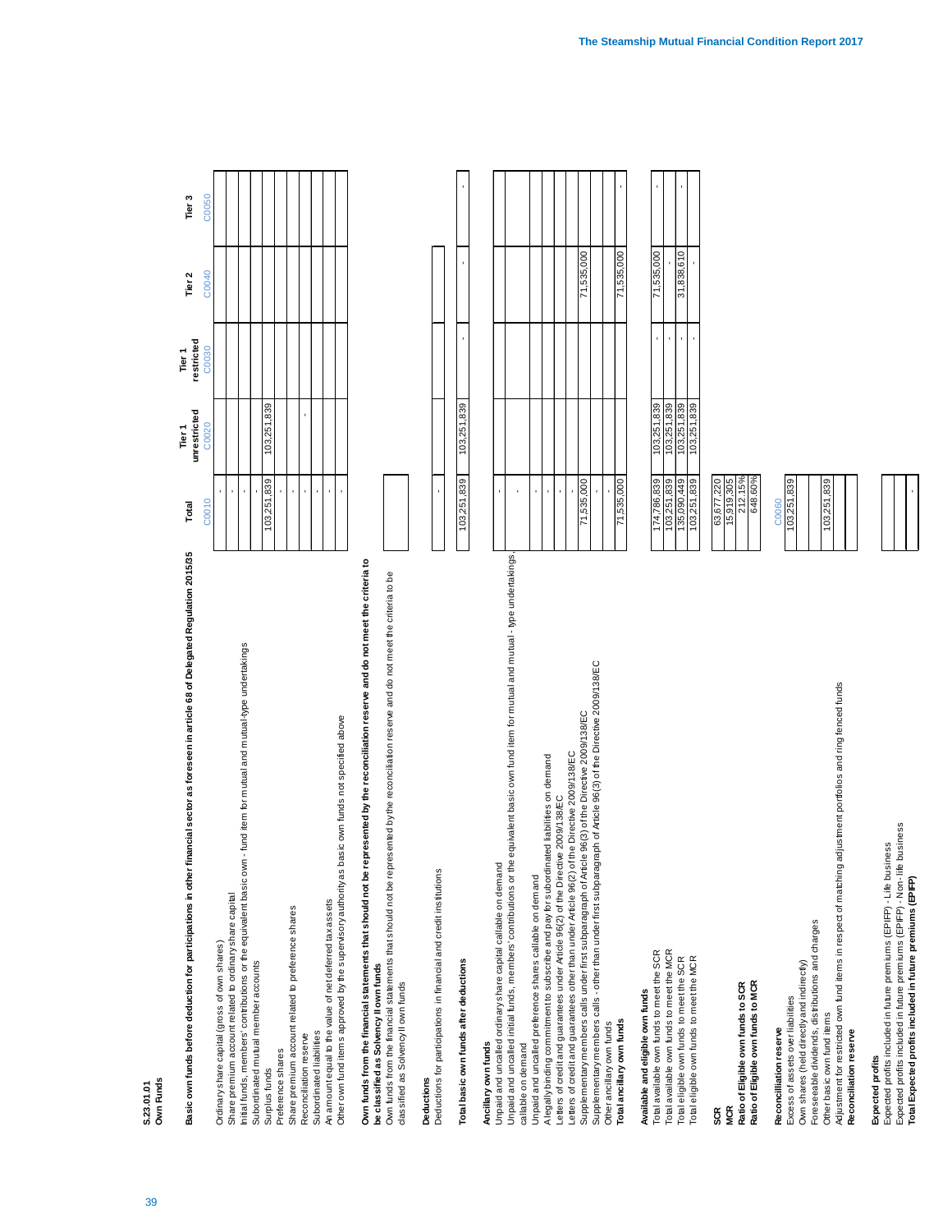**S.23.01.01**
**Own Funds**

| | Total | Tier 1 unrestricted | Tier 1 restricted | Tier 2 | Tier 3 |
|---|---|---|---|---|---|
| | C0010 | C0020 | C0030 | C0040 | C0050 |
| **Basic own funds before deduction for participations in other financial sector as foreseen in article 68 of Delegated Regulation 2015/35** | | | | | |
| Ordinary share capital (gross of own shares) | - | | | | |
| Share premium account related to ordinary share capital | - | | | | |
| Initial funds, members' contributions or the equivalent basic own - fund item for mutual and mutual-type undertakings | - | | | | |
| Subordinated mutual member accounts | - | | | | |
| Surplus funds | 103,251,839 | 103,251,839 | | | |
| Preference shares | - | | | | |
| Share premium account related to preference shares | - | | | | |
| Reconciliation reserve | - | - | | | |
| Subordinated liabilities | - | | | | |
| An amount equal to the value of net deferred tax assets | - | | | | |
| Other own fund items approved by the supervisory authority as basic own funds not specified above | - | | | | |
| **Own funds from the financial statements that should not be represented by the reconciliation reserve and do not meet the criteria to be classified as Solvency II own funds** | | | | | |
| Own funds from the financial statements that should not be represented by the reconciliation reserve and do not meet the criteria to be classified as Solvency II own funds | | | | | |
| **Deductions** | | | | | |
| Deductions for participations in financial and credit institutions | - | | | | |
| **Total basic own funds after deductions** | 103,251,839 | 103,251,839 | - | - | - |
| **Ancillary own funds** | | | | | |
| Unpaid and uncalled ordinary share capital callable on demand | - | | | | |
| Unpaid and uncalled initial funds, members' contributions or the equivalent basic own fund item for mutual and mutual - type undertakings, callable on demand | - | | | | |
| Unpaid and uncalled preference shares callable on demand | - | | | | |
| A legally binding commitment to subscribe and pay for subordinated liabilities on demand | - | | | | |
| Letters of credit and guarantees under Article 96(2) of the Directive 2009/138/EC | - | | | | |
| Letters of credit and guarantees other than under Article 96(2) of the Directive 2009/138/EC | - | | | | |
| Supplementary members calls under first subparagraph of Article 96(3) of the Directive 2009/138/EC | 71,535,000 | | | 71,535,000 | |
| Supplementary members calls - other than under first subparagraph of Article 96(3) of the Directive 2009/138/EC | - | | | | |
| Other ancillary own funds | - | | | | |
| **Total ancillary own funds** | 71,535,000 | | | 71,535,000 | - |
| **Available and eligible own funds** | | | | | |
| Total available own funds to meet the SCR | 174,786,839 | 103,251,839 | - | 71,535,000 | - |
| Total available own funds to meet the MCR | 103,251,839 | 103,251,839 | - | - | |
| Total eligible own funds to meet the SCR | 135,090,449 | 103,251,839 | - | 31,838,610 | - |
| Total eligible own funds to meet the MCR | 103,251,839 | 103,251,839 | - | - | |
| **SCR** | 63,677,220 | | | | |
| **MCR** | 15,919,305 | | | | |
| **Ratio of Eligible own funds to SCR** | 212.15% | | | | |
| **Ratio of Eligible own funds to MCR** | 648.60% | | | | |

| | C0060 |
|---|---|
| **Reconciliation reserve** | |
| Excess of assets over liabilities | 103,251,839 |
| Own shares (held directly and indirectly) | |
| Foreseeable dividends, distributions and charges | |
| Other basic own fund items | 103,251,839 |
| Adjustment for restricted own fund items in respect of matching adjustment portfolios and ring fenced funds | |
| **Reconciliation reserve** | |
| **Expected profits** | |
| Expected profits included in future premiums (EPIFP) - Life business | |
| Expected profits included in future premiums (EPIFP) - Non- life business | |
| **Total Expected profits included in future premiums (EPIFP)** | - |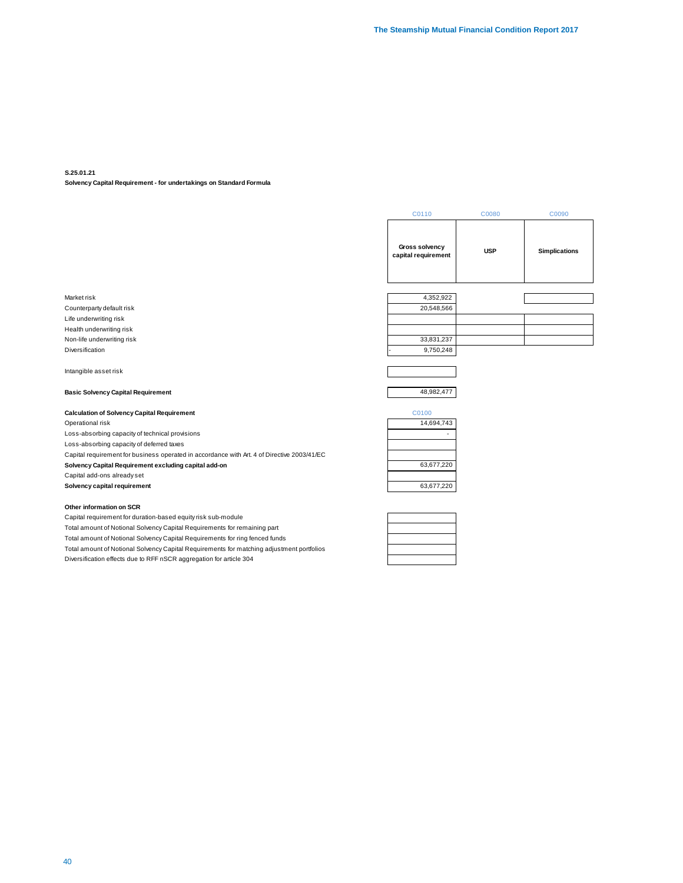**S.25.01.21**

**Solvency Capital Requirement - for undertakings on Standard Formula**

| | C0110 | C0080 | C0090 |
|---|---|---|---|
| | **Gross solvency capital requirement** | **USP** | **Simplications** |
| Market risk | 4,352,922 | | |
| Counterparty default risk | 20,548,566 | | |
| Life underwriting risk | | | |
| Health underwriting risk | | | |
| Non-life underwriting risk | 33,831,237 | | |
| Diversification | - 9,750,248 | | |
| Intangible asset risk | | | |
| **Basic Solvency Capital Requirement** | 48,982,477 | | |

| **Calculation of Solvency Capital Requirement** | C0100 |
|---|---|
| Operational risk | 14,694,743 |
| Loss-absorbing capacity of technical provisions | - |
| Loss-absorbing capacity of deferred taxes | |
| Capital requirement for business operated in accordance with Art. 4 of Directive 2003/41/EC | |
| **Solvency Capital Requirement excluding capital add-on** | 63,677,220 |
| Capital add-ons already set | |
| **Solvency capital requirement** | 63,677,220 |

| **Other information on SCR** | |
|---|---|
| Capital requirement for duration-based equity risk sub-module | |
| Total amount of Notional Solvency Capital Requirements for remaining part | |
| Total amount of Notional Solvency Capital Requirements for ring fenced funds | |
| Total amount of Notional Solvency Capital Requirements for matching adjustment portfolios | |
| Diversification effects due to RFF nSCR aggregation for article 304 | |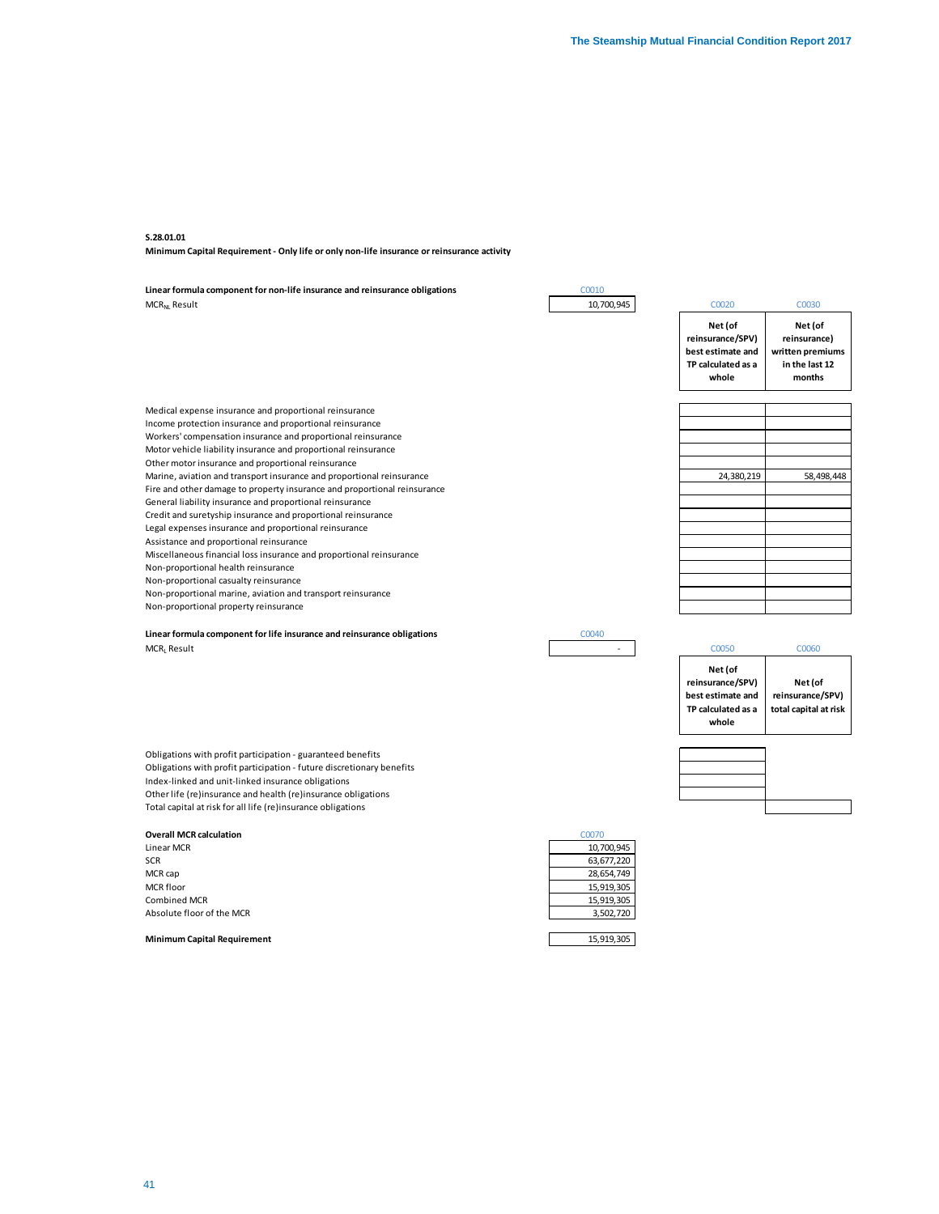**S.28.01.01**

**Minimum Capital Requirement - Only life or only non-life insurance or reinsurance activity**

**Linear formula component for non-life insurance and reinsurance obligations**

| | C0010 |
|---|---|
| $MCR_{NL}$ Result | 10,700,945 |

| | C0020 | C0030 |
|---|---|---|
| | Net (of reinsurance/SPV) best estimate and TP calculated as a whole | Net (of reinsurance) written premiums in the last 12 months |
| Medical expense insurance and proportional reinsurance | | |
| Income protection insurance and proportional reinsurance | | |
| Workers' compensation insurance and proportional reinsurance | | |
| Motor vehicle liability insurance and proportional reinsurance | | |
| Other motor insurance and proportional reinsurance | | |
| Marine, aviation and transport insurance and proportional reinsurance | 24,380,219 | 58,498,448 |
| Fire and other damage to property insurance and proportional reinsurance | | |
| General liability insurance and proportional reinsurance | | |
| Credit and suretyship insurance and proportional reinsurance | | |
| Legal expenses insurance and proportional reinsurance | | |
| Assistance and proportional reinsurance | | |
| Miscellaneous financial loss insurance and proportional reinsurance | | |
| Non-proportional health reinsurance | | |
| Non-proportional casualty reinsurance | | |
| Non-proportional marine, aviation and transport reinsurance | | |
| Non-proportional property reinsurance | | |

**Linear formula component for life insurance and reinsurance obligations**

| | C0040 |
|---|---|
| $MCR_L$ Result | - |

| | C0050 | C0060 |
|---|---|---|
| | Net (of reinsurance/SPV) best estimate and TP calculated as a whole | Net (of reinsurance/SPV) total capital at risk |
| Obligations with profit participation - guaranteed benefits | | |
| Obligations with profit participation - future discretionary benefits | | |
| Index-linked and unit-linked insurance obligations | | |
| Other life (re)insurance and health (re)insurance obligations | | |
| Total capital at risk for all life (re)insurance obligations | | |

**Overall MCR calculation**

| | C0070 |
|---|---|
| Linear MCR | 10,700,945 |
| SCR | 63,677,220 |
| MCR cap | 28,654,749 |
| MCR floor | 15,919,305 |
| Combined MCR | 15,919,305 |
| Absolute floor of the MCR | 3,502,720 |
| **Minimum Capital Requirement** | 15,919,305 |